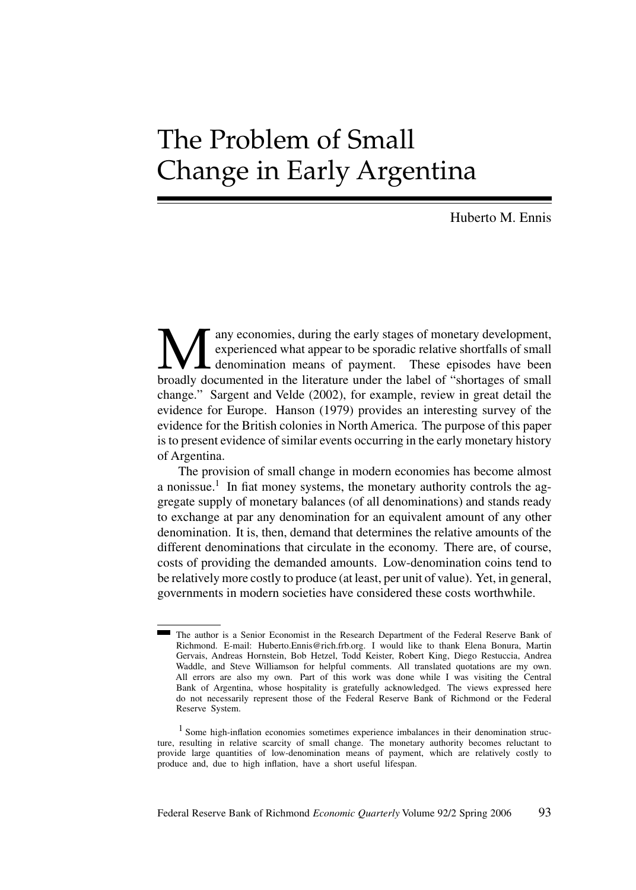# The Problem of Small Change in Early Argentina

Huberto M. Ennis

Many economies, during the early stages of monetary development, experienced what appear to be sporadic relative shortfalls of small denomination means of payment. These episodes have been broadly documented in the literature under the label of "shortages of small change." Sargent and Velde (2002), for example, review in great detail the evidence for Europe. Hanson (1979) provides an interesting survey of the evidence for the British colonies in North America. The purpose of this paper is to present evidence of similar events occurring in the early monetary history of Argentina.

The provision of small change in modern economies has become almost a nonissue.[1] In fiat money systems, the monetary authority controls the aggregate supply of monetary balances (of all denominations) and stands ready to exchange at par any denomination for an equivalent amount of any other denomination. It is, then, demand that determines the relative amounts of the different denominations that circulate in the economy. There are, of course, costs of providing the demanded amounts. Low-denomination coins tend to be relatively more costly to produce (at least, per unit of value). Yet, in general, governments in modern societies have considered these costs worthwhile.

---

The author is a Senior Economist in the Research Department of the Federal Reserve Bank of Richmond. E-mail: Huberto.Ennis@rich.frb.org. I would like to thank Elena Bonura, Martin Gervais, Andreas Hornstein, Bob Hetzel, Todd Keister, Robert King, Diego Restuccia, Andrea Waddle, and Steve Williamson for helpful comments. All translated quotations are my own. All errors are also my own. Part of this work was done while I was visiting the Central Bank of Argentina, whose hospitality is gratefully acknowledged. The views expressed here do not necessarily represent those of the Federal Reserve Bank of Richmond or the Federal Reserve System.

[1] Some high-inflation economies sometimes experience imbalances in their denomination structure, resulting in relative scarcity of small change. The monetary authority becomes reluctant to provide large quantities of low-denomination means of payment, which are relatively costly to produce and, due to high inflation, have a short useful lifespan.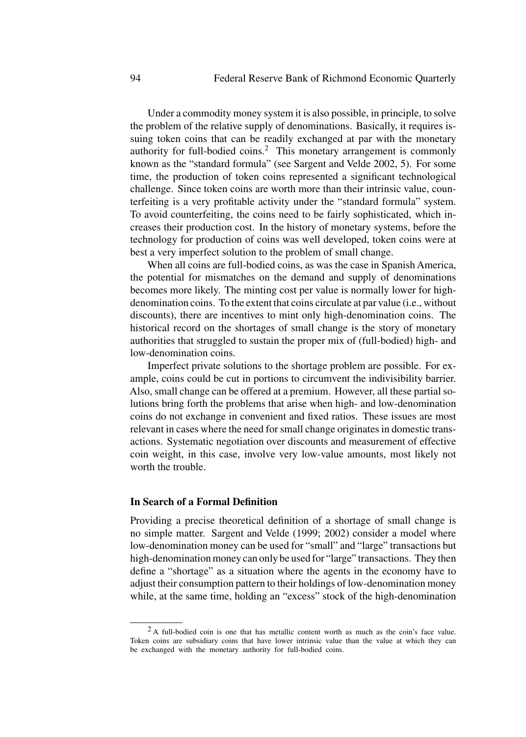Under a commodity money system it is also possible, in principle, to solve the problem of the relative supply of denominations. Basically, it requires issuing token coins that can be readily exchanged at par with the monetary authority for full-bodied coins.[2] This monetary arrangement is commonly known as the "standard formula" (see Sargent and Velde 2002, 5). For some time, the production of token coins represented a significant technological challenge. Since token coins are worth more than their intrinsic value, counterfeiting is a very profitable activity under the "standard formula" system. To avoid counterfeiting, the coins need to be fairly sophisticated, which increases their production cost. In the history of monetary systems, before the technology for production of coins was well developed, token coins were at best a very imperfect solution to the problem of small change.

When all coins are full-bodied coins, as was the case in Spanish America, the potential for mismatches on the demand and supply of denominations becomes more likely. The minting cost per value is normally lower for high-denomination coins. To the extent that coins circulate at par value (i.e., without discounts), there are incentives to mint only high-denomination coins. The historical record on the shortages of small change is the story of monetary authorities that struggled to sustain the proper mix of (full-bodied) high- and low-denomination coins.

Imperfect private solutions to the shortage problem are possible. For example, coins could be cut in portions to circumvent the indivisibility barrier. Also, small change can be offered at a premium. However, all these partial solutions bring forth the problems that arise when high- and low-denomination coins do not exchange in convenient and fixed ratios. These issues are most relevant in cases where the need for small change originates in domestic transactions. Systematic negotiation over discounts and measurement of effective coin weight, in this case, involve very low-value amounts, most likely not worth the trouble.

### In Search of a Formal Definition

Providing a precise theoretical definition of a shortage of small change is no simple matter. Sargent and Velde (1999; 2002) consider a model where low-denomination money can be used for "small" and "large" transactions but high-denomination money can only be used for "large" transactions. They then define a "shortage" as a situation where the agents in the economy have to adjust their consumption pattern to their holdings of low-denomination money while, at the same time, holding an "excess" stock of the high-denomination

[2] A full-bodied coin is one that has metallic content worth as much as the coin's face value. Token coins are subsidiary coins that have lower intrinsic value than the value at which they can be exchanged with the monetary authority for full-bodied coins.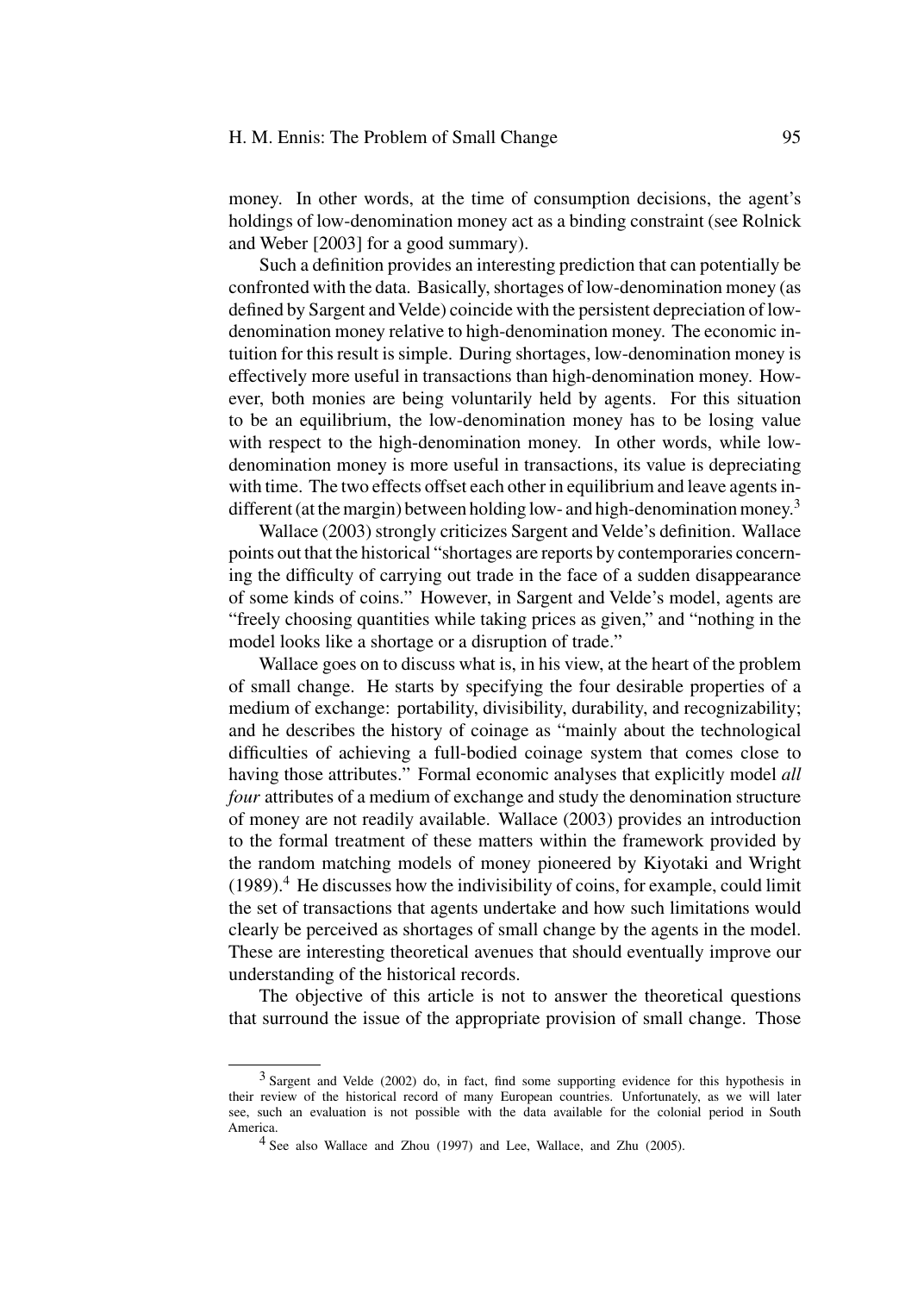money. In other words, at the time of consumption decisions, the agent's holdings of low-denomination money act as a binding constraint (see Rolnick and Weber [2003] for a good summary).

Such a definition provides an interesting prediction that can potentially be confronted with the data. Basically, shortages of low-denomination money (as defined by Sargent and Velde) coincide with the persistent depreciation of low-denomination money relative to high-denomination money. The economic intuition for this result is simple. During shortages, low-denomination money is effectively more useful in transactions than high-denomination money. However, both monies are being voluntarily held by agents. For this situation to be an equilibrium, the low-denomination money has to be losing value with respect to the high-denomination money. In other words, while low-denomination money is more useful in transactions, its value is depreciating with time. The two effects offset each other in equilibrium and leave agents indifferent (at the margin) between holding low- and high-denomination money.[3]

Wallace (2003) strongly criticizes Sargent and Velde's definition. Wallace points out that the historical "shortages are reports by contemporaries concerning the difficulty of carrying out trade in the face of a sudden disappearance of some kinds of coins." However, in Sargent and Velde's model, agents are "freely choosing quantities while taking prices as given," and "nothing in the model looks like a shortage or a disruption of trade."

Wallace goes on to discuss what is, in his view, at the heart of the problem of small change. He starts by specifying the four desirable properties of a medium of exchange: portability, divisibility, durability, and recognizability; and he describes the history of coinage as "mainly about the technological difficulties of achieving a full-bodied coinage system that comes close to having those attributes." Formal economic analyses that explicitly model *all four* attributes of a medium of exchange and study the denomination structure of money are not readily available. Wallace (2003) provides an introduction to the formal treatment of these matters within the framework provided by the random matching models of money pioneered by Kiyotaki and Wright (1989).[4] He discusses how the indivisibility of coins, for example, could limit the set of transactions that agents undertake and how such limitations would clearly be perceived as shortages of small change by the agents in the model. These are interesting theoretical avenues that should eventually improve our understanding of the historical records.

The objective of this article is not to answer the theoretical questions that surround the issue of the appropriate provision of small change. Those

---

[3] Sargent and Velde (2002) do, in fact, find some supporting evidence for this hypothesis in their review of the historical record of many European countries. Unfortunately, as we will later see, such an evaluation is not possible with the data available for the colonial period in South America.

[4] See also Wallace and Zhou (1997) and Lee, Wallace, and Zhu (2005).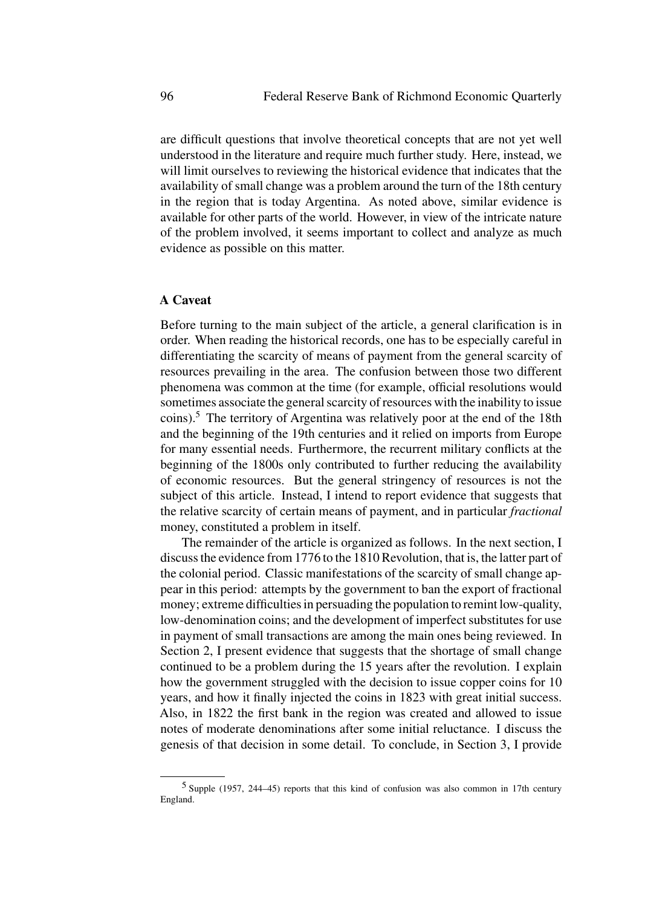are difficult questions that involve theoretical concepts that are not yet well understood in the literature and require much further study. Here, instead, we will limit ourselves to reviewing the historical evidence that indicates that the availability of small change was a problem around the turn of the 18th century in the region that is today Argentina. As noted above, similar evidence is available for other parts of the world. However, in view of the intricate nature of the problem involved, it seems important to collect and analyze as much evidence as possible on this matter.

### A Caveat

Before turning to the main subject of the article, a general clarification is in order. When reading the historical records, one has to be especially careful in differentiating the scarcity of means of payment from the general scarcity of resources prevailing in the area. The confusion between those two different phenomena was common at the time (for example, official resolutions would sometimes associate the general scarcity of resources with the inability to issue coins).[5] The territory of Argentina was relatively poor at the end of the 18th and the beginning of the 19th centuries and it relied on imports from Europe for many essential needs. Furthermore, the recurrent military conflicts at the beginning of the 1800s only contributed to further reducing the availability of economic resources. But the general stringency of resources is not the subject of this article. Instead, I intend to report evidence that suggests that the relative scarcity of certain means of payment, and in particular *fractional* money, constituted a problem in itself.

The remainder of the article is organized as follows. In the next section, I discuss the evidence from 1776 to the 1810 Revolution, that is, the latter part of the colonial period. Classic manifestations of the scarcity of small change appear in this period: attempts by the government to ban the export of fractional money; extreme difficulties in persuading the population to remint low-quality, low-denomination coins; and the development of imperfect substitutes for use in payment of small transactions are among the main ones being reviewed. In Section 2, I present evidence that suggests that the shortage of small change continued to be a problem during the 15 years after the revolution. I explain how the government struggled with the decision to issue copper coins for 10 years, and how it finally injected the coins in 1823 with great initial success. Also, in 1822 the first bank in the region was created and allowed to issue notes of moderate denominations after some initial reluctance. I discuss the genesis of that decision in some detail. To conclude, in Section 3, I provide

[5] Supple (1957, 244–45) reports that this kind of confusion was also common in 17th century England.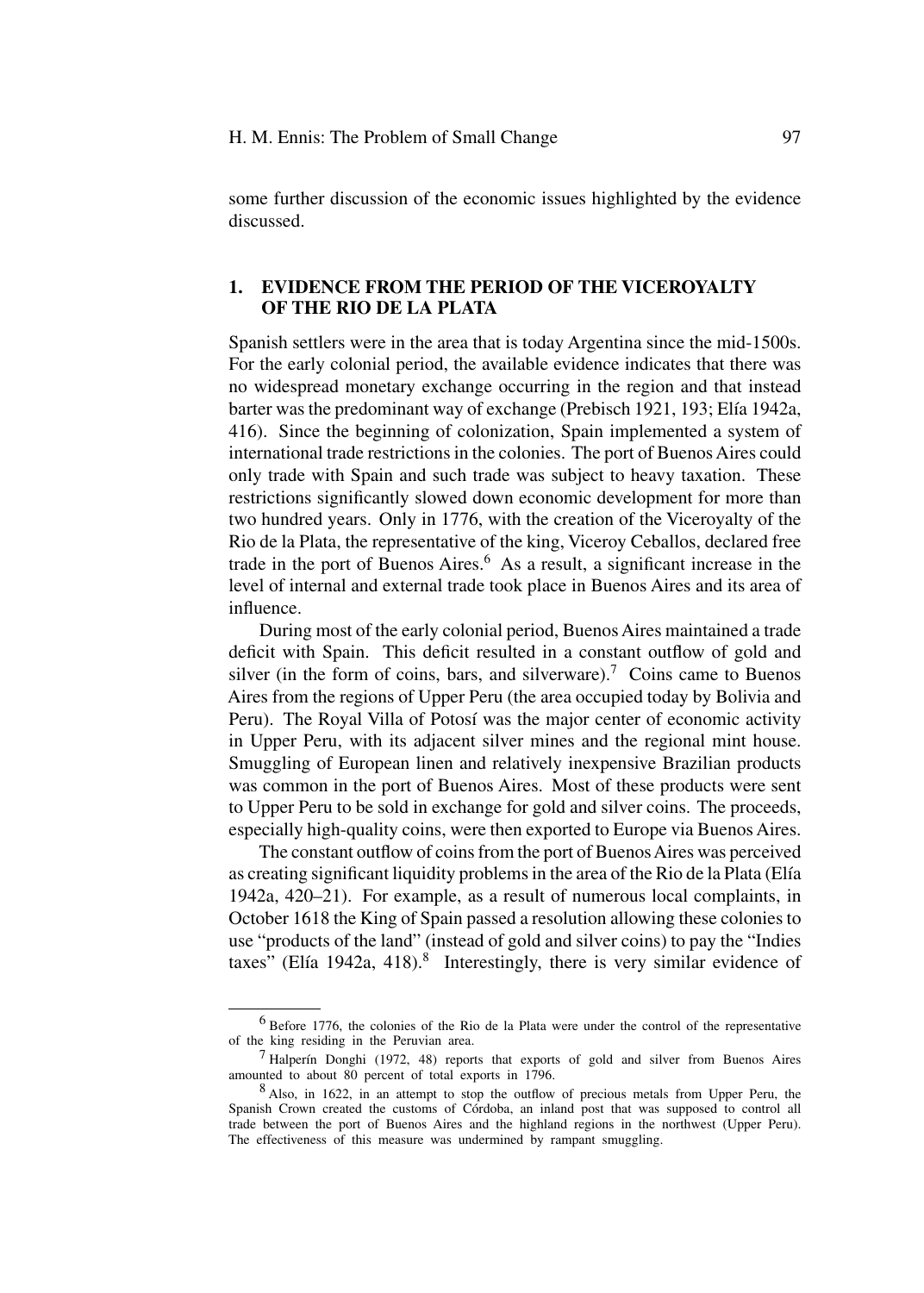some further discussion of the economic issues highlighted by the evidence discussed.

## 1. EVIDENCE FROM THE PERIOD OF THE VICEROYALTY OF THE RIO DE LA PLATA

Spanish settlers were in the area that is today Argentina since the mid-1500s. For the early colonial period, the available evidence indicates that there was no widespread monetary exchange occurring in the region and that instead barter was the predominant way of exchange (Prebisch 1921, 193; Elía 1942a, 416). Since the beginning of colonization, Spain implemented a system of international trade restrictions in the colonies. The port of Buenos Aires could only trade with Spain and such trade was subject to heavy taxation. These restrictions significantly slowed down economic development for more than two hundred years. Only in 1776, with the creation of the Viceroyalty of the Rio de la Plata, the representative of the king, Viceroy Ceballos, declared free trade in the port of Buenos Aires.[6] As a result, a significant increase in the level of internal and external trade took place in Buenos Aires and its area of influence.

During most of the early colonial period, Buenos Aires maintained a trade deficit with Spain. This deficit resulted in a constant outflow of gold and silver (in the form of coins, bars, and silverware).[7] Coins came to Buenos Aires from the regions of Upper Peru (the area occupied today by Bolivia and Peru). The Royal Villa of Potosí was the major center of economic activity in Upper Peru, with its adjacent silver mines and the regional mint house. Smuggling of European linen and relatively inexpensive Brazilian products was common in the port of Buenos Aires. Most of these products were sent to Upper Peru to be sold in exchange for gold and silver coins. The proceeds, especially high-quality coins, were then exported to Europe via Buenos Aires.

The constant outflow of coins from the port of Buenos Aires was perceived as creating significant liquidity problems in the area of the Rio de la Plata (Elía 1942a, 420–21). For example, as a result of numerous local complaints, in October 1618 the King of Spain passed a resolution allowing these colonies to use "products of the land" (instead of gold and silver coins) to pay the "Indies taxes" (Elía 1942a, 418).[8] Interestingly, there is very similar evidence of

[6] Before 1776, the colonies of the Rio de la Plata were under the control of the representative of the king residing in the Peruvian area.

[7] Halperín Donghi (1972, 48) reports that exports of gold and silver from Buenos Aires amounted to about 80 percent of total exports in 1796.

[8] Also, in 1622, in an attempt to stop the outflow of precious metals from Upper Peru, the Spanish Crown created the customs of Córdoba, an inland post that was supposed to control all trade between the port of Buenos Aires and the highland regions in the northwest (Upper Peru). The effectiveness of this measure was undermined by rampant smuggling.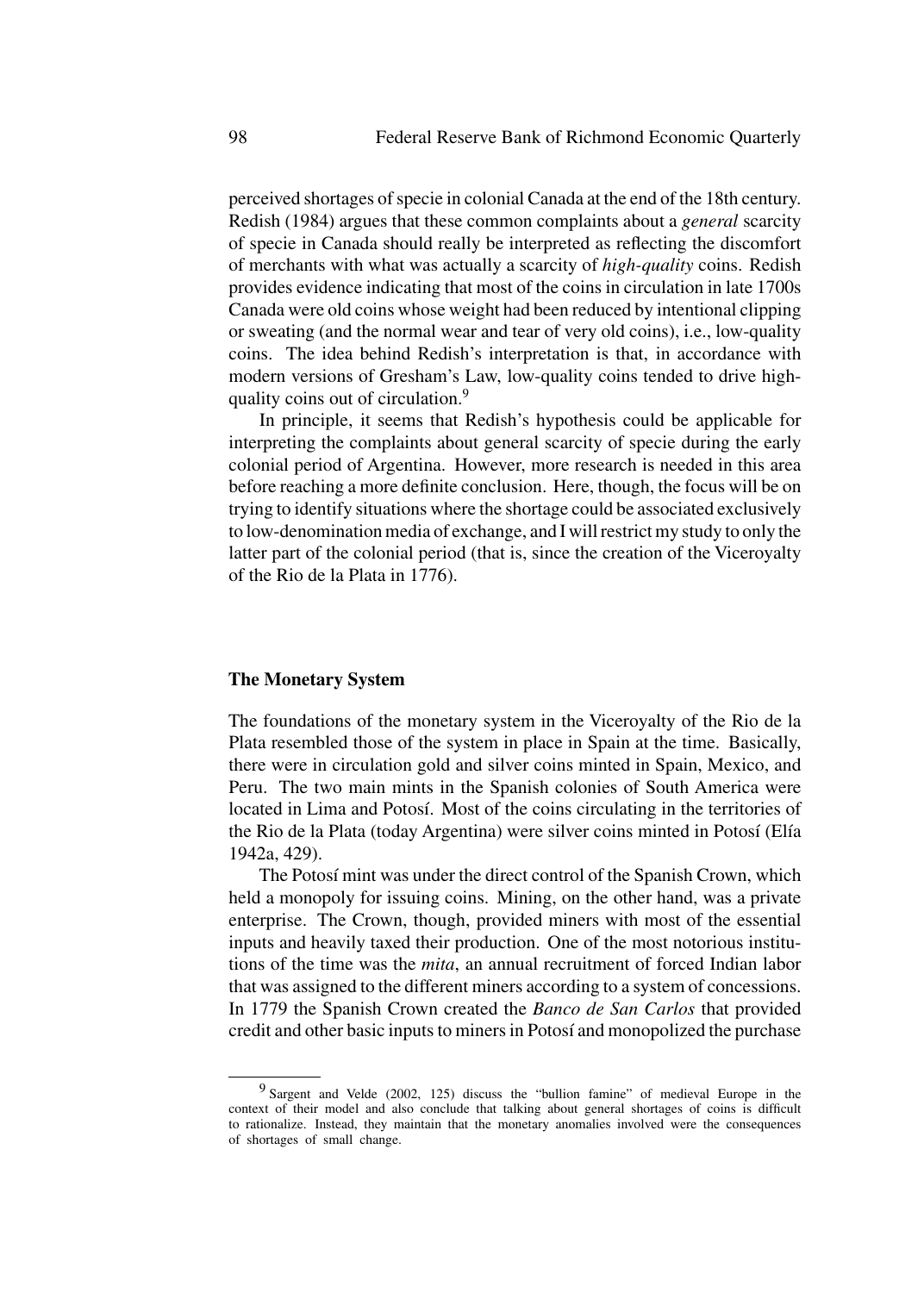perceived shortages of specie in colonial Canada at the end of the 18th century. Redish (1984) argues that these common complaints about a *general* scarcity of specie in Canada should really be interpreted as reflecting the discomfort of merchants with what was actually a scarcity of *high-quality* coins. Redish provides evidence indicating that most of the coins in circulation in late 1700s Canada were old coins whose weight had been reduced by intentional clipping or sweating (and the normal wear and tear of very old coins), i.e., low-quality coins. The idea behind Redish's interpretation is that, in accordance with modern versions of Gresham's Law, low-quality coins tended to drive high-quality coins out of circulation.[9]

In principle, it seems that Redish's hypothesis could be applicable for interpreting the complaints about general scarcity of specie during the early colonial period of Argentina. However, more research is needed in this area before reaching a more definite conclusion. Here, though, the focus will be on trying to identify situations where the shortage could be associated exclusively to low-denomination media of exchange, and I will restrict my study to only the latter part of the colonial period (that is, since the creation of the Viceroyalty of the Rio de la Plata in 1776).

## The Monetary System

The foundations of the monetary system in the Viceroyalty of the Rio de la Plata resembled those of the system in place in Spain at the time. Basically, there were in circulation gold and silver coins minted in Spain, Mexico, and Peru. The two main mints in the Spanish colonies of South America were located in Lima and Potosí. Most of the coins circulating in the territories of the Rio de la Plata (today Argentina) were silver coins minted in Potosí (Elía 1942a, 429).

The Potosí mint was under the direct control of the Spanish Crown, which held a monopoly for issuing coins. Mining, on the other hand, was a private enterprise. The Crown, though, provided miners with most of the essential inputs and heavily taxed their production. One of the most notorious institutions of the time was the *mita*, an annual recruitment of forced Indian labor that was assigned to the different miners according to a system of concessions. In 1779 the Spanish Crown created the *Banco de San Carlos* that provided credit and other basic inputs to miners in Potosí and monopolized the purchase

[9] Sargent and Velde (2002, 125) discuss the "bullion famine" of medieval Europe in the context of their model and also conclude that talking about general shortages of coins is difficult to rationalize. Instead, they maintain that the monetary anomalies involved were the consequences of shortages of small change.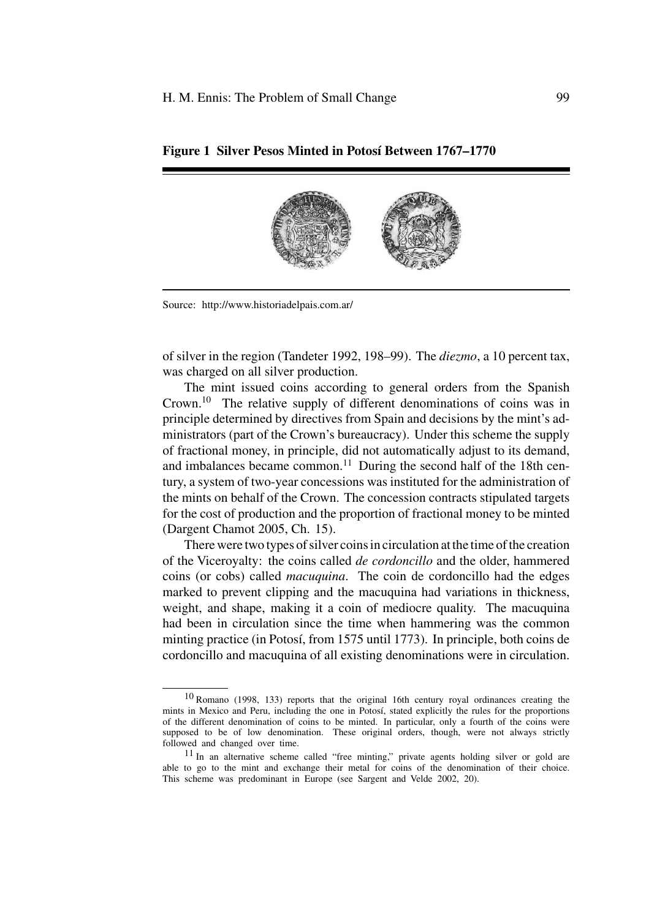**Figure 1 Silver Pesos Minted in Potosí Between 1767–1770**

Source: http://www.historiadelpais.com.ar/

of silver in the region (Tandeter 1992, 198–99). The *diezmo*, a 10 percent tax, was charged on all silver production.

The mint issued coins according to general orders from the Spanish Crown.[10] The relative supply of different denominations of coins was in principle determined by directives from Spain and decisions by the mint's administrators (part of the Crown's bureaucracy). Under this scheme the supply of fractional money, in principle, did not automatically adjust to its demand, and imbalances became common.[11] During the second half of the 18th century, a system of two-year concessions was instituted for the administration of the mints on behalf of the Crown. The concession contracts stipulated targets for the cost of production and the proportion of fractional money to be minted (Dargent Chamot 2005, Ch. 15).

There were two types of silver coins in circulation at the time of the creation of the Viceroyalty: the coins called *de cordoncillo* and the older, hammered coins (or cobs) called *macuquina*. The coin de cordoncillo had the edges marked to prevent clipping and the macuquina had variations in thickness, weight, and shape, making it a coin of mediocre quality. The macuquina had been in circulation since the time when hammering was the common minting practice (in Potosí, from 1575 until 1773). In principle, both coins de cordoncillo and macuquina of all existing denominations were in circulation.

---

[10] Romano (1998, 133) reports that the original 16th century royal ordinances creating the mints in Mexico and Peru, including the one in Potosí, stated explicitly the rules for the proportions of the different denomination of coins to be minted. In particular, only a fourth of the coins were supposed to be of low denomination. These original orders, though, were not always strictly followed and changed over time.

[11] In an alternative scheme called "free minting," private agents holding silver or gold are able to go to the mint and exchange their metal for coins of the denomination of their choice. This scheme was predominant in Europe (see Sargent and Velde 2002, 20).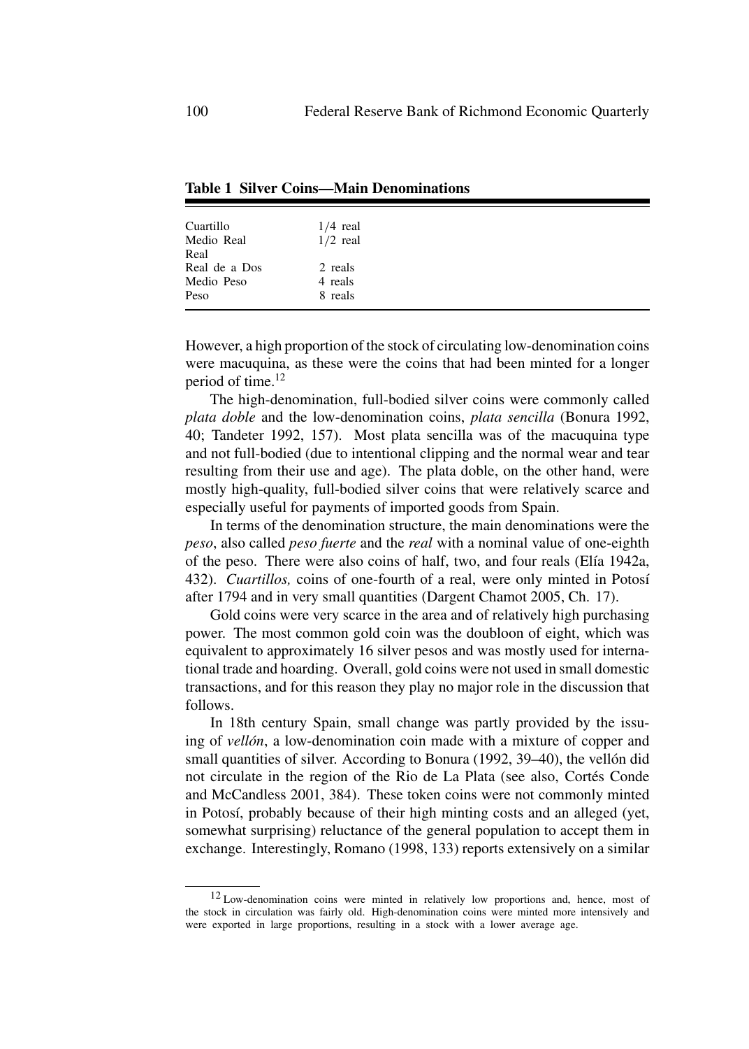**Table 1 Silver Coins—Main Denominations**

| | |
|---|---|
| Cuartillo | 1/4 real |
| Medio Real | 1/2 real |
| Real | |
| Real de a Dos | 2 reals |
| Medio Peso | 4 reals |
| Peso | 8 reals |

However, a high proportion of the stock of circulating low-denomination coins were macuquina, as these were the coins that had been minted for a longer period of time.[12]

The high-denomination, full-bodied silver coins were commonly called *plata doble* and the low-denomination coins, *plata sencilla* (Bonura 1992, 40; Tandeter 1992, 157). Most plata sencilla was of the macuquina type and not full-bodied (due to intentional clipping and the normal wear and tear resulting from their use and age). The plata doble, on the other hand, were mostly high-quality, full-bodied silver coins that were relatively scarce and especially useful for payments of imported goods from Spain.

In terms of the denomination structure, the main denominations were the *peso*, also called *peso fuerte* and the *real* with a nominal value of one-eighth of the peso. There were also coins of half, two, and four reals (Elía 1942a, 432). *Cuartillos,* coins of one-fourth of a real, were only minted in Potosí after 1794 and in very small quantities (Dargent Chamot 2005, Ch. 17).

Gold coins were very scarce in the area and of relatively high purchasing power. The most common gold coin was the doubloon of eight, which was equivalent to approximately 16 silver pesos and was mostly used for international trade and hoarding. Overall, gold coins were not used in small domestic transactions, and for this reason they play no major role in the discussion that follows.

In 18th century Spain, small change was partly provided by the issuing of *vellón*, a low-denomination coin made with a mixture of copper and small quantities of silver. According to Bonura (1992, 39–40), the vellón did not circulate in the region of the Rio de La Plata (see also, Cortés Conde and McCandless 2001, 384). These token coins were not commonly minted in Potosí, probably because of their high minting costs and an alleged (yet, somewhat surprising) reluctance of the general population to accept them in exchange. Interestingly, Romano (1998, 133) reports extensively on a similar

[12] Low-denomination coins were minted in relatively low proportions and, hence, most of the stock in circulation was fairly old. High-denomination coins were minted more intensively and were exported in large proportions, resulting in a stock with a lower average age.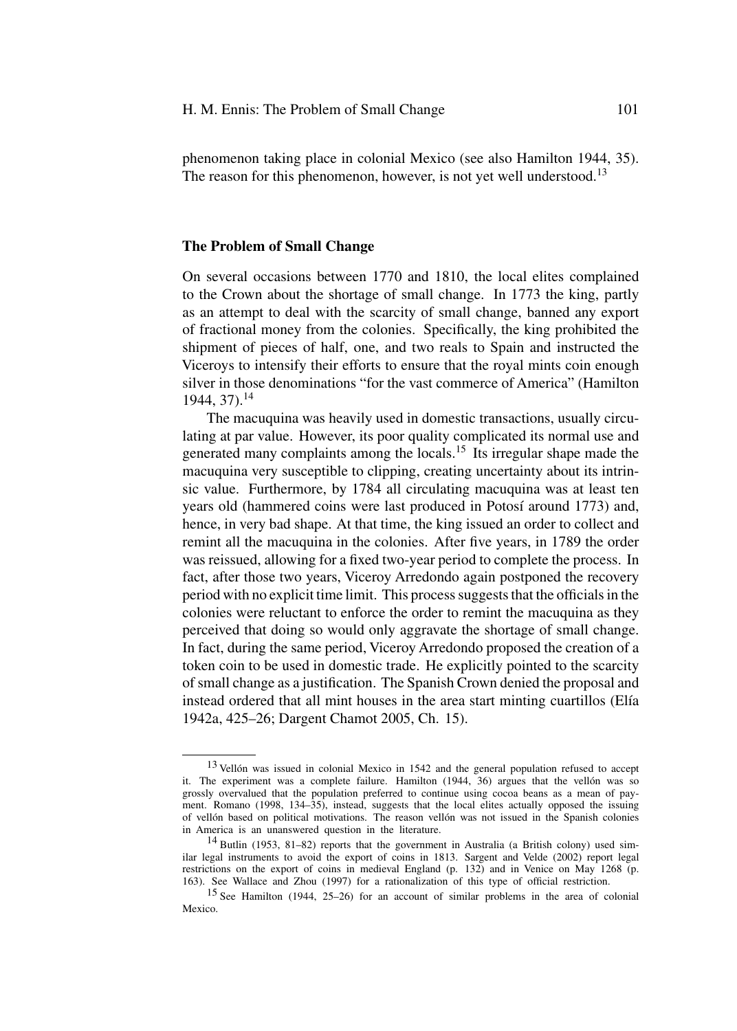phenomenon taking place in colonial Mexico (see also Hamilton 1944, 35). The reason for this phenomenon, however, is not yet well understood.[13]

## The Problem of Small Change

On several occasions between 1770 and 1810, the local elites complained to the Crown about the shortage of small change. In 1773 the king, partly as an attempt to deal with the scarcity of small change, banned any export of fractional money from the colonies. Specifically, the king prohibited the shipment of pieces of half, one, and two reals to Spain and instructed the Viceroys to intensify their efforts to ensure that the royal mints coin enough silver in those denominations "for the vast commerce of America" (Hamilton 1944, 37).[14]

The macuquina was heavily used in domestic transactions, usually circulating at par value. However, its poor quality complicated its normal use and generated many complaints among the locals.[15] Its irregular shape made the macuquina very susceptible to clipping, creating uncertainty about its intrinsic value. Furthermore, by 1784 all circulating macuquina was at least ten years old (hammered coins were last produced in Potosí around 1773) and, hence, in very bad shape. At that time, the king issued an order to collect and remint all the macuquina in the colonies. After five years, in 1789 the order was reissued, allowing for a fixed two-year period to complete the process. In fact, after those two years, Viceroy Arredondo again postponed the recovery period with no explicit time limit. This process suggests that the officials in the colonies were reluctant to enforce the order to remint the macuquina as they perceived that doing so would only aggravate the shortage of small change. In fact, during the same period, Viceroy Arredondo proposed the creation of a token coin to be used in domestic trade. He explicitly pointed to the scarcity of small change as a justification. The Spanish Crown denied the proposal and instead ordered that all mint houses in the area start minting cuartillos (Elía 1942a, 425–26; Dargent Chamot 2005, Ch. 15).

---

[13] Vellón was issued in colonial Mexico in 1542 and the general population refused to accept it. The experiment was a complete failure. Hamilton (1944, 36) argues that the vellón was so grossly overvalued that the population preferred to continue using cocoa beans as a mean of payment. Romano (1998, 134–35), instead, suggests that the local elites actually opposed the issuing of vellón based on political motivations. The reason vellón was not issued in the Spanish colonies in America is an unanswered question in the literature.

[14] Butlin (1953, 81–82) reports that the government in Australia (a British colony) used similar legal instruments to avoid the export of coins in 1813. Sargent and Velde (2002) report legal restrictions on the export of coins in medieval England (p. 132) and in Venice on May 1268 (p. 163). See Wallace and Zhou (1997) for a rationalization of this type of official restriction.

[15] See Hamilton (1944, 25–26) for an account of similar problems in the area of colonial Mexico.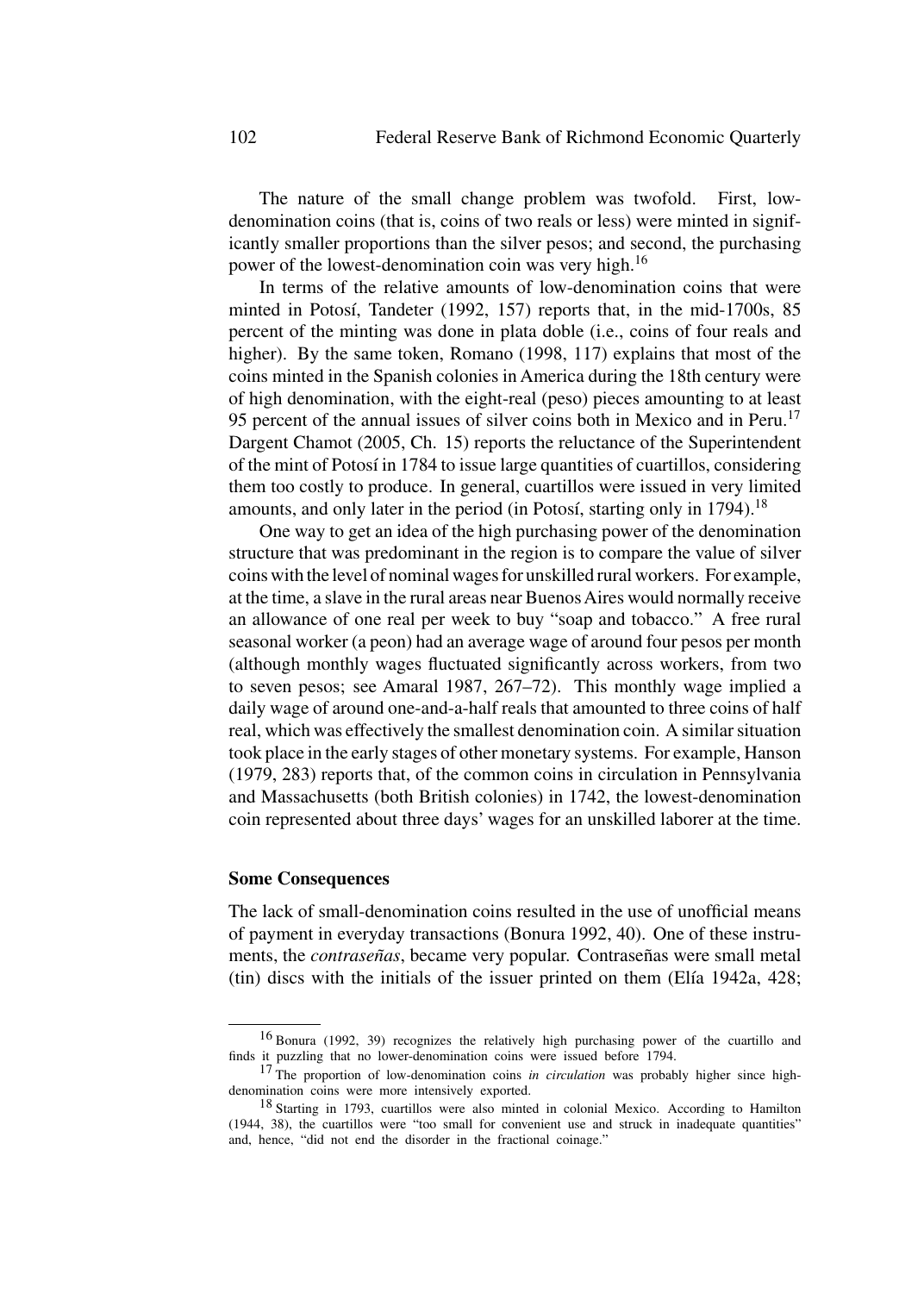The nature of the small change problem was twofold. First, low-denomination coins (that is, coins of two reals or less) were minted in significantly smaller proportions than the silver pesos; and second, the purchasing power of the lowest-denomination coin was very high.[16]

In terms of the relative amounts of low-denomination coins that were minted in Potosí, Tandeter (1992, 157) reports that, in the mid-1700s, 85 percent of the minting was done in plata doble (i.e., coins of four reals and higher). By the same token, Romano (1998, 117) explains that most of the coins minted in the Spanish colonies in America during the 18th century were of high denomination, with the eight-real (peso) pieces amounting to at least 95 percent of the annual issues of silver coins both in Mexico and in Peru.[17] Dargent Chamot (2005, Ch. 15) reports the reluctance of the Superintendent of the mint of Potosí in 1784 to issue large quantities of cuartillos, considering them too costly to produce. In general, cuartillos were issued in very limited amounts, and only later in the period (in Potosí, starting only in 1794).[18]

One way to get an idea of the high purchasing power of the denomination structure that was predominant in the region is to compare the value of silver coins with the level of nominal wages for unskilled rural workers. For example, at the time, a slave in the rural areas near Buenos Aires would normally receive an allowance of one real per week to buy "soap and tobacco." A free rural seasonal worker (a peon) had an average wage of around four pesos per month (although monthly wages fluctuated significantly across workers, from two to seven pesos; see Amaral 1987, 267–72). This monthly wage implied a daily wage of around one-and-a-half reals that amounted to three coins of half real, which was effectively the smallest denomination coin. A similar situation took place in the early stages of other monetary systems. For example, Hanson (1979, 283) reports that, of the common coins in circulation in Pennsylvania and Massachusetts (both British colonies) in 1742, the lowest-denomination coin represented about three days' wages for an unskilled laborer at the time.

### Some Consequences

The lack of small-denomination coins resulted in the use of unofficial means of payment in everyday transactions (Bonura 1992, 40). One of these instruments, the *contraseñas*, became very popular. Contraseñas were small metal (tin) discs with the initials of the issuer printed on them (Elía 1942a, 428;

---

[16] Bonura (1992, 39) recognizes the relatively high purchasing power of the cuartillo and finds it puzzling that no lower-denomination coins were issued before 1794.

[17] The proportion of low-denomination coins *in circulation* was probably higher since high-denomination coins were more intensively exported.

[18] Starting in 1793, cuartillos were also minted in colonial Mexico. According to Hamilton (1944, 38), the cuartillos were "too small for convenient use and struck in inadequate quantities" and, hence, "did not end the disorder in the fractional coinage."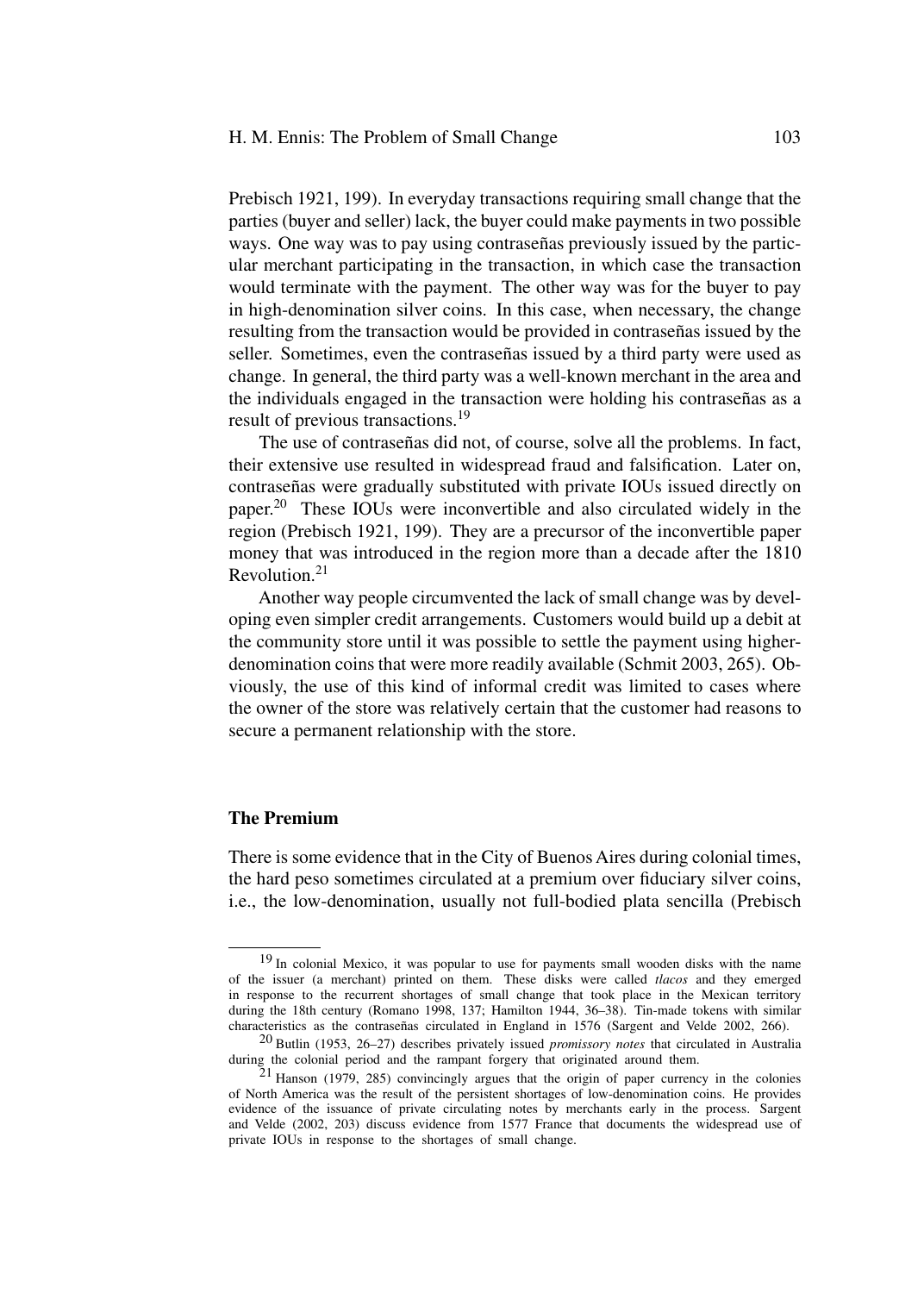Prebisch 1921, 199). In everyday transactions requiring small change that the parties (buyer and seller) lack, the buyer could make payments in two possible ways. One way was to pay using contraseñas previously issued by the particular merchant participating in the transaction, in which case the transaction would terminate with the payment. The other way was for the buyer to pay in high-denomination silver coins. In this case, when necessary, the change resulting from the transaction would be provided in contraseñas issued by the seller. Sometimes, even the contraseñas issued by a third party were used as change. In general, the third party was a well-known merchant in the area and the individuals engaged in the transaction were holding his contraseñas as a result of previous transactions.[19]

The use of contraseñas did not, of course, solve all the problems. In fact, their extensive use resulted in widespread fraud and falsification. Later on, contraseñas were gradually substituted with private IOUs issued directly on paper.[20] These IOUs were inconvertible and also circulated widely in the region (Prebisch 1921, 199). They are a precursor of the inconvertible paper money that was introduced in the region more than a decade after the 1810 Revolution.[21]

Another way people circumvented the lack of small change was by developing even simpler credit arrangements. Customers would build up a debit at the community store until it was possible to settle the payment using higher-denomination coins that were more readily available (Schmit 2003, 265). Obviously, the use of this kind of informal credit was limited to cases where the owner of the store was relatively certain that the customer had reasons to secure a permanent relationship with the store.

### The Premium

There is some evidence that in the City of Buenos Aires during colonial times, the hard peso sometimes circulated at a premium over fiduciary silver coins, i.e., the low-denomination, usually not full-bodied plata sencilla (Prebisch

---

[19] In colonial Mexico, it was popular to use for payments small wooden disks with the name of the issuer (a merchant) printed on them. These disks were called *tlacos* and they emerged in response to the recurrent shortages of small change that took place in the Mexican territory during the 18th century (Romano 1998, 137; Hamilton 1944, 36–38). Tin-made tokens with similar characteristics as the contraseñas circulated in England in 1576 (Sargent and Velde 2002, 266).

[20] Butlin (1953, 26–27) describes privately issued *promissory notes* that circulated in Australia during the colonial period and the rampant forgery that originated around them.

[21] Hanson (1979, 285) convincingly argues that the origin of paper currency in the colonies of North America was the result of the persistent shortages of low-denomination coins. He provides evidence of the issuance of private circulating notes by merchants early in the process. Sargent and Velde (2002, 203) discuss evidence from 1577 France that documents the widespread use of private IOUs in response to the shortages of small change.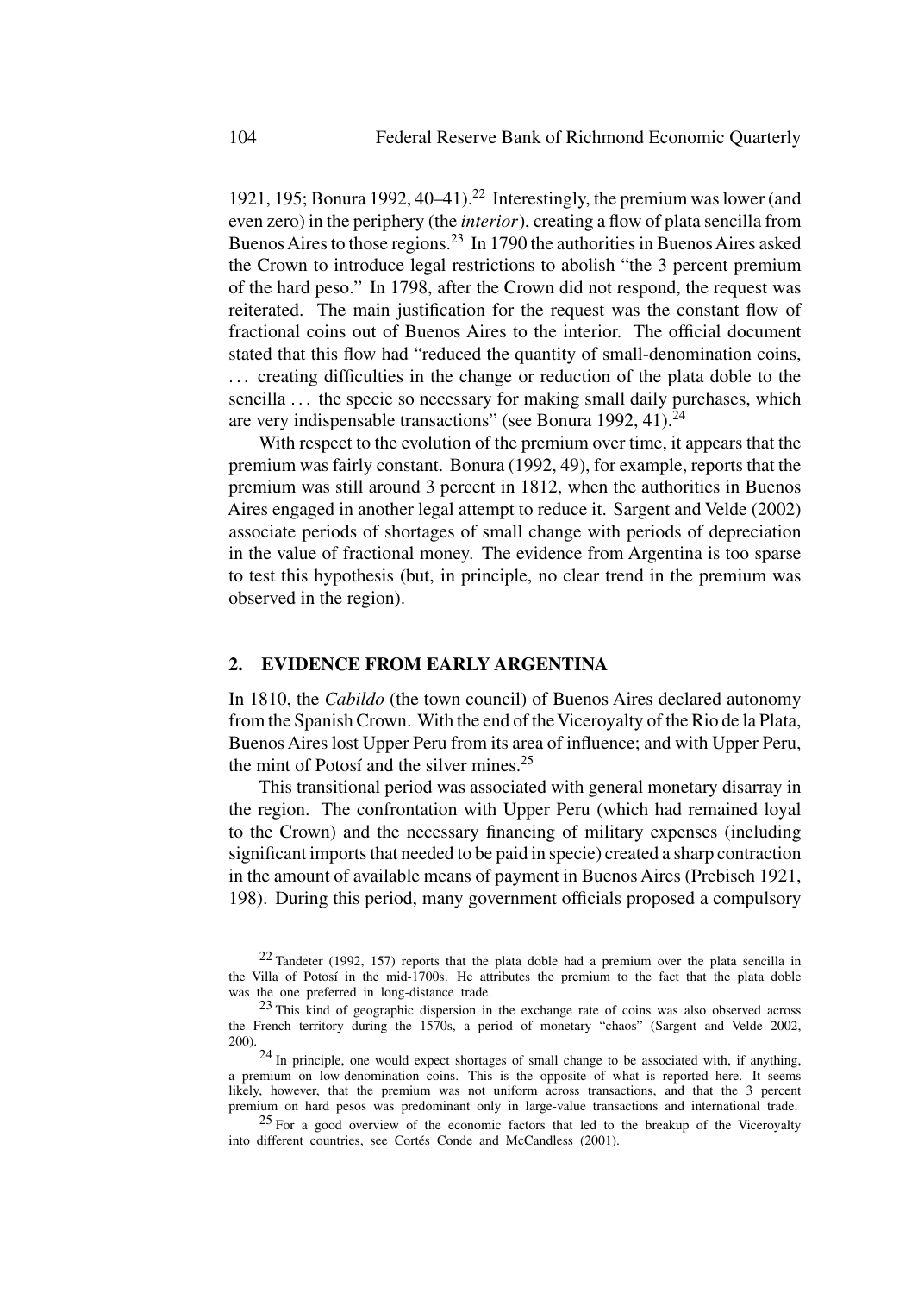1921, 195; Bonura 1992, 40–41).[22] Interestingly, the premium was lower (and even zero) in the periphery (the *interior*), creating a flow of plata sencilla from Buenos Aires to those regions.[23] In 1790 the authorities in Buenos Aires asked the Crown to introduce legal restrictions to abolish "the 3 percent premium of the hard peso." In 1798, after the Crown did not respond, the request was reiterated. The main justification for the request was the constant flow of fractional coins out of Buenos Aires to the interior. The official document stated that this flow had "reduced the quantity of small-denomination coins, ... creating difficulties in the change or reduction of the plata doble to the sencilla ... the specie so necessary for making small daily purchases, which are very indispensable transactions" (see Bonura 1992, 41).[24]

With respect to the evolution of the premium over time, it appears that the premium was fairly constant. Bonura (1992, 49), for example, reports that the premium was still around 3 percent in 1812, when the authorities in Buenos Aires engaged in another legal attempt to reduce it. Sargent and Velde (2002) associate periods of shortages of small change with periods of depreciation in the value of fractional money. The evidence from Argentina is too sparse to test this hypothesis (but, in principle, no clear trend in the premium was observed in the region).

## 2. EVIDENCE FROM EARLY ARGENTINA

In 1810, the *Cabildo* (the town council) of Buenos Aires declared autonomy from the Spanish Crown. With the end of the Viceroyalty of the Rio de la Plata, Buenos Aires lost Upper Peru from its area of influence; and with Upper Peru, the mint of Potosí and the silver mines.[25]

This transitional period was associated with general monetary disarray in the region. The confrontation with Upper Peru (which had remained loyal to the Crown) and the necessary financing of military expenses (including significant imports that needed to be paid in specie) created a sharp contraction in the amount of available means of payment in Buenos Aires (Prebisch 1921, 198). During this period, many government officials proposed a compulsory

---

[22] Tandeter (1992, 157) reports that the plata doble had a premium over the plata sencilla in the Villa of Potosí in the mid-1700s. He attributes the premium to the fact that the plata doble was the one preferred in long-distance trade.

[23] This kind of geographic dispersion in the exchange rate of coins was also observed across the French territory during the 1570s, a period of monetary "chaos" (Sargent and Velde 2002, 200).

[24] In principle, one would expect shortages of small change to be associated with, if anything, a premium on low-denomination coins. This is the opposite of what is reported here. It seems likely, however, that the premium was not uniform across transactions, and that the 3 percent premium on hard pesos was predominant only in large-value transactions and international trade.

[25] For a good overview of the economic factors that led to the breakup of the Viceroyalty into different countries, see Cortés Conde and McCandless (2001).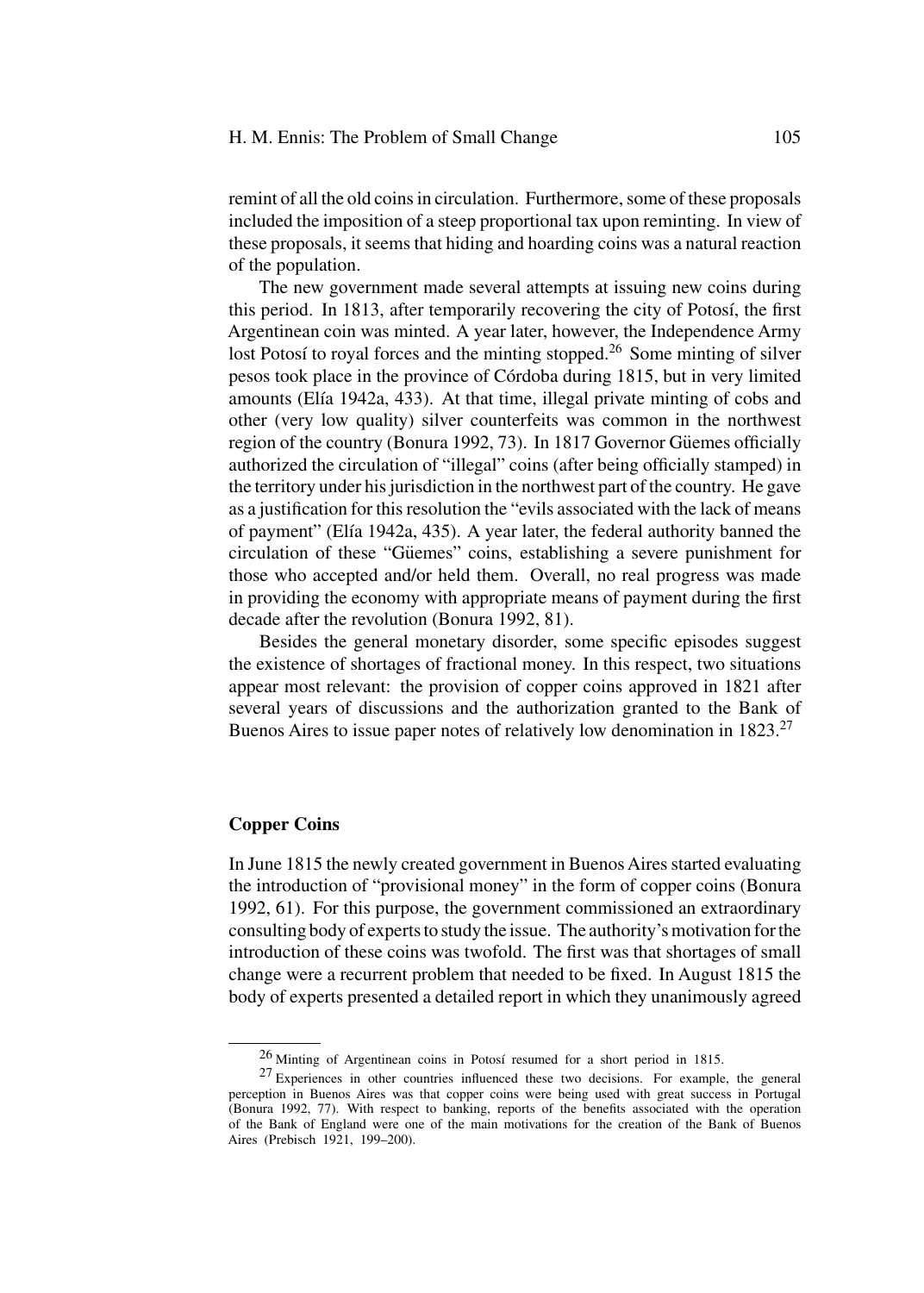remint of all the old coins in circulation. Furthermore, some of these proposals included the imposition of a steep proportional tax upon reminting. In view of these proposals, it seems that hiding and hoarding coins was a natural reaction of the population.

The new government made several attempts at issuing new coins during this period. In 1813, after temporarily recovering the city of Potosí, the first Argentinean coin was minted. A year later, however, the Independence Army lost Potosí to royal forces and the minting stopped.[26] Some minting of silver pesos took place in the province of Córdoba during 1815, but in very limited amounts (Elía 1942a, 433). At that time, illegal private minting of cobs and other (very low quality) silver counterfeits was common in the northwest region of the country (Bonura 1992, 73). In 1817 Governor Güemes officially authorized the circulation of "illegal" coins (after being officially stamped) in the territory under his jurisdiction in the northwest part of the country. He gave as a justification for this resolution the "evils associated with the lack of means of payment" (Elía 1942a, 435). A year later, the federal authority banned the circulation of these "Güemes" coins, establishing a severe punishment for those who accepted and/or held them. Overall, no real progress was made in providing the economy with appropriate means of payment during the first decade after the revolution (Bonura 1992, 81).

Besides the general monetary disorder, some specific episodes suggest the existence of shortages of fractional money. In this respect, two situations appear most relevant: the provision of copper coins approved in 1821 after several years of discussions and the authorization granted to the Bank of Buenos Aires to issue paper notes of relatively low denomination in 1823.[27]

### Copper Coins

In June 1815 the newly created government in Buenos Aires started evaluating the introduction of "provisional money" in the form of copper coins (Bonura 1992, 61). For this purpose, the government commissioned an extraordinary consulting body of experts to study the issue. The authority's motivation for the introduction of these coins was twofold. The first was that shortages of small change were a recurrent problem that needed to be fixed. In August 1815 the body of experts presented a detailed report in which they unanimously agreed

[26] Minting of Argentinean coins in Potosí resumed for a short period in 1815.

[27] Experiences in other countries influenced these two decisions. For example, the general perception in Buenos Aires was that copper coins were being used with great success in Portugal (Bonura 1992, 77). With respect to banking, reports of the benefits associated with the operation of the Bank of England were one of the main motivations for the creation of the Bank of Buenos Aires (Prebisch 1921, 199–200).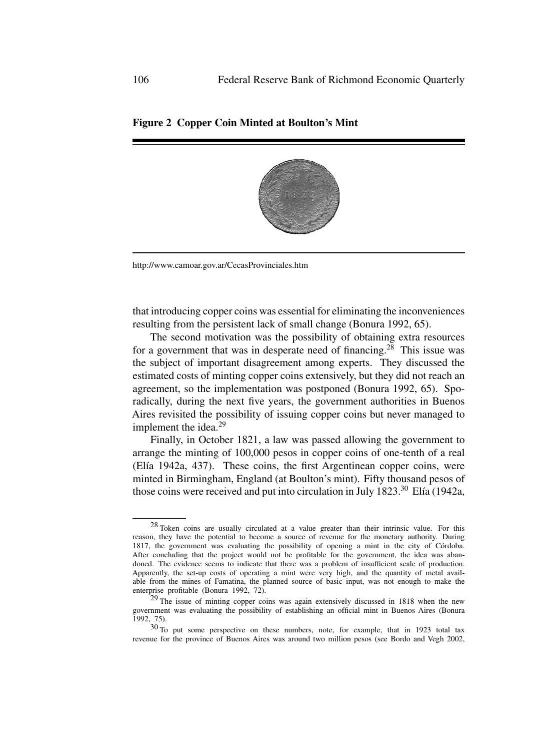**Figure 2 Copper Coin Minted at Boulton's Mint**

http://www.camoar.gov.ar/CecasProvinciales.htm

that introducing copper coins was essential for eliminating the inconveniences resulting from the persistent lack of small change (Bonura 1992, 65).

The second motivation was the possibility of obtaining extra resources for a government that was in desperate need of financing.[28] This issue was the subject of important disagreement among experts. They discussed the estimated costs of minting copper coins extensively, but they did not reach an agreement, so the implementation was postponed (Bonura 1992, 65). Sporadically, during the next five years, the government authorities in Buenos Aires revisited the possibility of issuing copper coins but never managed to implement the idea.[29]

Finally, in October 1821, a law was passed allowing the government to arrange the minting of 100,000 pesos in copper coins of one-tenth of a real (Elía 1942a, 437). These coins, the first Argentinean copper coins, were minted in Birmingham, England (at Boulton's mint). Fifty thousand pesos of those coins were received and put into circulation in July 1823.[30] Elía (1942a,

---

[28] Token coins are usually circulated at a value greater than their intrinsic value. For this reason, they have the potential to become a source of revenue for the monetary authority. During 1817, the government was evaluating the possibility of opening a mint in the city of Córdoba. After concluding that the project would not be profitable for the government, the idea was abandoned. The evidence seems to indicate that there was a problem of insufficient scale of production. Apparently, the set-up costs of operating a mint were very high, and the quantity of metal available from the mines of Famatina, the planned source of basic input, was not enough to make the enterprise profitable (Bonura 1992, 72).

[29] The issue of minting copper coins was again extensively discussed in 1818 when the new government was evaluating the possibility of establishing an official mint in Buenos Aires (Bonura 1992, 75).

[30] To put some perspective on these numbers, note, for example, that in 1923 total tax revenue for the province of Buenos Aires was around two million pesos (see Bordo and Vegh 2002,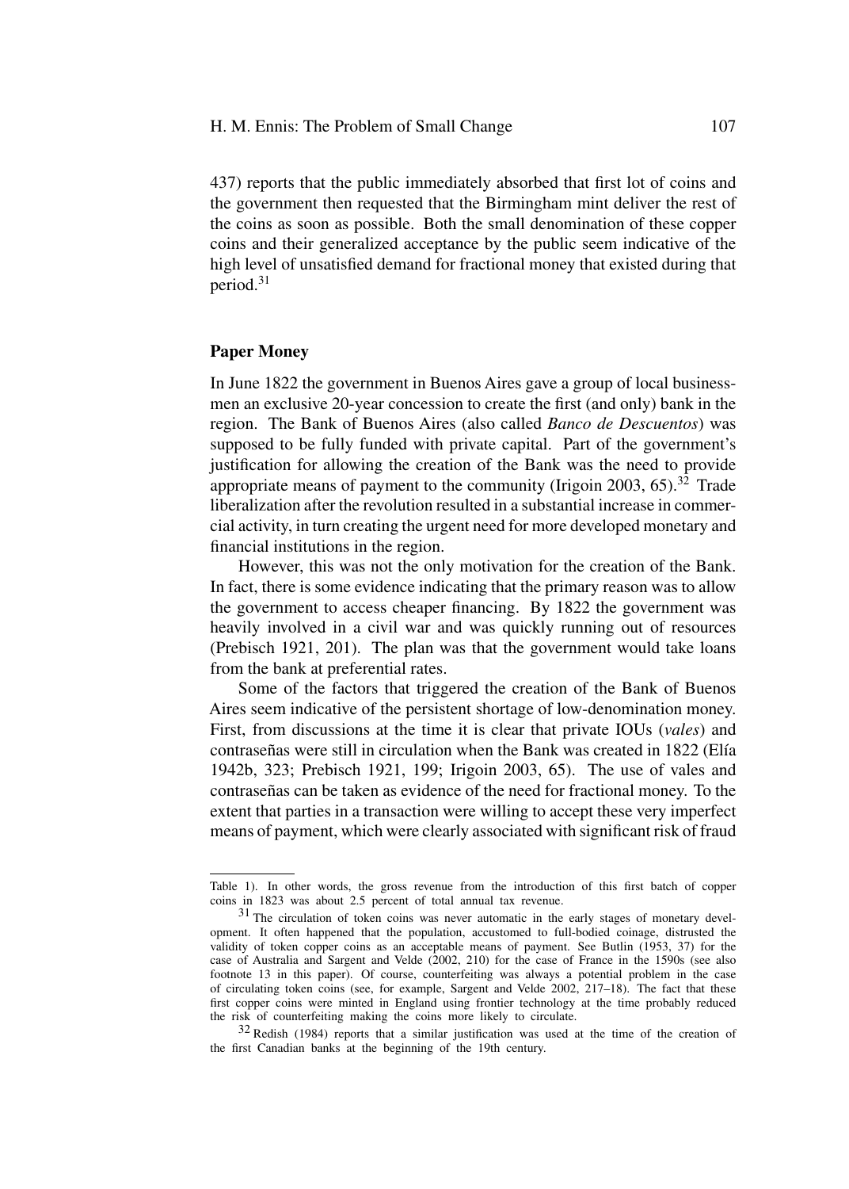437) reports that the public immediately absorbed that first lot of coins and the government then requested that the Birmingham mint deliver the rest of the coins as soon as possible. Both the small denomination of these copper coins and their generalized acceptance by the public seem indicative of the high level of unsatisfied demand for fractional money that existed during that period.[31]

### Paper Money

In June 1822 the government in Buenos Aires gave a group of local businessmen an exclusive 20-year concession to create the first (and only) bank in the region. The Bank of Buenos Aires (also called *Banco de Descuentos*) was supposed to be fully funded with private capital. Part of the government's justification for allowing the creation of the Bank was the need to provide appropriate means of payment to the community (Irigoin 2003, 65).[32] Trade liberalization after the revolution resulted in a substantial increase in commercial activity, in turn creating the urgent need for more developed monetary and financial institutions in the region.

However, this was not the only motivation for the creation of the Bank. In fact, there is some evidence indicating that the primary reason was to allow the government to access cheaper financing. By 1822 the government was heavily involved in a civil war and was quickly running out of resources (Prebisch 1921, 201). The plan was that the government would take loans from the bank at preferential rates.

Some of the factors that triggered the creation of the Bank of Buenos Aires seem indicative of the persistent shortage of low-denomination money. First, from discussions at the time it is clear that private IOUs (*vales*) and contraseñas were still in circulation when the Bank was created in 1822 (Elía 1942b, 323; Prebisch 1921, 199; Irigoin 2003, 65). The use of vales and contraseñas can be taken as evidence of the need for fractional money. To the extent that parties in a transaction were willing to accept these very imperfect means of payment, which were clearly associated with significant risk of fraud

---

Table 1). In other words, the gross revenue from the introduction of this first batch of copper coins in 1823 was about 2.5 percent of total annual tax revenue.

[31] The circulation of token coins was never automatic in the early stages of monetary development. It often happened that the population, accustomed to full-bodied coinage, distrusted the validity of token copper coins as an acceptable means of payment. See Butlin (1953, 37) for the case of Australia and Sargent and Velde (2002, 210) for the case of France in the 1590s (see also footnote 13 in this paper). Of course, counterfeiting was always a potential problem in the case of circulating token coins (see, for example, Sargent and Velde 2002, 217–18). The fact that these first copper coins were minted in England using frontier technology at the time probably reduced the risk of counterfeiting making the coins more likely to circulate.

[32] Redish (1984) reports that a similar justification was used at the time of the creation of the first Canadian banks at the beginning of the 19th century.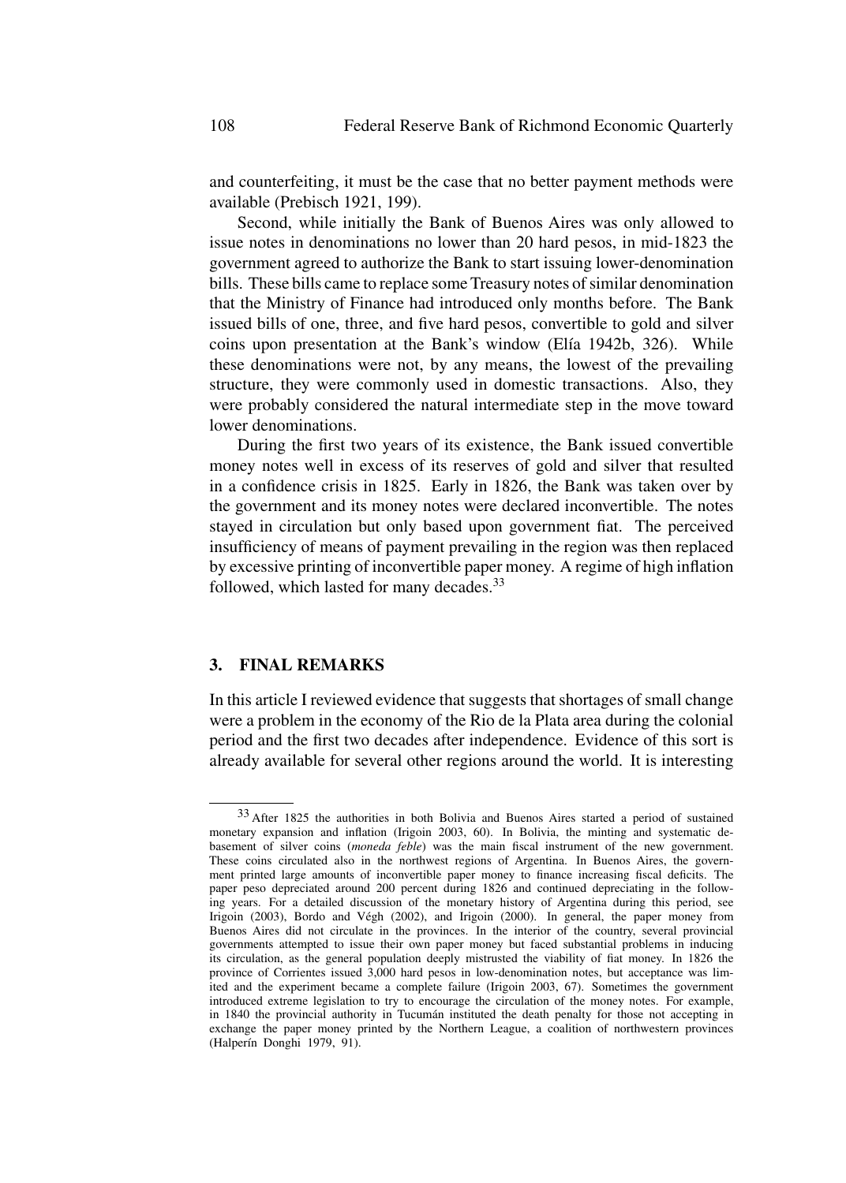and counterfeiting, it must be the case that no better payment methods were available (Prebisch 1921, 199).

Second, while initially the Bank of Buenos Aires was only allowed to issue notes in denominations no lower than 20 hard pesos, in mid-1823 the government agreed to authorize the Bank to start issuing lower-denomination bills. These bills came to replace some Treasury notes of similar denomination that the Ministry of Finance had introduced only months before. The Bank issued bills of one, three, and five hard pesos, convertible to gold and silver coins upon presentation at the Bank's window (Elía 1942b, 326). While these denominations were not, by any means, the lowest of the prevailing structure, they were commonly used in domestic transactions. Also, they were probably considered the natural intermediate step in the move toward lower denominations.

During the first two years of its existence, the Bank issued convertible money notes well in excess of its reserves of gold and silver that resulted in a confidence crisis in 1825. Early in 1826, the Bank was taken over by the government and its money notes were declared inconvertible. The notes stayed in circulation but only based upon government fiat. The perceived insufficiency of means of payment prevailing in the region was then replaced by excessive printing of inconvertible paper money. A regime of high inflation followed, which lasted for many decades.[33]

## 3. FINAL REMARKS

In this article I reviewed evidence that suggests that shortages of small change were a problem in the economy of the Rio de la Plata area during the colonial period and the first two decades after independence. Evidence of this sort is already available for several other regions around the world. It is interesting

[33] After 1825 the authorities in both Bolivia and Buenos Aires started a period of sustained monetary expansion and inflation (Irigoin 2003, 60). In Bolivia, the minting and systematic debasement of silver coins (*moneda feble*) was the main fiscal instrument of the new government. These coins circulated also in the northwest regions of Argentina. In Buenos Aires, the government printed large amounts of inconvertible paper money to finance increasing fiscal deficits. The paper peso depreciated around 200 percent during 1826 and continued depreciating in the following years. For a detailed discussion of the monetary history of Argentina during this period, see Irigoin (2003), Bordo and Végh (2002), and Irigoin (2000). In general, the paper money from Buenos Aires did not circulate in the provinces. In the interior of the country, several provincial governments attempted to issue their own paper money but faced substantial problems in inducing its circulation, as the general population deeply mistrusted the viability of fiat money. In 1826 the province of Corrientes issued 3,000 hard pesos in low-denomination notes, but acceptance was limited and the experiment became a complete failure (Irigoin 2003, 67). Sometimes the government introduced extreme legislation to try to encourage the circulation of the money notes. For example, in 1840 the provincial authority in Tucumán instituted the death penalty for those not accepting in exchange the paper money printed by the Northern League, a coalition of northwestern provinces (Halperín Donghi 1979, 91).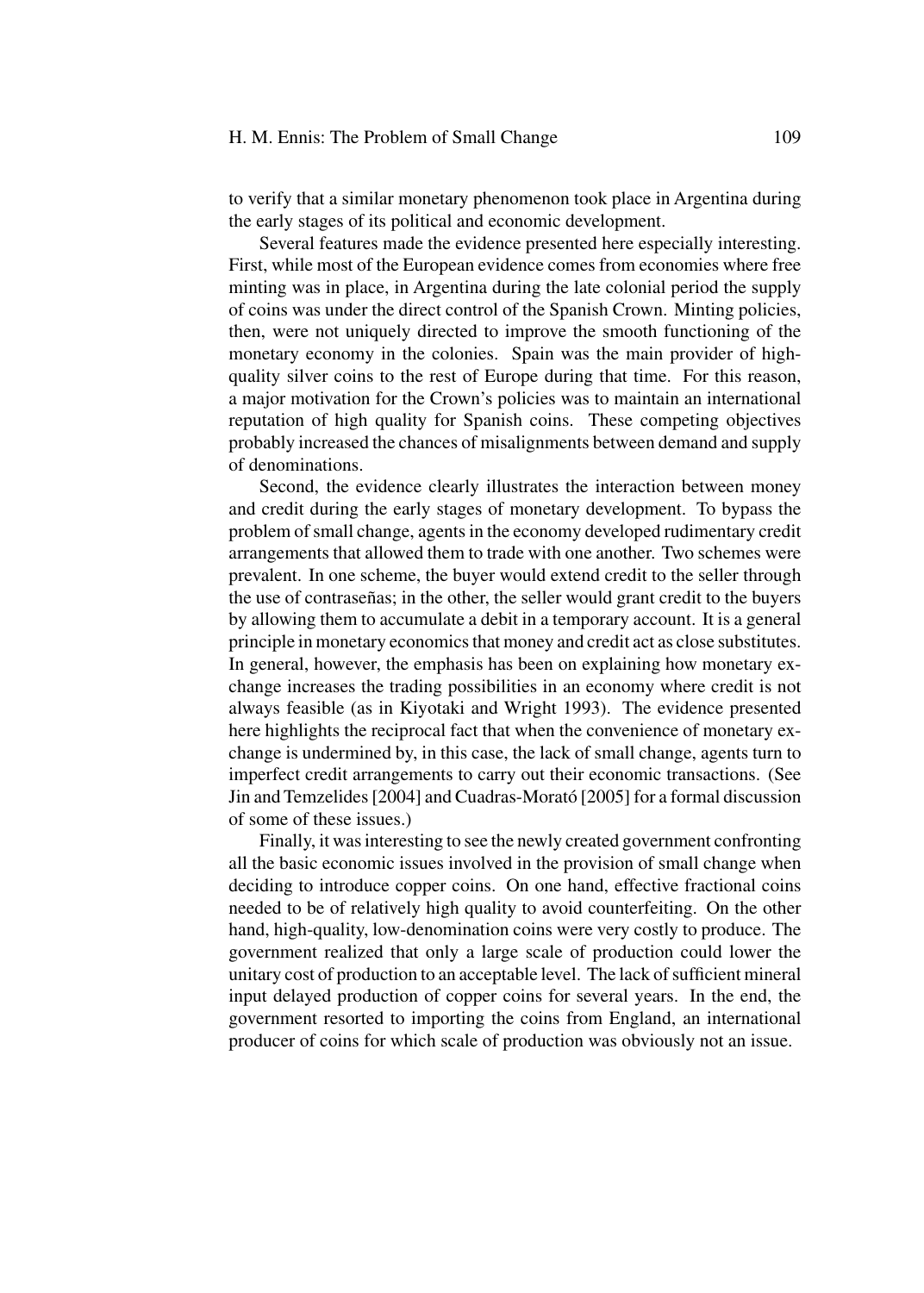to verify that a similar monetary phenomenon took place in Argentina during the early stages of its political and economic development.

Several features made the evidence presented here especially interesting. First, while most of the European evidence comes from economies where free minting was in place, in Argentina during the late colonial period the supply of coins was under the direct control of the Spanish Crown. Minting policies, then, were not uniquely directed to improve the smooth functioning of the monetary economy in the colonies. Spain was the main provider of high-quality silver coins to the rest of Europe during that time. For this reason, a major motivation for the Crown's policies was to maintain an international reputation of high quality for Spanish coins. These competing objectives probably increased the chances of misalignments between demand and supply of denominations.

Second, the evidence clearly illustrates the interaction between money and credit during the early stages of monetary development. To bypass the problem of small change, agents in the economy developed rudimentary credit arrangements that allowed them to trade with one another. Two schemes were prevalent. In one scheme, the buyer would extend credit to the seller through the use of contraseñas; in the other, the seller would grant credit to the buyers by allowing them to accumulate a debit in a temporary account. It is a general principle in monetary economics that money and credit act as close substitutes. In general, however, the emphasis has been on explaining how monetary exchange increases the trading possibilities in an economy where credit is not always feasible (as in Kiyotaki and Wright 1993). The evidence presented here highlights the reciprocal fact that when the convenience of monetary exchange is undermined by, in this case, the lack of small change, agents turn to imperfect credit arrangements to carry out their economic transactions. (See Jin and Temzelides [2004] and Cuadras-Morató [2005] for a formal discussion of some of these issues.)

Finally, it was interesting to see the newly created government confronting all the basic economic issues involved in the provision of small change when deciding to introduce copper coins. On one hand, effective fractional coins needed to be of relatively high quality to avoid counterfeiting. On the other hand, high-quality, low-denomination coins were very costly to produce. The government realized that only a large scale of production could lower the unitary cost of production to an acceptable level. The lack of sufficient mineral input delayed production of copper coins for several years. In the end, the government resorted to importing the coins from England, an international producer of coins for which scale of production was obviously not an issue.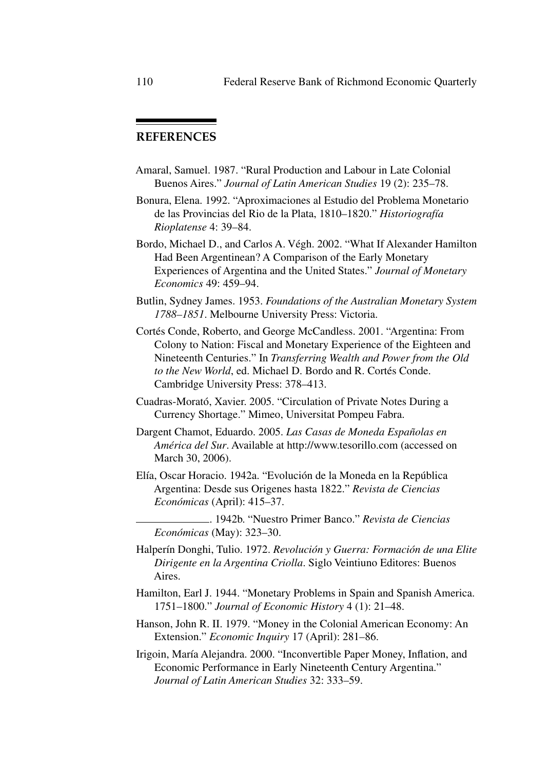## REFERENCES

Amaral, Samuel. 1987. "Rural Production and Labour in Late Colonial Buenos Aires." *Journal of Latin American Studies* 19 (2): 235–78.

Bonura, Elena. 1992. "Aproximaciones al Estudio del Problema Monetario de las Provincias del Rio de la Plata, 1810–1820." *Historiografía Rioplatense* 4: 39–84.

Bordo, Michael D., and Carlos A. Végh. 2002. "What If Alexander Hamilton Had Been Argentinean? A Comparison of the Early Monetary Experiences of Argentina and the United States." *Journal of Monetary Economics* 49: 459–94.

Butlin, Sydney James. 1953. *Foundations of the Australian Monetary System 1788–1851*. Melbourne University Press: Victoria.

Cortés Conde, Roberto, and George McCandless. 2001. "Argentina: From Colony to Nation: Fiscal and Monetary Experience of the Eighteen and Nineteenth Centuries." In *Transferring Wealth and Power from the Old to the New World*, ed. Michael D. Bordo and R. Cortés Conde. Cambridge University Press: 378–413.

Cuadras-Morató, Xavier. 2005. "Circulation of Private Notes During a Currency Shortage." Mimeo, Universitat Pompeu Fabra.

Dargent Chamot, Eduardo. 2005. *Las Casas de Moneda Españolas en América del Sur*. Available at http://www.tesorillo.com (accessed on March 30, 2006).

Elía, Oscar Horacio. 1942a. "Evolución de la Moneda en la República Argentina: Desde sus Origenes hasta 1822." *Revista de Ciencias Económicas* (April): 415–37.

———. 1942b. "Nuestro Primer Banco." *Revista de Ciencias Económicas* (May): 323–30.

Halperín Donghi, Tulio. 1972. *Revolución y Guerra: Formación de una Elite Dirigente en la Argentina Criolla*. Siglo Veintiuno Editores: Buenos Aires.

Hamilton, Earl J. 1944. "Monetary Problems in Spain and Spanish America. 1751–1800." *Journal of Economic History* 4 (1): 21–48.

Hanson, John R. II. 1979. "Money in the Colonial American Economy: An Extension." *Economic Inquiry* 17 (April): 281–86.

Irigoin, María Alejandra. 2000. "Inconvertible Paper Money, Inflation, and Economic Performance in Early Nineteenth Century Argentina." *Journal of Latin American Studies* 32: 333–59.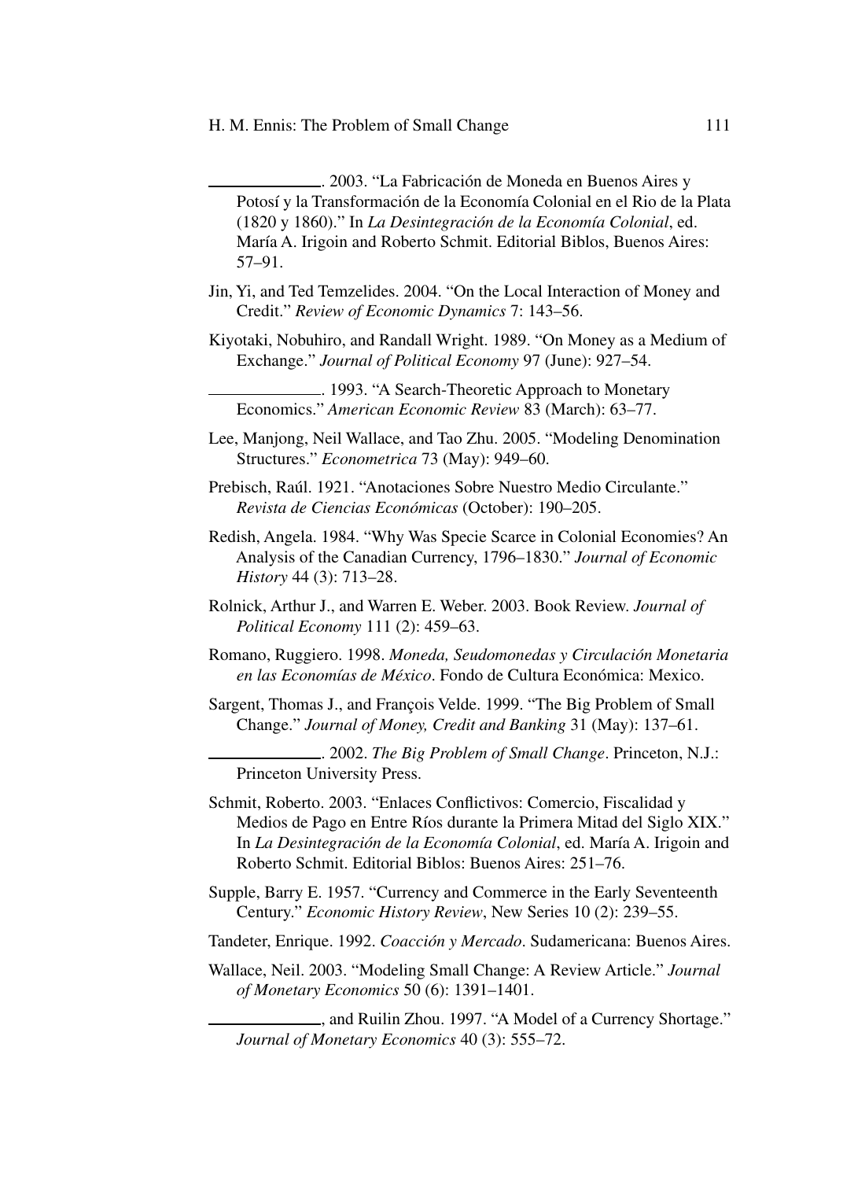———. 2003. "La Fabricación de Moneda en Buenos Aires y Potosí y la Transformación de la Economía Colonial en el Rio de la Plata (1820 y 1860)." In *La Desintegración de la Economía Colonial*, ed. María A. Irigoin and Roberto Schmit. Editorial Biblos, Buenos Aires: 57–91.

Jin, Yi, and Ted Temzelides. 2004. "On the Local Interaction of Money and Credit." *Review of Economic Dynamics* 7: 143–56.

Kiyotaki, Nobuhiro, and Randall Wright. 1989. "On Money as a Medium of Exchange." *Journal of Political Economy* 97 (June): 927–54.

———. 1993. "A Search-Theoretic Approach to Monetary Economics." *American Economic Review* 83 (March): 63–77.

Lee, Manjong, Neil Wallace, and Tao Zhu. 2005. "Modeling Denomination Structures." *Econometrica* 73 (May): 949–60.

Prebisch, Raúl. 1921. "Anotaciones Sobre Nuestro Medio Circulante." *Revista de Ciencias Económicas* (October): 190–205.

Redish, Angela. 1984. "Why Was Specie Scarce in Colonial Economies? An Analysis of the Canadian Currency, 1796–1830." *Journal of Economic History* 44 (3): 713–28.

Rolnick, Arthur J., and Warren E. Weber. 2003. Book Review. *Journal of Political Economy* 111 (2): 459–63.

Romano, Ruggiero. 1998. *Moneda, Seudomonedas y Circulación Monetaria en las Economías de México*. Fondo de Cultura Económica: Mexico.

Sargent, Thomas J., and François Velde. 1999. "The Big Problem of Small Change." *Journal of Money, Credit and Banking* 31 (May): 137–61.

———. 2002. *The Big Problem of Small Change*. Princeton, N.J.: Princeton University Press.

Schmit, Roberto. 2003. "Enlaces Conflictivos: Comercio, Fiscalidad y Medios de Pago en Entre Ríos durante la Primera Mitad del Siglo XIX." In *La Desintegración de la Economía Colonial*, ed. María A. Irigoin and Roberto Schmit. Editorial Biblos: Buenos Aires: 251–76.

Supple, Barry E. 1957. "Currency and Commerce in the Early Seventeenth Century." *Economic History Review*, New Series 10 (2): 239–55.

Tandeter, Enrique. 1992. *Coacción y Mercado*. Sudamericana: Buenos Aires.

Wallace, Neil. 2003. "Modeling Small Change: A Review Article." *Journal of Monetary Economics* 50 (6): 1391–1401.

———, and Ruilin Zhou. 1997. "A Model of a Currency Shortage." *Journal of Monetary Economics* 40 (3): 555–72.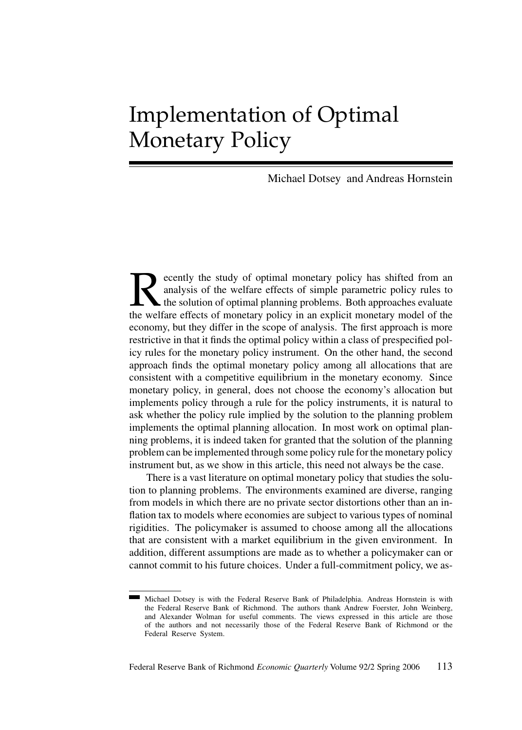# Implementation of Optimal Monetary Policy

Michael Dotsey and Andreas Hornstein

Recently the study of optimal monetary policy has shifted from an analysis of the welfare effects of simple parametric policy rules to the solution of optimal planning problems. Both approaches evaluate the welfare effects of monetary policy in an explicit monetary model of the economy, but they differ in the scope of analysis. The first approach is more restrictive in that it finds the optimal policy within a class of prespecified policy rules for the monetary policy instrument. On the other hand, the second approach finds the optimal monetary policy among all allocations that are consistent with a competitive equilibrium in the monetary economy. Since monetary policy, in general, does not choose the economy's allocation but implements policy through a rule for the policy instruments, it is natural to ask whether the policy rule implied by the solution to the planning problem implements the optimal planning allocation. In most work on optimal planning problems, it is indeed taken for granted that the solution of the planning problem can be implemented through some policy rule for the monetary policy instrument but, as we show in this article, this need not always be the case.

There is a vast literature on optimal monetary policy that studies the solution to planning problems. The environments examined are diverse, ranging from models in which there are no private sector distortions other than an inflation tax to models where economies are subject to various types of nominal rigidities. The policymaker is assumed to choose among all the allocations that are consistent with a market equilibrium in the given environment. In addition, different assumptions are made as to whether a policymaker can or cannot commit to his future choices. Under a full-commitment policy, we as-

Michael Dotsey is with the Federal Reserve Bank of Philadelphia. Andreas Hornstein is with the Federal Reserve Bank of Richmond. The authors thank Andrew Foerster, John Weinberg, and Alexander Wolman for useful comments. The views expressed in this article are those of the authors and not necessarily those of the Federal Reserve Bank of Richmond or the Federal Reserve System.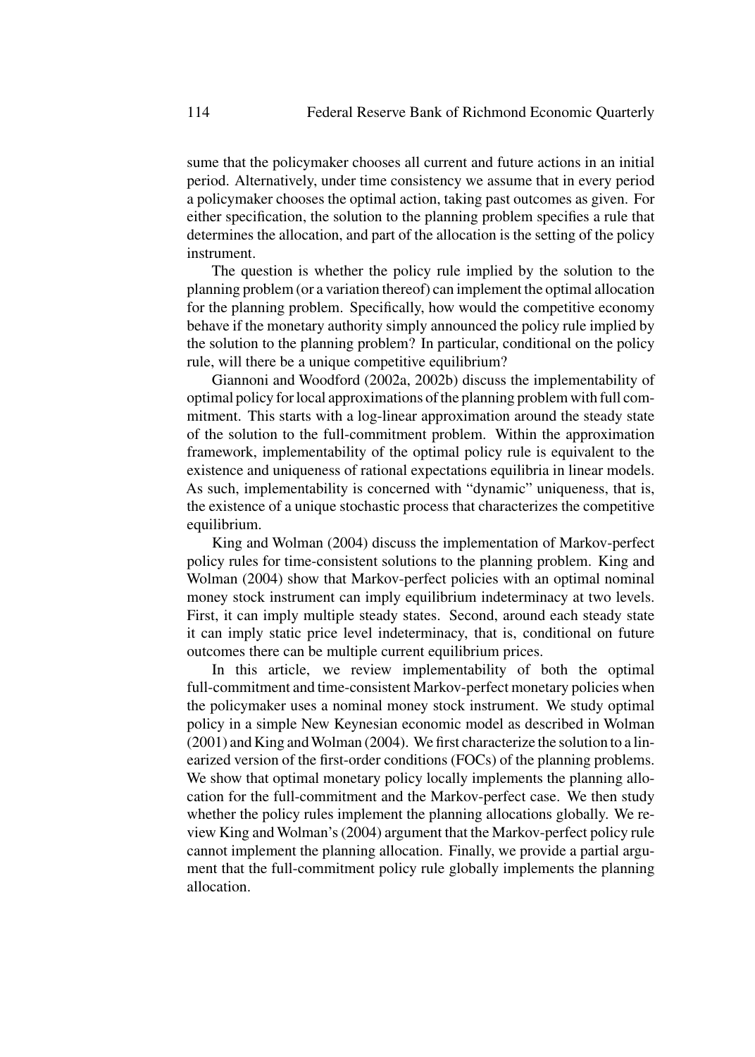sume that the policymaker chooses all current and future actions in an initial period. Alternatively, under time consistency we assume that in every period a policymaker chooses the optimal action, taking past outcomes as given. For either specification, the solution to the planning problem specifies a rule that determines the allocation, and part of the allocation is the setting of the policy instrument.

The question is whether the policy rule implied by the solution to the planning problem (or a variation thereof) can implement the optimal allocation for the planning problem. Specifically, how would the competitive economy behave if the monetary authority simply announced the policy rule implied by the solution to the planning problem? In particular, conditional on the policy rule, will there be a unique competitive equilibrium?

Giannoni and Woodford (2002a, 2002b) discuss the implementability of optimal policy for local approximations of the planning problem with full commitment. This starts with a log-linear approximation around the steady state of the solution to the full-commitment problem. Within the approximation framework, implementability of the optimal policy rule is equivalent to the existence and uniqueness of rational expectations equilibria in linear models. As such, implementability is concerned with "dynamic" uniqueness, that is, the existence of a unique stochastic process that characterizes the competitive equilibrium.

King and Wolman (2004) discuss the implementation of Markov-perfect policy rules for time-consistent solutions to the planning problem. King and Wolman (2004) show that Markov-perfect policies with an optimal nominal money stock instrument can imply equilibrium indeterminacy at two levels. First, it can imply multiple steady states. Second, around each steady state it can imply static price level indeterminacy, that is, conditional on future outcomes there can be multiple current equilibrium prices.

In this article, we review implementability of both the optimal full-commitment and time-consistent Markov-perfect monetary policies when the policymaker uses a nominal money stock instrument. We study optimal policy in a simple New Keynesian economic model as described in Wolman (2001) and King and Wolman (2004). We first characterize the solution to a linearized version of the first-order conditions (FOCs) of the planning problems. We show that optimal monetary policy locally implements the planning allocation for the full-commitment and the Markov-perfect case. We then study whether the policy rules implement the planning allocations globally. We review King and Wolman's (2004) argument that the Markov-perfect policy rule cannot implement the planning allocation. Finally, we provide a partial argument that the full-commitment policy rule globally implements the planning allocation.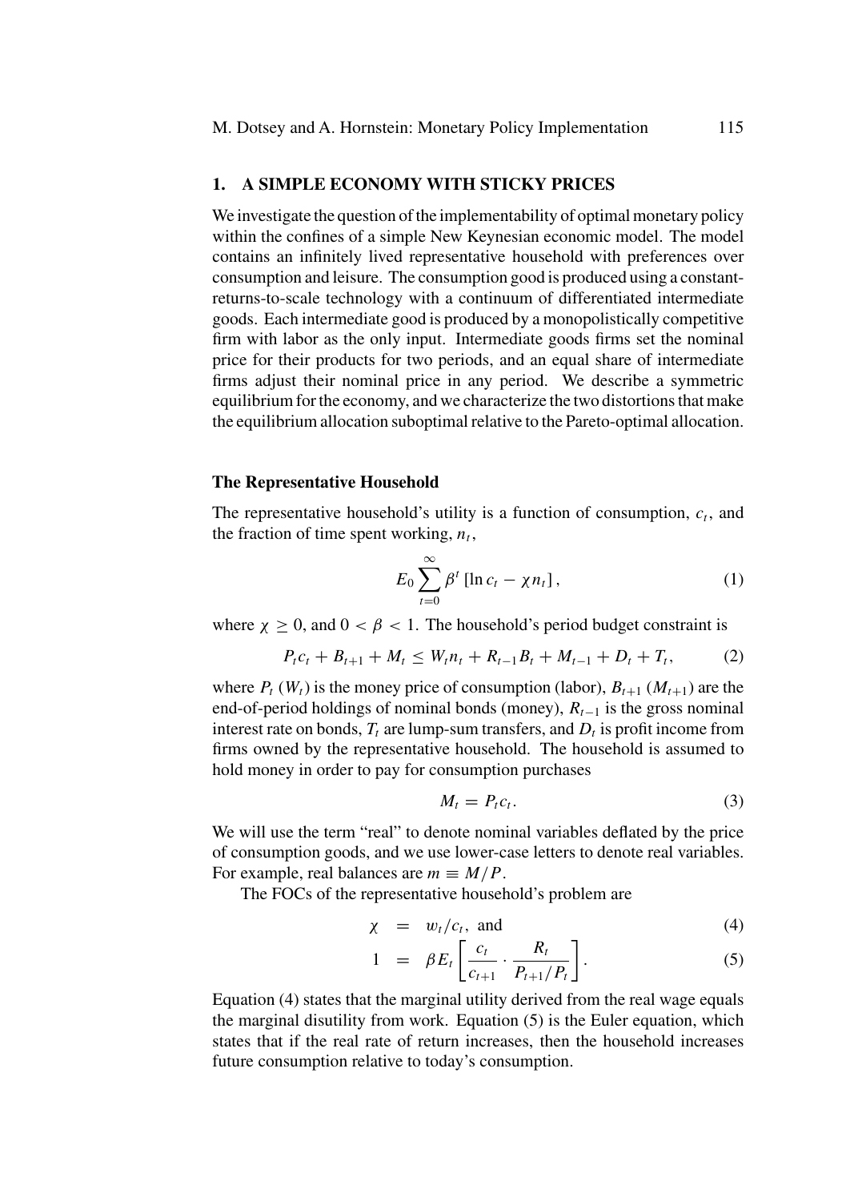## 1. A SIMPLE ECONOMY WITH STICKY PRICES

We investigate the question of the implementability of optimal monetary policy within the confines of a simple New Keynesian economic model. The model contains an infinitely lived representative household with preferences over consumption and leisure. The consumption good is produced using a constant-returns-to-scale technology with a continuum of differentiated intermediate goods. Each intermediate good is produced by a monopolistically competitive firm with labor as the only input. Intermediate goods firms set the nominal price for their products for two periods, and an equal share of intermediate firms adjust their nominal price in any period. We describe a symmetric equilibrium for the economy, and we characterize the two distortions that make the equilibrium allocation suboptimal relative to the Pareto-optimal allocation.

### The Representative Household

The representative household's utility is a function of consumption, $c_t$, and the fraction of time spent working, $n_t$,

$$E_0 \sum_{t=0}^{\infty} \beta^t \left[ \ln c_t - \chi n_t \right], \tag{1}$$

where $\chi \geq 0$, and $0 < \beta < 1$. The household's period budget constraint is

$$P_t c_t + B_{t+1} + M_t \leq W_t n_t + R_{t-1} B_t + M_{t-1} + D_t + T_t, \tag{2}$$

where $P_t$ ($W_t$) is the money price of consumption (labor), $B_{t+1}$ ($M_{t+1}$) are the end-of-period holdings of nominal bonds (money), $R_{t-1}$ is the gross nominal interest rate on bonds, $T_t$ are lump-sum transfers, and $D_t$ is profit income from firms owned by the representative household. The household is assumed to hold money in order to pay for consumption purchases

$$M_t = P_t c_t. \tag{3}$$

We will use the term "real" to denote nominal variables deflated by the price of consumption goods, and we use lower-case letters to denote real variables. For example, real balances are $m \equiv M/P$.

The FOCs of the representative household's problem are

$$\chi = w_t / c_t, \text{ and} \tag{4}$$

$$1 = \beta E_t \left[ \frac{c_t}{c_{t+1}} \cdot \frac{R_t}{P_{t+1}/P_t} \right]. \tag{5}$$

Equation (4) states that the marginal utility derived from the real wage equals the marginal disutility from work. Equation (5) is the Euler equation, which states that if the real rate of return increases, then the household increases future consumption relative to today's consumption.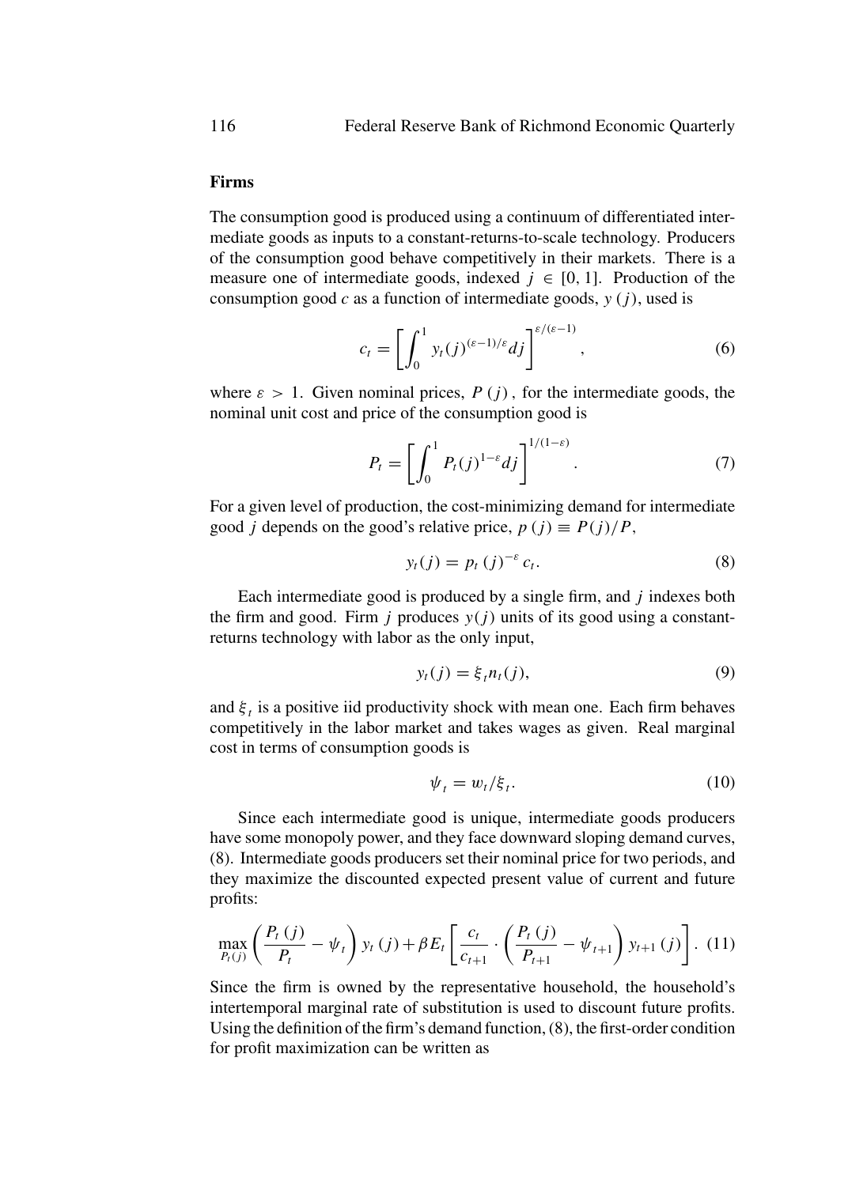### Firms

The consumption good is produced using a continuum of differentiated intermediate goods as inputs to a constant-returns-to-scale technology. Producers of the consumption good behave competitively in their markets. There is a measure one of intermediate goods, indexed $j \in [0, 1]$. Production of the consumption good $c$ as a function of intermediate goods, $y(j)$, used is

$$c_t = \left[ \int_0^1 y_t(j)^{(\varepsilon-1)/\varepsilon} dj \right]^{\varepsilon/(\varepsilon-1)}, \tag{6}$$

where $\varepsilon > 1$. Given nominal prices, $P(j)$, for the intermediate goods, the nominal unit cost and price of the consumption good is

$$P_t = \left[ \int_0^1 P_t(j)^{1-\varepsilon} dj \right]^{1/(1-\varepsilon)}. \tag{7}$$

For a given level of production, the cost-minimizing demand for intermediate good $j$ depends on the good's relative price, $p(j) \equiv P(j)/P$,

$$y_t(j) = p_t(j)^{-\varepsilon} c_t. \tag{8}$$

Each intermediate good is produced by a single firm, and $j$ indexes both the firm and good. Firm $j$ produces $y(j)$ units of its good using a constant-returns technology with labor as the only input,

$$y_t(j) = \xi_t n_t(j), \tag{9}$$

and $\xi_t$ is a positive iid productivity shock with mean one. Each firm behaves competitively in the labor market and takes wages as given. Real marginal cost in terms of consumption goods is

$$\psi_t = w_t/\xi_t. \tag{10}$$

Since each intermediate good is unique, intermediate goods producers have some monopoly power, and they face downward sloping demand curves, (8). Intermediate goods producers set their nominal price for two periods, and they maximize the discounted expected present value of current and future profits:

$$\max_{P_t(j)} \left( \frac{P_t(j)}{P_t} - \psi_t \right) y_t(j) + \beta E_t \left[ \frac{c_t}{c_{t+1}} \cdot \left( \frac{P_t(j)}{P_{t+1}} - \psi_{t+1} \right) y_{t+1}(j) \right]. \tag{11}$$

Since the firm is owned by the representative household, the household's intertemporal marginal rate of substitution is used to discount future profits. Using the definition of the firm's demand function, (8), the first-order condition for profit maximization can be written as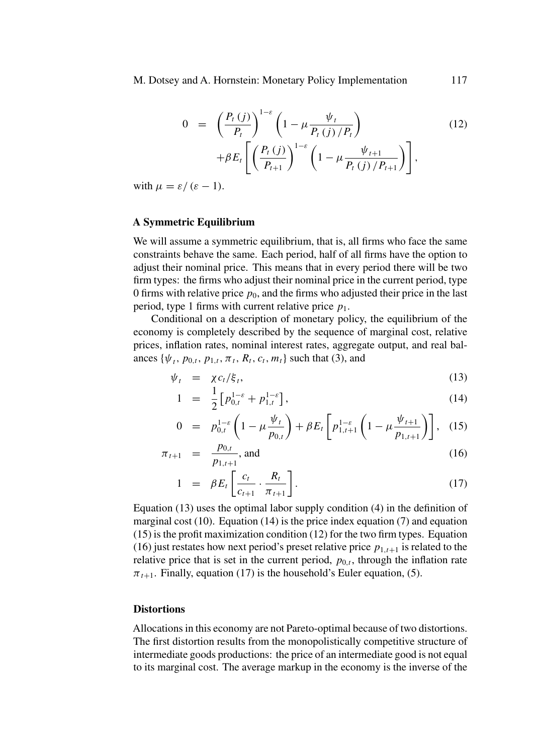$$
\begin{aligned}
0 &= \left(\frac{P_t(j)}{P_t}\right)^{1-\varepsilon}\left(1-\mu\frac{\psi_t}{P_t(j)/P_t}\right) \\
&\quad +\beta E_t\left[\left(\frac{P_t(j)}{P_{t+1}}\right)^{1-\varepsilon}\left(1-\mu\frac{\psi_{t+1}}{P_t(j)/P_{t+1}}\right)\right],
\end{aligned} \tag{12}
$$

with $\mu = \varepsilon/(\varepsilon-1)$.

### A Symmetric Equilibrium

We will assume a symmetric equilibrium, that is, all firms who face the same constraints behave the same. Each period, half of all firms have the option to adjust their nominal price. This means that in every period there will be two firm types: the firms who adjust their nominal price in the current period, type 0 firms with relative price $p_0$, and the firms who adjusted their price in the last period, type 1 firms with current relative price $p_1$.

Conditional on a description of monetary policy, the equilibrium of the economy is completely described by the sequence of marginal cost, relative prices, inflation rates, nominal interest rates, aggregate output, and real balances $\{\psi_t, p_{0,t}, p_{1,t}, \pi_t, R_t, c_t, m_t\}$ such that (3), and

$$
\psi_t = \chi c_t/\xi_t, \tag{13}
$$

$$
1 = \frac{1}{2}\left[p_{0,t}^{1-\varepsilon}+p_{1,t}^{1-\varepsilon}\right], \tag{14}
$$

$$
0 = p_{0,t}^{1-\varepsilon}\left(1-\mu\frac{\psi_t}{p_{0,t}}\right)+\beta E_t\left[p_{1,t+1}^{1-\varepsilon}\left(1-\mu\frac{\psi_{t+1}}{p_{1,t+1}}\right)\right], \tag{15}
$$

$$
\pi_{t+1} = \frac{p_{0,t}}{p_{1,t+1}}, \text{ and} \tag{16}
$$

$$
1 = \beta E_t\left[\frac{c_t}{c_{t+1}}\cdot\frac{R_t}{\pi_{t+1}}\right]. \tag{17}
$$

Equation (13) uses the optimal labor supply condition (4) in the definition of marginal cost (10). Equation (14) is the price index equation (7) and equation (15) is the profit maximization condition (12) for the two firm types. Equation (16) just restates how next period's preset relative price $p_{1,t+1}$ is related to the relative price that is set in the current period, $p_{0,t}$, through the inflation rate $\pi_{t+1}$. Finally, equation (17) is the household's Euler equation, (5).

### Distortions

Allocations in this economy are not Pareto-optimal because of two distortions. The first distortion results from the monopolistically competitive structure of intermediate goods productions: the price of an intermediate good is not equal to its marginal cost. The average markup in the economy is the inverse of the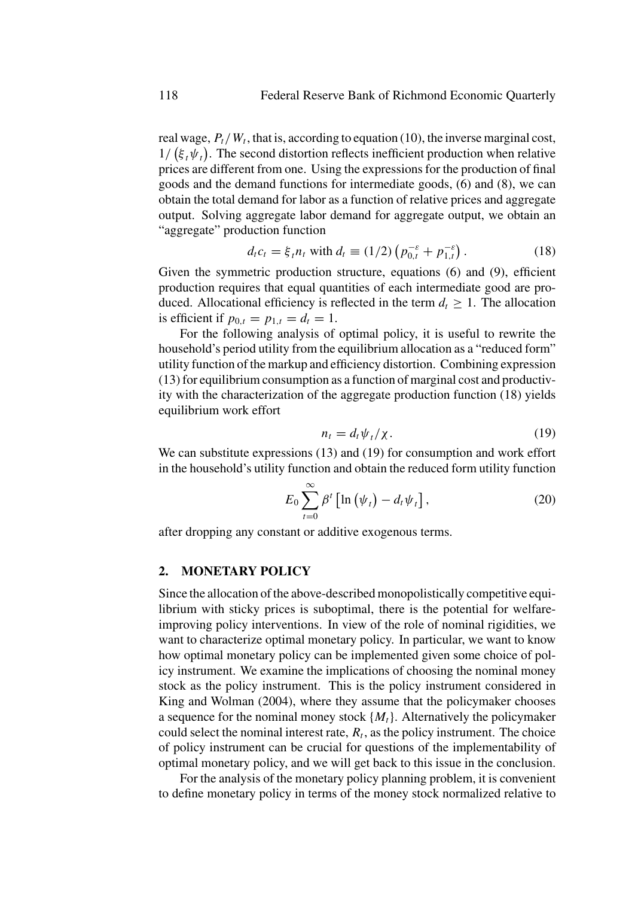real wage, $P_t/W_t$, that is, according to equation (10), the inverse marginal cost, $1/(\xi_t \psi_t)$. The second distortion reflects inefficient production when relative prices are different from one. Using the expressions for the production of final goods and the demand functions for intermediate goods, (6) and (8), we can obtain the total demand for labor as a function of relative prices and aggregate output. Solving aggregate labor demand for aggregate output, we obtain an "aggregate" production function

$$d_t c_t = \xi_t n_t \text{ with } d_t \equiv (1/2)\left(p_{0,t}^{-\varepsilon} + p_{1,t}^{-\varepsilon}\right). \tag{18}$$

Given the symmetric production structure, equations (6) and (9), efficient production requires that equal quantities of each intermediate good are produced. Allocational efficiency is reflected in the term $d_t \geq 1$. The allocation is efficient if $p_{0,t} = p_{1,t} = d_t = 1$.

For the following analysis of optimal policy, it is useful to rewrite the household's period utility from the equilibrium allocation as a "reduced form" utility function of the markup and efficiency distortion. Combining expression (13) for equilibrium consumption as a function of marginal cost and productivity with the characterization of the aggregate production function (18) yields equilibrium work effort

$$n_t = d_t \psi_t / \chi. \tag{19}$$

We can substitute expressions (13) and (19) for consumption and work effort in the household's utility function and obtain the reduced form utility function

$$E_0 \sum_{t=0}^{\infty} \beta^t \left[\ln\left(\psi_t\right) - d_t \psi_t\right], \tag{20}$$

after dropping any constant or additive exogenous terms.

## 2. MONETARY POLICY

Since the allocation of the above-described monopolistically competitive equilibrium with sticky prices is suboptimal, there is the potential for welfare-improving policy interventions. In view of the role of nominal rigidities, we want to characterize optimal monetary policy. In particular, we want to know how optimal monetary policy can be implemented given some choice of policy instrument. We examine the implications of choosing the nominal money stock as the policy instrument. This is the policy instrument considered in King and Wolman (2004), where they assume that the policymaker chooses a sequence for the nominal money stock $\{M_t\}$. Alternatively the policymaker could select the nominal interest rate, $R_t$, as the policy instrument. The choice of policy instrument can be crucial for questions of the implementability of optimal monetary policy, and we will get back to this issue in the conclusion.

For the analysis of the monetary policy planning problem, it is convenient to define monetary policy in terms of the money stock normalized relative to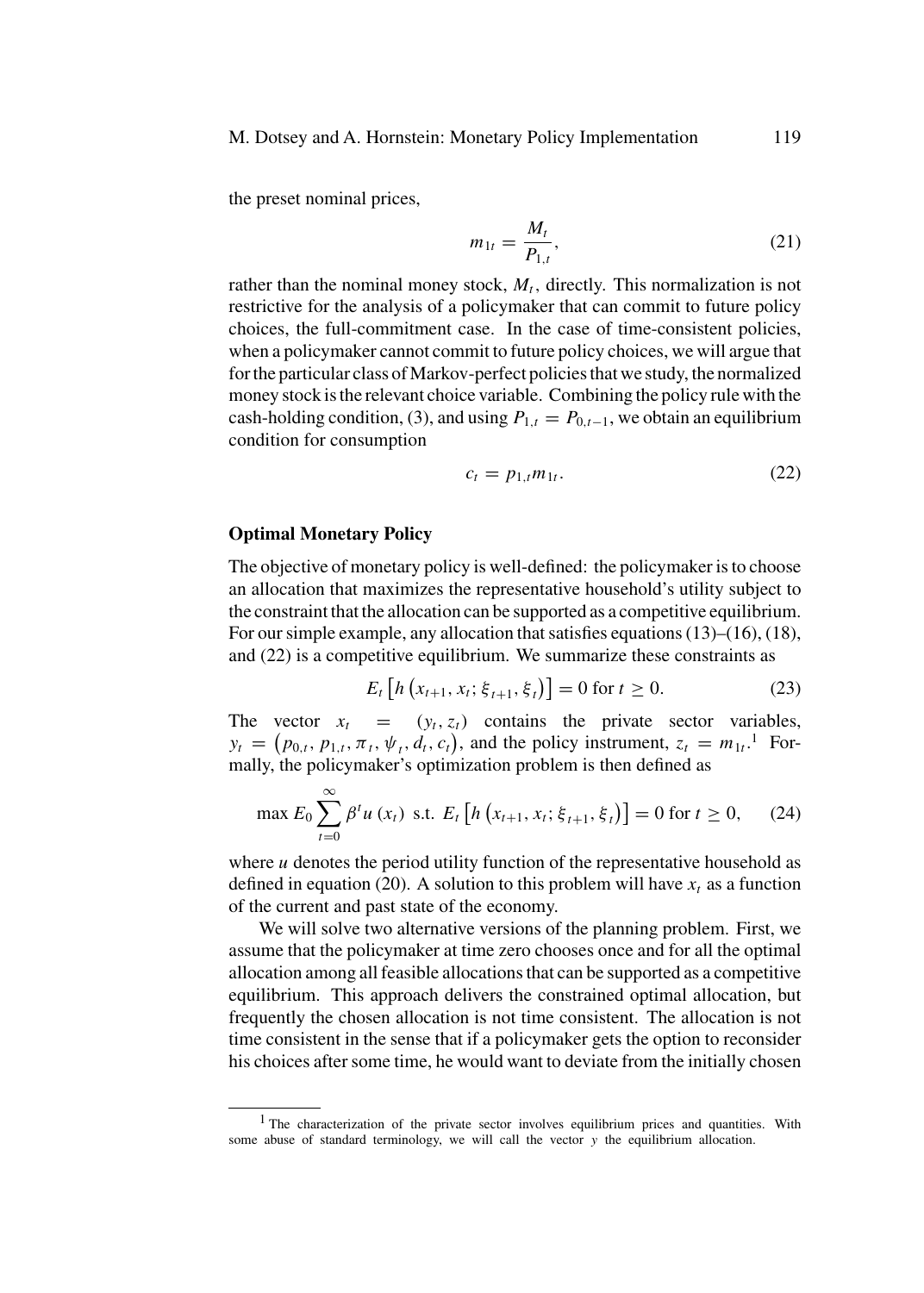the preset nominal prices,

$$m_{1t} = \frac{M_t}{P_{1,t}}, \tag{21}$$

rather than the nominal money stock, $M_t$, directly. This normalization is not restrictive for the analysis of a policymaker that can commit to future policy choices, the full-commitment case. In the case of time-consistent policies, when a policymaker cannot commit to future policy choices, we will argue that for the particular class of Markov-perfect policies that we study, the normalized money stock is the relevant choice variable. Combining the policy rule with the cash-holding condition, (3), and using $P_{1,t} = P_{0,t-1}$, we obtain an equilibrium condition for consumption

$$c_t = p_{1,t} m_{1t}. \tag{22}$$

## Optimal Monetary Policy

The objective of monetary policy is well-defined: the policymaker is to choose an allocation that maximizes the representative household's utility subject to the constraint that the allocation can be supported as a competitive equilibrium. For our simple example, any allocation that satisfies equations (13)–(16), (18), and (22) is a competitive equilibrium. We summarize these constraints as

$$E_t \left[ h \left( x_{t+1}, x_t; \xi_{t+1}, \xi_t \right) \right] = 0 \text{ for } t \geq 0. \tag{23}$$

The vector $x_t = (y_t, z_t)$ contains the private sector variables, $y_t = \left( p_{0,t}, p_{1,t}, \pi_t, \psi_t, d_t, c_t \right)$, and the policy instrument, $z_t = m_{1t}$.[1] Formally, the policymaker's optimization problem is then defined as

$$\max E_0 \sum_{t=0}^{\infty} \beta^t u \left( x_t \right) \text{ s.t. } E_t \left[ h \left( x_{t+1}, x_t; \xi_{t+1}, \xi_t \right) \right] = 0 \text{ for } t \geq 0, \tag{24}$$

where $u$ denotes the period utility function of the representative household as defined in equation (20). A solution to this problem will have $x_t$ as a function of the current and past state of the economy.

We will solve two alternative versions of the planning problem. First, we assume that the policymaker at time zero chooses once and for all the optimal allocation among all feasible allocations that can be supported as a competitive equilibrium. This approach delivers the constrained optimal allocation, but frequently the chosen allocation is not time consistent. The allocation is not time consistent in the sense that if a policymaker gets the option to reconsider his choices after some time, he would want to deviate from the initially chosen

[1] The characterization of the private sector involves equilibrium prices and quantities. With some abuse of standard terminology, we will call the vector $y$ the equilibrium allocation.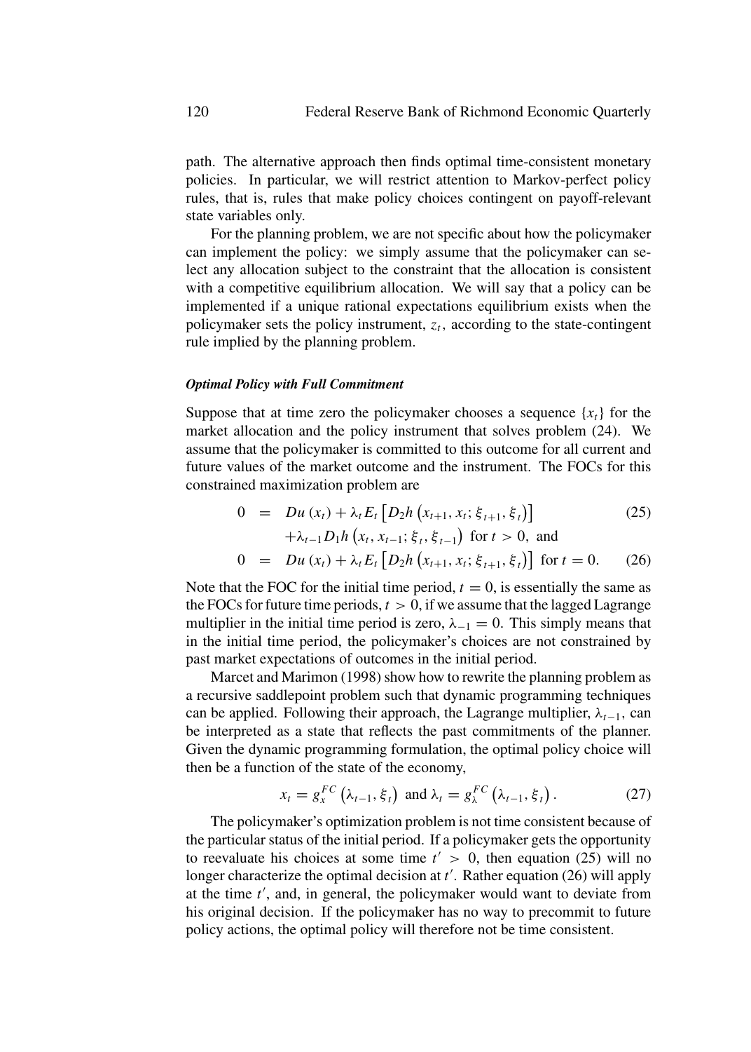path. The alternative approach then finds optimal time-consistent monetary policies. In particular, we will restrict attention to Markov-perfect policy rules, that is, rules that make policy choices contingent on payoff-relevant state variables only.

For the planning problem, we are not specific about how the policymaker can implement the policy: we simply assume that the policymaker can select any allocation subject to the constraint that the allocation is consistent with a competitive equilibrium allocation. We will say that a policy can be implemented if a unique rational expectations equilibrium exists when the policymaker sets the policy instrument, $z_t$, according to the state-contingent rule implied by the planning problem.

#### *Optimal Policy with Full Commitment*

Suppose that at time zero the policymaker chooses a sequence $\{x_t\}$ for the market allocation and the policy instrument that solves problem (24). We assume that the policymaker is committed to this outcome for all current and future values of the market outcome and the instrument. The FOCs for this constrained maximization problem are

$$
\begin{aligned}
0 &= Du\left(x_t\right) + \lambda_t E_t\left[D_2 h\left(x_{t+1}, x_t; \xi_{t+1}, \xi_t\right)\right] \qquad (25)\\
&\quad + \lambda_{t-1} D_1 h\left(x_t, x_{t-1}; \xi_t, \xi_{t-1}\right) \text{ for } t > 0, \text{ and}\\
0 &= Du\left(x_t\right) + \lambda_t E_t\left[D_2 h\left(x_{t+1}, x_t; \xi_{t+1}, \xi_t\right)\right] \text{ for } t = 0. \qquad (26)
\end{aligned}
$$

Note that the FOC for the initial time period, $t = 0$, is essentially the same as the FOCs for future time periods, $t > 0$, if we assume that the lagged Lagrange multiplier in the initial time period is zero, $\lambda_{-1} = 0$. This simply means that in the initial time period, the policymaker's choices are not constrained by past market expectations of outcomes in the initial period.

Marcet and Marimon (1998) show how to rewrite the planning problem as a recursive saddlepoint problem such that dynamic programming techniques can be applied. Following their approach, the Lagrange multiplier, $\lambda_{t-1}$, can be interpreted as a state that reflects the past commitments of the planner. Given the dynamic programming formulation, the optimal policy choice will then be a function of the state of the economy,

$$
x_t = g_x^{FC}\left(\lambda_{t-1}, \xi_t\right) \text{ and } \lambda_t = g_\lambda^{FC}\left(\lambda_{t-1}, \xi_t\right). \qquad (27)
$$

The policymaker's optimization problem is not time consistent because of the particular status of the initial period. If a policymaker gets the opportunity to reevaluate his choices at some time $t' > 0$, then equation (25) will no longer characterize the optimal decision at $t'$. Rather equation (26) will apply at the time $t'$, and, in general, the policymaker would want to deviate from his original decision. If the policymaker has no way to precommit to future policy actions, the optimal policy will therefore not be time consistent.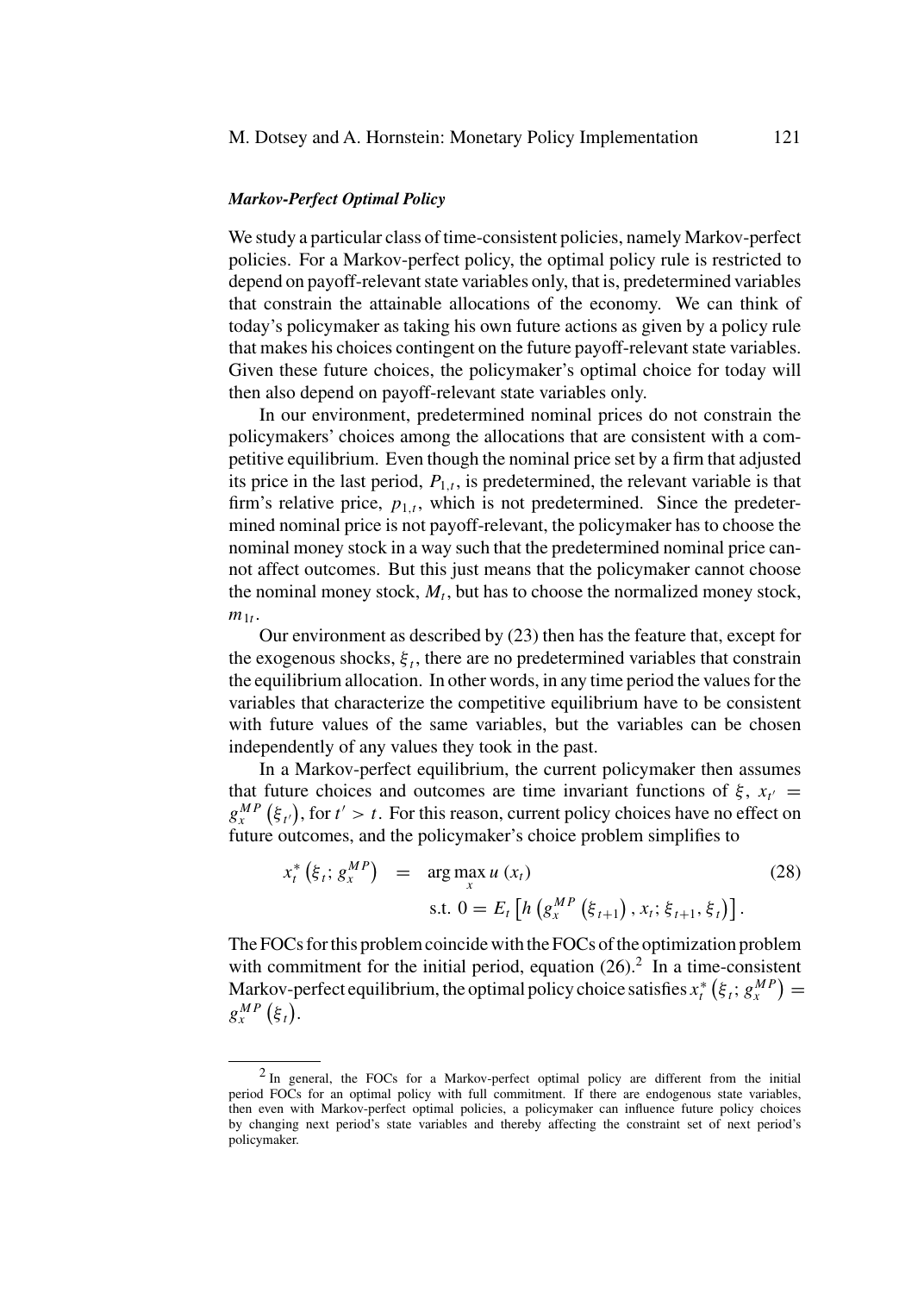### *Markov-Perfect Optimal Policy*

We study a particular class of time-consistent policies, namely Markov-perfect policies. For a Markov-perfect policy, the optimal policy rule is restricted to depend on payoff-relevant state variables only, that is, predetermined variables that constrain the attainable allocations of the economy. We can think of today's policymaker as taking his own future actions as given by a policy rule that makes his choices contingent on the future payoff-relevant state variables. Given these future choices, the policymaker's optimal choice for today will then also depend on payoff-relevant state variables only.

In our environment, predetermined nominal prices do not constrain the policymakers' choices among the allocations that are consistent with a competitive equilibrium. Even though the nominal price set by a firm that adjusted its price in the last period, $P_{1,t}$, is predetermined, the relevant variable is that firm's relative price, $p_{1,t}$, which is not predetermined. Since the predetermined nominal price is not payoff-relevant, the policymaker has to choose the nominal money stock in a way such that the predetermined nominal price cannot affect outcomes. But this just means that the policymaker cannot choose the nominal money stock, $M_t$, but has to choose the normalized money stock, $m_{1t}$.

Our environment as described by (23) then has the feature that, except for the exogenous shocks, $\xi_t$, there are no predetermined variables that constrain the equilibrium allocation. In other words, in any time period the values for the variables that characterize the competitive equilibrium have to be consistent with future values of the same variables, but the variables can be chosen independently of any values they took in the past.

In a Markov-perfect equilibrium, the current policymaker then assumes that future choices and outcomes are time invariant functions of $\xi$, $x_{t'} = g_x^{MP}(\xi_{t'})$, for $t' > t$. For this reason, current policy choices have no effect on future outcomes, and the policymaker's choice problem simplifies to

$$
\begin{aligned}
x_t^*\left(\xi_t; g_x^{MP}\right) &= \arg\max_x u\left(x_t\right) \\
&\quad \text{s.t. } 0 = E_t\left[h\left(g_x^{MP}\left(\xi_{t+1}\right), x_t; \xi_{t+1}, \xi_t\right)\right].
\end{aligned} \tag{28}
$$

The FOCs for this problem coincide with the FOCs of the optimization problem with commitment for the initial period, equation (26).[2] In a time-consistent Markov-perfect equilibrium, the optimal policy choice satisfies $x_t^*\left(\xi_t; g_x^{MP}\right) = g_x^{MP}\left(\xi_t\right)$.

[2] In general, the FOCs for a Markov-perfect optimal policy are different from the initial period FOCs for an optimal policy with full commitment. If there are endogenous state variables, then even with Markov-perfect optimal policies, a policymaker can influence future policy choices by changing next period's state variables and thereby affecting the constraint set of next period's policymaker.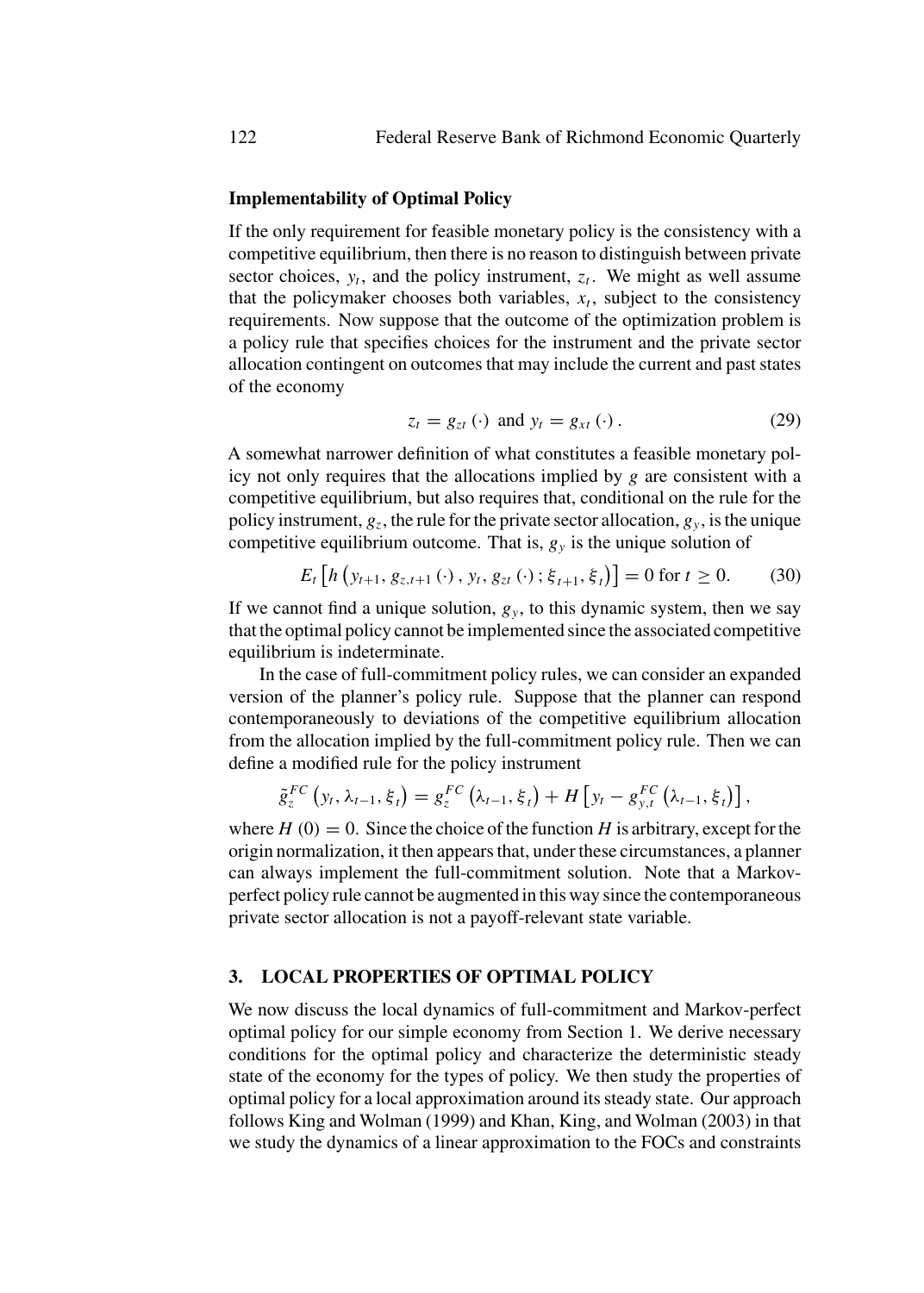### Implementability of Optimal Policy

If the only requirement for feasible monetary policy is the consistency with a competitive equilibrium, then there is no reason to distinguish between private sector choices, $y_t$, and the policy instrument, $z_t$. We might as well assume that the policymaker chooses both variables, $x_t$, subject to the consistency requirements. Now suppose that the outcome of the optimization problem is a policy rule that specifies choices for the instrument and the private sector allocation contingent on outcomes that may include the current and past states of the economy

$$z_t = g_{zt}(\cdot) \text{ and } y_t = g_{xt}(\cdot). \tag{29}$$

A somewhat narrower definition of what constitutes a feasible monetary policy not only requires that the allocations implied by $g$ are consistent with a competitive equilibrium, but also requires that, conditional on the rule for the policy instrument, $g_z$, the rule for the private sector allocation, $g_y$, is the unique competitive equilibrium outcome. That is, $g_y$ is the unique solution of

$$E_t\left[h\left(y_{t+1}, g_{z,t+1}(\cdot), y_t, g_{zt}(\cdot); \xi_{t+1}, \xi_t\right)\right] = 0 \text{ for } t \geq 0. \tag{30}$$

If we cannot find a unique solution, $g_y$, to this dynamic system, then we say that the optimal policy cannot be implemented since the associated competitive equilibrium is indeterminate.

In the case of full-commitment policy rules, we can consider an expanded version of the planner's policy rule. Suppose that the planner can respond contemporaneously to deviations of the competitive equilibrium allocation from the allocation implied by the full-commitment policy rule. Then we can define a modified rule for the policy instrument

$$\tilde{g}_z^{FC}\left(y_t, \lambda_{t-1}, \xi_t\right) = g_z^{FC}\left(\lambda_{t-1}, \xi_t\right) + H\left[y_t - g_{y,t}^{FC}\left(\lambda_{t-1}, \xi_t\right)\right],$$

where $H(0) = 0$. Since the choice of the function $H$ is arbitrary, except for the origin normalization, it then appears that, under these circumstances, a planner can always implement the full-commitment solution. Note that a Markov-perfect policy rule cannot be augmented in this way since the contemporaneous private sector allocation is not a payoff-relevant state variable.

## 3. LOCAL PROPERTIES OF OPTIMAL POLICY

We now discuss the local dynamics of full-commitment and Markov-perfect optimal policy for our simple economy from Section 1. We derive necessary conditions for the optimal policy and characterize the deterministic steady state of the economy for the types of policy. We then study the properties of optimal policy for a local approximation around its steady state. Our approach follows King and Wolman (1999) and Khan, King, and Wolman (2003) in that we study the dynamics of a linear approximation to the FOCs and constraints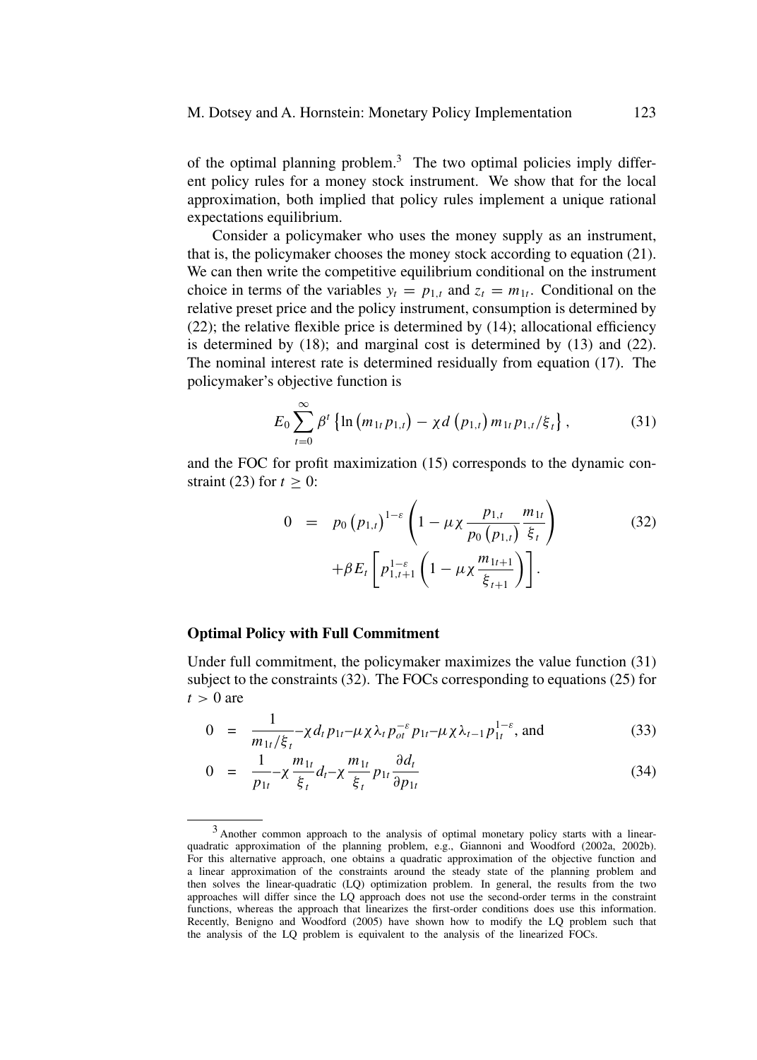of the optimal planning problem.[3] The two optimal policies imply different policy rules for a money stock instrument. We show that for the local approximation, both implied that policy rules implement a unique rational expectations equilibrium.

Consider a policymaker who uses the money supply as an instrument, that is, the policymaker chooses the money stock according to equation (21). We can then write the competitive equilibrium conditional on the instrument choice in terms of the variables $y_t = p_{1,t}$ and $z_t = m_{1t}$. Conditional on the relative preset price and the policy instrument, consumption is determined by (22); the relative flexible price is determined by (14); allocational efficiency is determined by (18); and marginal cost is determined by (13) and (22). The nominal interest rate is determined residually from equation (17). The policymaker's objective function is

$$E_0 \sum_{t=0}^{\infty} \beta^t \left\{ \ln \left( m_{1t} p_{1,t} \right) - \chi d \left( p_{1,t} \right) m_{1t} p_{1,t} / \xi_t \right\}, \tag{31}$$

and the FOC for profit maximization (15) corresponds to the dynamic constraint (23) for $t \geq 0$:

$$\begin{aligned} 0 &= p_0 \left( p_{1,t} \right)^{1-\varepsilon} \left( 1 - \mu \chi \frac{p_{1,t}}{p_0 \left( p_{1,t} \right)} \frac{m_{1t}}{\xi_t} \right) \\ &\quad + \beta E_t \left[ p_{1,t+1}^{1-\varepsilon} \left( 1 - \mu \chi \frac{m_{1t+1}}{\xi_{t+1}} \right) \right]. \end{aligned} \tag{32}$$

### Optimal Policy with Full Commitment

Under full commitment, the policymaker maximizes the value function (31) subject to the constraints (32). The FOCs corresponding to equations (25) for $t > 0$ are

$$0 = \frac{1}{m_{1t}/\xi_t} - \chi d_t p_{1t} - \mu \chi \lambda_t p_{ot}^{-\varepsilon} p_{1t} - \mu \chi \lambda_{t-1} p_{1t}^{1-\varepsilon}, \text{ and} \tag{33}$$

$$0 = \frac{1}{p_{1t}} - \chi \frac{m_{1t}}{\xi_t} d_t - \chi \frac{m_{1t}}{\xi_t} p_{1t} \frac{\partial d_t}{\partial p_{1t}} \tag{34}$$

[3] Another common approach to the analysis of optimal monetary policy starts with a linear-quadratic approximation of the planning problem, e.g., Giannoni and Woodford (2002a, 2002b). For this alternative approach, one obtains a quadratic approximation of the objective function and a linear approximation of the constraints around the steady state of the planning problem and then solves the linear-quadratic (LQ) optimization problem. In general, the results from the two approaches will differ since the LQ approach does not use the second-order terms in the constraint functions, whereas the approach that linearizes the first-order conditions does use this information. Recently, Benigno and Woodford (2005) have shown how to modify the LQ problem such that the analysis of the LQ problem is equivalent to the analysis of the linearized FOCs.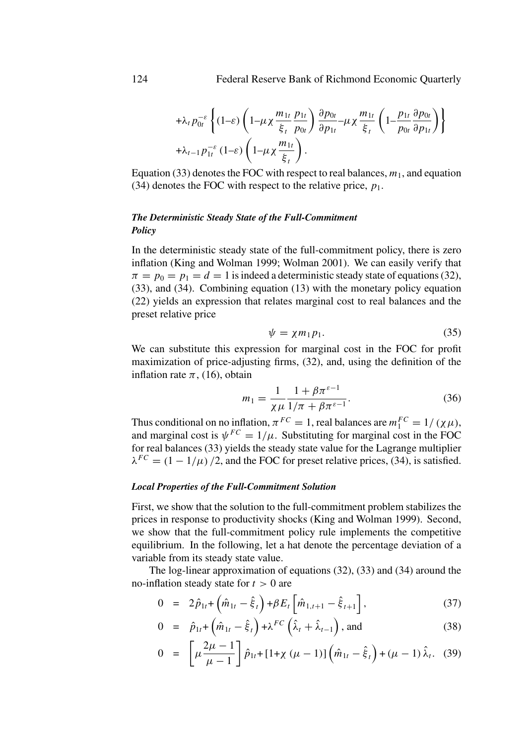$$+\lambda_t p_{0t}^{-\varepsilon}\left\{(1-\varepsilon)\left(1-\mu\chi\frac{m_{1t}}{\xi_t}\frac{p_{1t}}{p_{0t}}\right)\frac{\partial p_{0t}}{\partial p_{1t}}-\mu\chi\frac{m_{1t}}{\xi_t}\left(1-\frac{p_{1t}}{p_{0t}}\frac{\partial p_{0t}}{\partial p_{1t}}\right)\right\}$$
$$+\lambda_{t-1}p_{1t}^{-\varepsilon}(1-\varepsilon)\left(1-\mu\chi\frac{m_{1t}}{\xi_t}\right).$$

Equation (33) denotes the FOC with respect to real balances, $m_1$, and equation (34) denotes the FOC with respect to the relative price, $p_1$.

### *The Deterministic Steady State of the Full-Commitment Policy*

In the deterministic steady state of the full-commitment policy, there is zero inflation (King and Wolman 1999; Wolman 2001). We can easily verify that $\pi = p_0 = p_1 = d = 1$ is indeed a deterministic steady state of equations (32), (33), and (34). Combining equation (13) with the monetary policy equation (22) yields an expression that relates marginal cost to real balances and the preset relative price

$$\psi = \chi m_1 p_1. \tag{35}$$

We can substitute this expression for marginal cost in the FOC for profit maximization of price-adjusting firms, (32), and, using the definition of the inflation rate $\pi$, (16), obtain

$$m_1 = \frac{1}{\chi\mu}\frac{1+\beta\pi^{\varepsilon-1}}{1/\pi+\beta\pi^{\varepsilon-1}}. \tag{36}$$

Thus conditional on no inflation, $\pi^{FC} = 1$, real balances are $m_1^{FC} = 1/(\chi\mu)$, and marginal cost is $\psi^{FC} = 1/\mu$. Substituting for marginal cost in the FOC for real balances (33) yields the steady state value for the Lagrange multiplier $\lambda^{FC} = (1-1/\mu)/2$, and the FOC for preset relative prices, (34), is satisfied.

### *Local Properties of the Full-Commitment Solution*

First, we show that the solution to the full-commitment problem stabilizes the prices in response to productivity shocks (King and Wolman 1999). Second, we show that the full-commitment policy rule implements the competitive equilibrium. In the following, let a hat denote the percentage deviation of a variable from its steady state value.

The log-linear approximation of equations (32), (33) and (34) around the no-inflation steady state for $t > 0$ are

$$0 = 2\hat{p}_{1t}+\left(\hat{m}_{1t}-\hat{\xi}_t\right)+\beta E_t\left[\hat{m}_{1,t+1}-\hat{\xi}_{t+1}\right], \tag{37}$$

$$0 = \hat{p}_{1t}+\left(\hat{m}_{1t}-\hat{\xi}_t\right)+\lambda^{FC}\left(\hat{\lambda}_t+\hat{\lambda}_{t-1}\right), \text{ and} \tag{38}$$

$$0 = \left[\mu\frac{2\mu-1}{\mu-1}\right]\hat{p}_{1t}+\left[1+\chi(\mu-1)\right]\left(\hat{m}_{1t}-\hat{\xi}_t\right)+(\mu-1)\hat{\lambda}_t. \tag{39}$$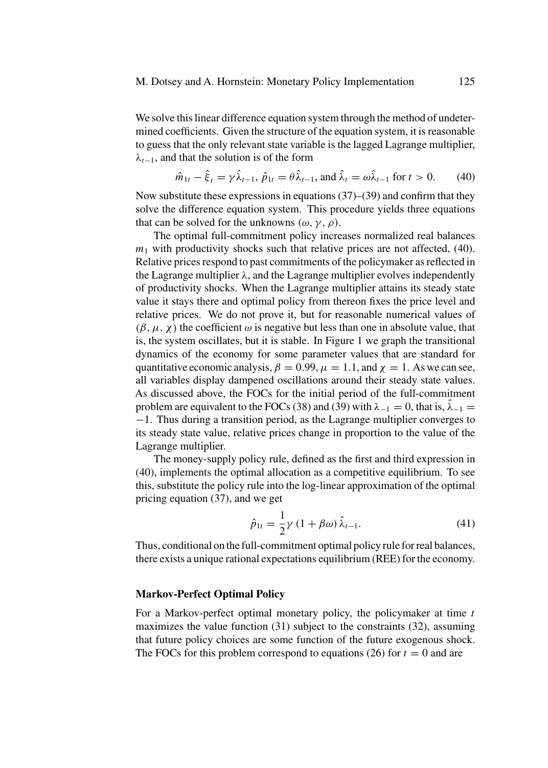We solve this linear difference equation system through the method of undetermined coefficients. Given the structure of the equation system, it is reasonable to guess that the only relevant state variable is the lagged Lagrange multiplier, $\lambda_{t-1}$, and that the solution is of the form

$$\hat{m}_{1t} - \hat{\xi}_t = \gamma \hat{\lambda}_{t-1},\ \hat{p}_{1t} = \theta \hat{\lambda}_{t-1}, \text{ and } \hat{\lambda}_t = \omega \hat{\lambda}_{t-1} \text{ for } t > 0. \tag{40}$$

Now substitute these expressions in equations (37)–(39) and confirm that they solve the difference equation system. This procedure yields three equations that can be solved for the unknowns $(\omega, \gamma, \rho)$.

The optimal full-commitment policy increases normalized real balances $m_1$ with productivity shocks such that relative prices are not affected, (40). Relative prices respond to past commitments of the policymaker as reflected in the Lagrange multiplier $\lambda$, and the Lagrange multiplier evolves independently of productivity shocks. When the Lagrange multiplier attains its steady state value it stays there and optimal policy from thereon fixes the price level and relative prices. We do not prove it, but for reasonable numerical values of $(\beta, \mu, \chi)$ the coefficient $\omega$ is negative but less than one in absolute value, that is, the system oscillates, but it is stable. In Figure 1 we graph the transitional dynamics of the economy for some parameter values that are standard for quantitative economic analysis, $\beta = 0.99$, $\mu = 1.1$, and $\chi = 1$. As we can see, all variables display dampened oscillations around their steady state values. As discussed above, the FOCs for the initial period of the full-commitment problem are equivalent to the FOCs (38) and (39) with $\lambda_{-1} = 0$, that is, $\hat{\lambda}_{-1} = -1$. Thus during a transition period, as the Lagrange multiplier converges to its steady state value, relative prices change in proportion to the value of the Lagrange multiplier.

The money-supply policy rule, defined as the first and third expression in (40), implements the optimal allocation as a competitive equilibrium. To see this, substitute the policy rule into the log-linear approximation of the optimal pricing equation (37), and we get

$$\hat{p}_{1t} = \frac{1}{2}\gamma \left(1 + \beta\omega\right) \hat{\lambda}_{t-1}. \tag{41}$$

Thus, conditional on the full-commitment optimal policy rule for real balances, there exists a unique rational expectations equilibrium (REE) for the economy.

### Markov-Perfect Optimal Policy

For a Markov-perfect optimal monetary policy, the policymaker at time $t$ maximizes the value function (31) subject to the constraints (32), assuming that future policy choices are some function of the future exogenous shock. The FOCs for this problem correspond to equations (26) for $t = 0$ and are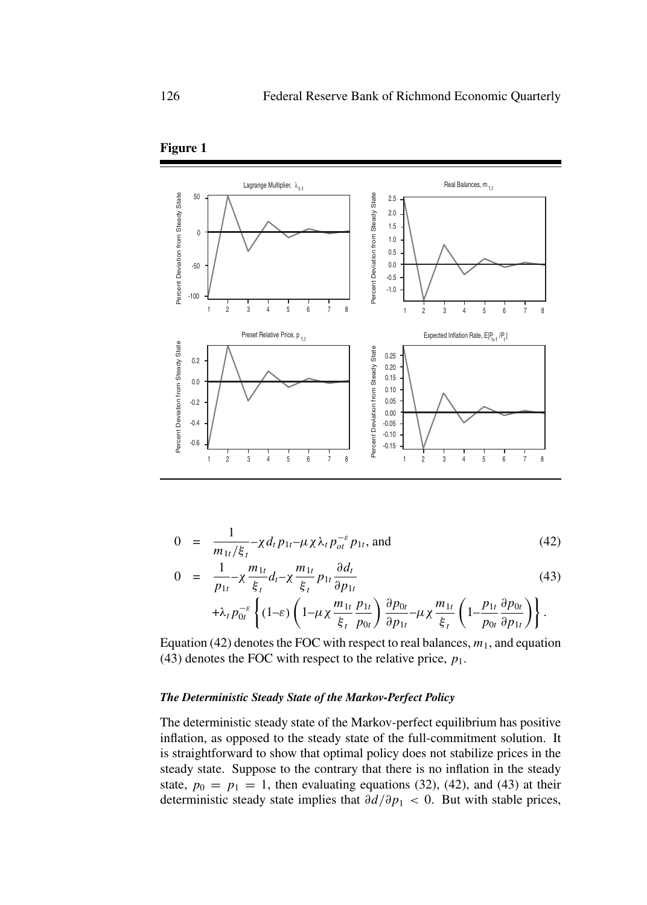**Figure 1**

$$0 = \frac{1}{m_{1t}/\xi_t} - \chi d_t p_{1t} - \mu \chi \lambda_t p_{ot}^{-\varepsilon} p_{1t}, \text{ and} \tag{42}$$

$$\begin{aligned} 0 = {} & \frac{1}{p_{1t}} - \chi \frac{m_{1t}}{\xi_t} d_t - \chi \frac{m_{1t}}{\xi_t} p_{1t} \frac{\partial d_t}{\partial p_{1t}} \\ & + \lambda_t p_{0t}^{-\varepsilon} \left\{ (1-\varepsilon) \left( 1 - \mu \chi \frac{m_{1t}}{\xi_t} \frac{p_{1t}}{p_{0t}} \right) \frac{\partial p_{0t}}{\partial p_{1t}} - \mu \chi \frac{m_{1t}}{\xi_t} \left( 1 - \frac{p_{1t}}{p_{0t}} \frac{\partial p_{0t}}{\partial p_{1t}} \right) \right\}. \end{aligned} \tag{43}$$

Equation (42) denotes the FOC with respect to real balances, $m_1$, and equation (43) denotes the FOC with respect to the relative price, $p_1$.

### *The Deterministic Steady State of the Markov-Perfect Policy*

The deterministic steady state of the Markov-perfect equilibrium has positive inflation, as opposed to the steady state of the full-commitment solution. It is straightforward to show that optimal policy does not stabilize prices in the steady state. Suppose to the contrary that there is no inflation in the steady state, $p_0 = p_1 = 1$, then evaluating equations (32), (42), and (43) at their deterministic steady state implies that $\partial d/\partial p_1 < 0$. But with stable prices,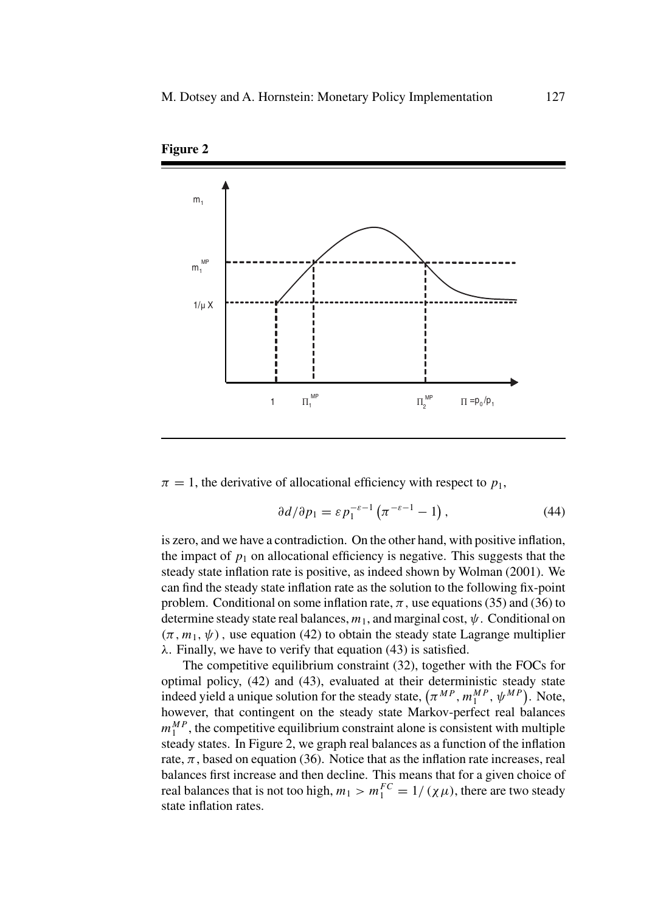**Figure 2**

$\pi = 1$, the derivative of allocational efficiency with respect to $p_1$,

$$\partial d/\partial p_1 = \varepsilon p_1^{-\varepsilon-1}\left(\pi^{-\varepsilon-1} - 1\right), \tag{44}$$

is zero, and we have a contradiction. On the other hand, with positive inflation, the impact of $p_1$ on allocational efficiency is negative. This suggests that the steady state inflation rate is positive, as indeed shown by Wolman (2001). We can find the steady state inflation rate as the solution to the following fix-point problem. Conditional on some inflation rate, $\pi$, use equations (35) and (36) to determine steady state real balances, $m_1$, and marginal cost, $\psi$. Conditional on $(\pi, m_1, \psi)$, use equation (42) to obtain the steady state Lagrange multiplier $\lambda$. Finally, we have to verify that equation (43) is satisfied.

The competitive equilibrium constraint (32), together with the FOCs for optimal policy, (42) and (43), evaluated at their deterministic steady state indeed yield a unique solution for the steady state, $\left(\pi^{MP}, m_1^{MP}, \psi^{MP}\right)$. Note, however, that contingent on the steady state Markov-perfect real balances $m_1^{MP}$, the competitive equilibrium constraint alone is consistent with multiple steady states. In Figure 2, we graph real balances as a function of the inflation rate, $\pi$, based on equation (36). Notice that as the inflation rate increases, real balances first increase and then decline. This means that for a given choice of real balances that is not too high, $m_1 > m_1^{FC} = 1/(\chi\mu)$, there are two steady state inflation rates.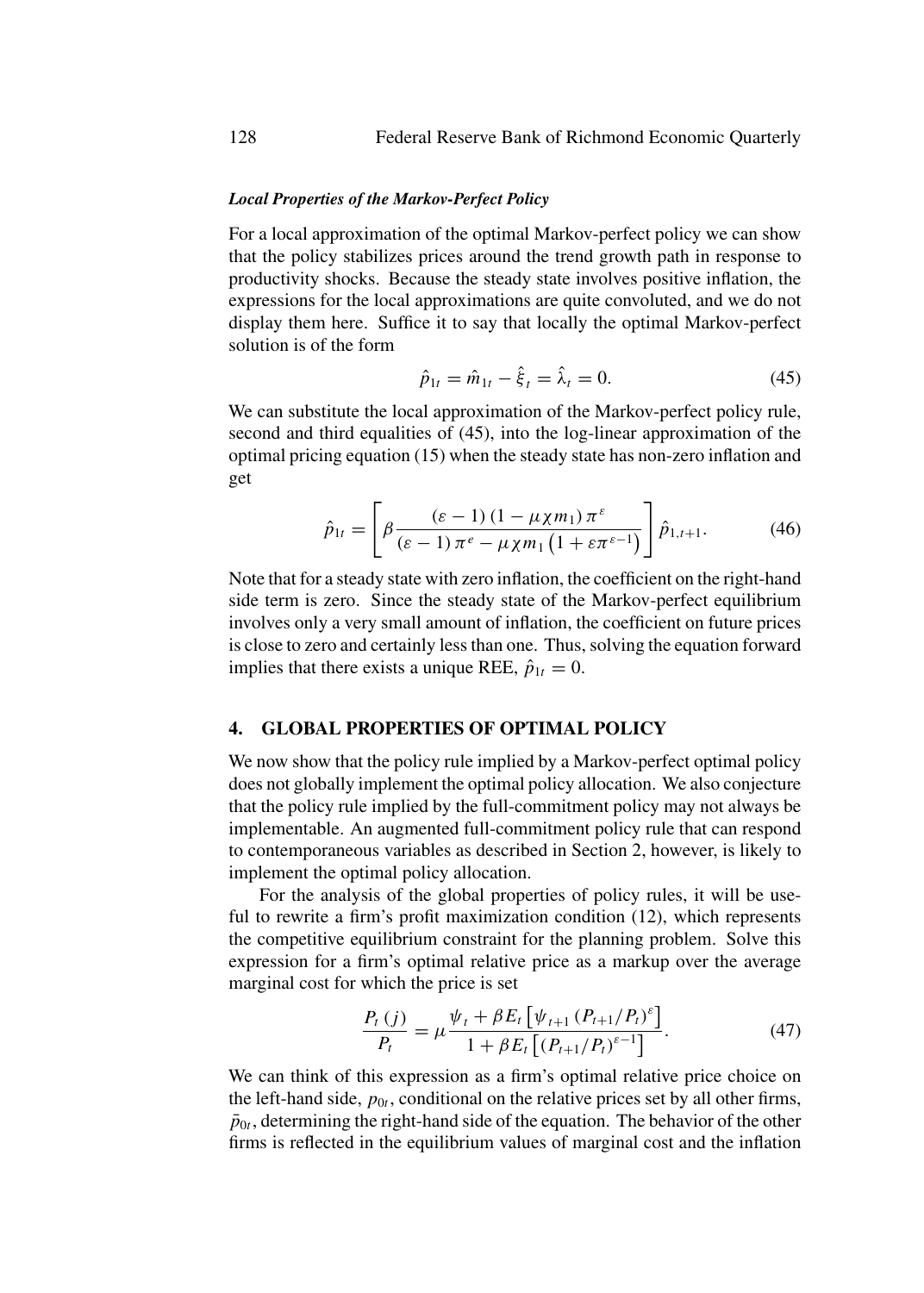***Local Properties of the Markov-Perfect Policy***

For a local approximation of the optimal Markov-perfect policy we can show that the policy stabilizes prices around the trend growth path in response to productivity shocks. Because the steady state involves positive inflation, the expressions for the local approximations are quite convoluted, and we do not display them here. Suffice it to say that locally the optimal Markov-perfect solution is of the form

$$\hat{p}_{1t} = \hat{m}_{1t} - \hat{\xi}_t = \hat{\lambda}_t = 0. \tag{45}$$

We can substitute the local approximation of the Markov-perfect policy rule, second and third equalities of (45), into the log-linear approximation of the optimal pricing equation (15) when the steady state has non-zero inflation and get

$$\hat{p}_{1t} = \left[ \beta \frac{(\varepsilon - 1)(1 - \mu \chi m_1) \pi^{\varepsilon}}{(\varepsilon - 1) \pi^{e} - \mu \chi m_1 \left(1 + \varepsilon \pi^{\varepsilon - 1}\right)} \right] \hat{p}_{1,t+1}. \tag{46}$$

Note that for a steady state with zero inflation, the coefficient on the right-hand side term is zero. Since the steady state of the Markov-perfect equilibrium involves only a very small amount of inflation, the coefficient on future prices is close to zero and certainly less than one. Thus, solving the equation forward implies that there exists a unique REE, $\hat{p}_{1t} = 0$.

## 4. GLOBAL PROPERTIES OF OPTIMAL POLICY

We now show that the policy rule implied by a Markov-perfect optimal policy does not globally implement the optimal policy allocation. We also conjecture that the policy rule implied by the full-commitment policy may not always be implementable. An augmented full-commitment policy rule that can respond to contemporaneous variables as described in Section 2, however, is likely to implement the optimal policy allocation.

For the analysis of the global properties of policy rules, it will be useful to rewrite a firm's profit maximization condition (12), which represents the competitive equilibrium constraint for the planning problem. Solve this expression for a firm's optimal relative price as a markup over the average marginal cost for which the price is set

$$\frac{P_t(j)}{P_t} = \mu \frac{\psi_t + \beta E_t \left[ \psi_{t+1} \left( P_{t+1}/P_t \right)^{\varepsilon} \right]}{1 + \beta E_t \left[ \left( P_{t+1}/P_t \right)^{\varepsilon - 1} \right]}. \tag{47}$$

We can think of this expression as a firm's optimal relative price choice on the left-hand side, $p_{0t}$, conditional on the relative prices set by all other firms, $\bar{p}_{0t}$, determining the right-hand side of the equation. The behavior of the other firms is reflected in the equilibrium values of marginal cost and the inflation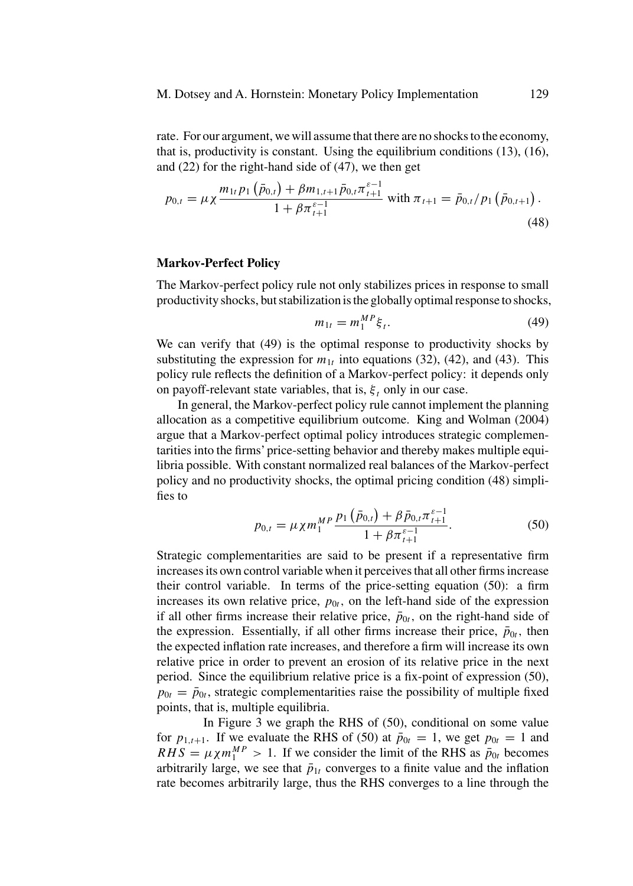rate. For our argument, we will assume that there are no shocks to the economy, that is, productivity is constant. Using the equilibrium conditions (13), (16), and (22) for the right-hand side of (47), we then get

$$p_{0,t} = \mu \chi \frac{m_{1t} p_1 \left(\bar{p}_{0,t}\right) + \beta m_{1,t+1} \bar{p}_{0,t} \pi_{t+1}^{\varepsilon-1}}{1 + \beta \pi_{t+1}^{\varepsilon-1}} \text{ with } \pi_{t+1} = \bar{p}_{0,t} / p_1 \left(\bar{p}_{0,t+1}\right). \tag{48}$$

### Markov-Perfect Policy

The Markov-perfect policy rule not only stabilizes prices in response to small productivity shocks, but stabilization is the globally optimal response to shocks,

$$m_{1t} = m_1^{MP} \xi_t. \tag{49}$$

We can verify that (49) is the optimal response to productivity shocks by substituting the expression for $m_{1t}$ into equations (32), (42), and (43). This policy rule reflects the definition of a Markov-perfect policy: it depends only on payoff-relevant state variables, that is, $\xi_t$ only in our case.

In general, the Markov-perfect policy rule cannot implement the planning allocation as a competitive equilibrium outcome. King and Wolman (2004) argue that a Markov-perfect optimal policy introduces strategic complementarities into the firms' price-setting behavior and thereby makes multiple equilibria possible. With constant normalized real balances of the Markov-perfect policy and no productivity shocks, the optimal pricing condition (48) simplifies to

$$p_{0,t} = \mu \chi m_1^{MP} \frac{p_1 \left(\bar{p}_{0,t}\right) + \beta \bar{p}_{0,t} \pi_{t+1}^{\varepsilon-1}}{1 + \beta \pi_{t+1}^{\varepsilon-1}}. \tag{50}$$

Strategic complementarities are said to be present if a representative firm increases its own control variable when it perceives that all other firms increase their control variable. In terms of the price-setting equation (50): a firm increases its own relative price, $p_{0t}$, on the left-hand side of the expression if all other firms increase their relative price, $\bar{p}_{0t}$, on the right-hand side of the expression. Essentially, if all other firms increase their price, $\bar{p}_{0t}$, then the expected inflation rate increases, and therefore a firm will increase its own relative price in order to prevent an erosion of its relative price in the next period. Since the equilibrium relative price is a fix-point of expression (50), $p_{0t} = \bar{p}_{0t}$, strategic complementarities raise the possibility of multiple fixed points, that is, multiple equilibria.

In Figure 3 we graph the RHS of (50), conditional on some value for $p_{1,t+1}$. If we evaluate the RHS of (50) at $\bar{p}_{0t} = 1$, we get $p_{0t} = 1$ and $RHS = \mu \chi m_1^{MP} > 1$. If we consider the limit of the RHS as $\bar{p}_{0t}$ becomes arbitrarily large, we see that $\bar{p}_{1t}$ converges to a finite value and the inflation rate becomes arbitrarily large, thus the RHS converges to a line through the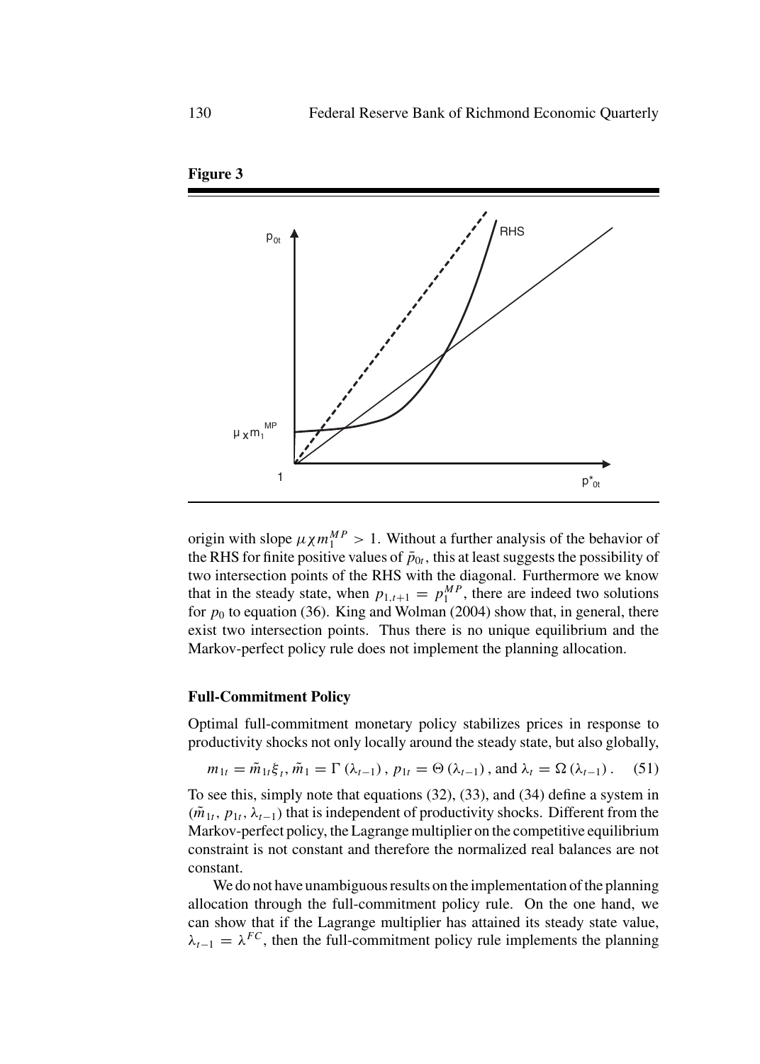**Figure 3**

origin with slope $\mu\chi m_1^{MP} > 1$. Without a further analysis of the behavior of the RHS for finite positive values of $\bar{p}_{0t}$, this at least suggests the possibility of two intersection points of the RHS with the diagonal. Furthermore we know that in the steady state, when $p_{1,t+1} = p_1^{MP}$, there are indeed two solutions for $p_0$ to equation (36). King and Wolman (2004) show that, in general, there exist two intersection points. Thus there is no unique equilibrium and the Markov-perfect policy rule does not implement the planning allocation.

### Full-Commitment Policy

Optimal full-commitment monetary policy stabilizes prices in response to productivity shocks not only locally around the steady state, but also globally,

$$m_{1t} = \tilde{m}_{1t}\xi_t, \tilde{m}_1 = \Gamma(\lambda_{t-1}), p_{1t} = \Theta(\lambda_{t-1}), \text{ and } \lambda_t = \Omega(\lambda_{t-1}). \quad (51)$$

To see this, simply note that equations (32), (33), and (34) define a system in $(\tilde{m}_{1t}, p_{1t}, \lambda_{t-1})$ that is independent of productivity shocks. Different from the Markov-perfect policy, the Lagrange multiplier on the competitive equilibrium constraint is not constant and therefore the normalized real balances are not constant.

We do not have unambiguous results on the implementation of the planning allocation through the full-commitment policy rule. On the one hand, we can show that if the Lagrange multiplier has attained its steady state value, $\lambda_{t-1} = \lambda^{FC}$, then the full-commitment policy rule implements the planning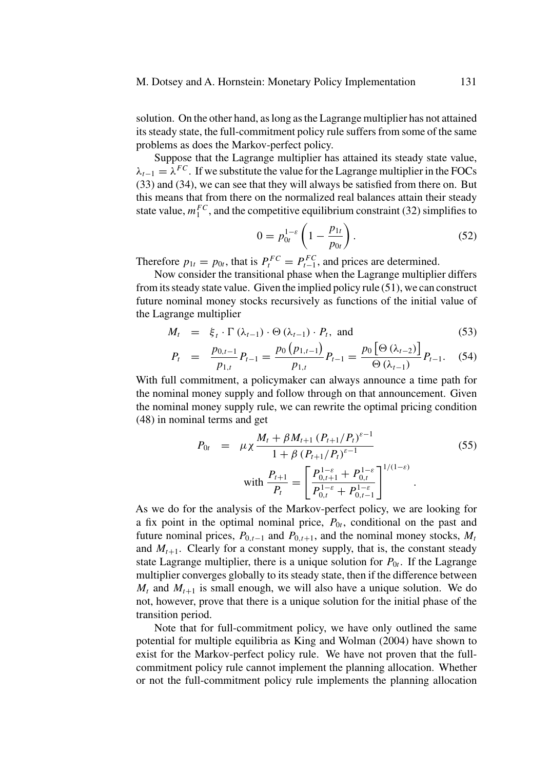solution. On the other hand, as long as the Lagrange multiplier has not attained its steady state, the full-commitment policy rule suffers from some of the same problems as does the Markov-perfect policy.

Suppose that the Lagrange multiplier has attained its steady state value, $\lambda_{t-1} = \lambda^{FC}$. If we substitute the value for the Lagrange multiplier in the FOCs (33) and (34), we can see that they will always be satisfied from there on. But this means that from there on the normalized real balances attain their steady state value, $m_1^{FC}$, and the competitive equilibrium constraint (32) simplifies to

$$0 = p_{0t}^{1-\varepsilon}\left(1 - \frac{p_{1t}}{p_{0t}}\right). \tag{52}$$

Therefore $p_{1t} = p_{0t}$, that is $P_t^{FC} = P_{t-1}^{FC}$, and prices are determined.

Now consider the transitional phase when the Lagrange multiplier differs from its steady state value. Given the implied policy rule (51), we can construct future nominal money stocks recursively as functions of the initial value of the Lagrange multiplier

$$M_t = \xi_t \cdot \Gamma(\lambda_{t-1}) \cdot \Theta(\lambda_{t-1}) \cdot P_t, \text{ and} \tag{53}$$

$$P_t = \frac{p_{0,t-1}}{p_{1,t}} P_{t-1} = \frac{p_0\left(p_{1,t-1}\right)}{p_{1,t}} P_{t-1} = \frac{p_0\left[\Theta\left(\lambda_{t-2}\right)\right]}{\Theta\left(\lambda_{t-1}\right)} P_{t-1}. \tag{54}$$

With full commitment, a policymaker can always announce a time path for the nominal money supply and follow through on that announcement. Given the nominal money supply rule, we can rewrite the optimal pricing condition (48) in nominal terms and get

$$P_{0t} = \mu\chi \frac{M_t + \beta M_{t+1}\left(P_{t+1}/P_t\right)^{\varepsilon-1}}{1 + \beta\left(P_{t+1}/P_t\right)^{\varepsilon-1}} \tag{55}$$

$$\text{with } \frac{P_{t+1}}{P_t} = \left[\frac{P_{0,t+1}^{1-\varepsilon} + P_{0,t}^{1-\varepsilon}}{P_{0,t}^{1-\varepsilon} + P_{0,t-1}^{1-\varepsilon}}\right]^{1/(1-\varepsilon)}.$$

As we do for the analysis of the Markov-perfect policy, we are looking for a fix point in the optimal nominal price, $P_{0t}$, conditional on the past and future nominal prices, $P_{0,t-1}$ and $P_{0,t+1}$, and the nominal money stocks, $M_t$ and $M_{t+1}$. Clearly for a constant money supply, that is, the constant steady state Lagrange multiplier, there is a unique solution for $P_{0t}$. If the Lagrange multiplier converges globally to its steady state, then if the difference between $M_t$ and $M_{t+1}$ is small enough, we will also have a unique solution. We do not, however, prove that there is a unique solution for the initial phase of the transition period.

Note that for full-commitment policy, we have only outlined the same potential for multiple equilibria as King and Wolman (2004) have shown to exist for the Markov-perfect policy rule. We have not proven that the full-commitment policy rule cannot implement the planning allocation. Whether or not the full-commitment policy rule implements the planning allocation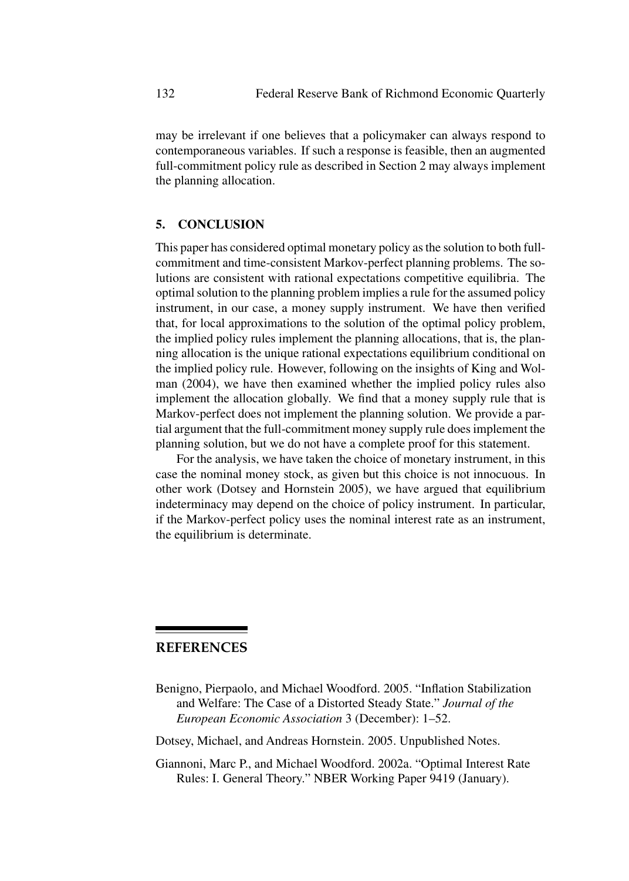may be irrelevant if one believes that a policymaker can always respond to contemporaneous variables. If such a response is feasible, then an augmented full-commitment policy rule as described in Section 2 may always implement the planning allocation.

## 5. CONCLUSION

This paper has considered optimal monetary policy as the solution to both full-commitment and time-consistent Markov-perfect planning problems. The solutions are consistent with rational expectations competitive equilibria. The optimal solution to the planning problem implies a rule for the assumed policy instrument, in our case, a money supply instrument. We have then verified that, for local approximations to the solution of the optimal policy problem, the implied policy rules implement the planning allocations, that is, the planning allocation is the unique rational expectations equilibrium conditional on the implied policy rule. However, following on the insights of King and Wolman (2004), we have then examined whether the implied policy rules also implement the allocation globally. We find that a money supply rule that is Markov-perfect does not implement the planning solution. We provide a partial argument that the full-commitment money supply rule does implement the planning solution, but we do not have a complete proof for this statement.

For the analysis, we have taken the choice of monetary instrument, in this case the nominal money stock, as given but this choice is not innocuous. In other work (Dotsey and Hornstein 2005), we have argued that equilibrium indeterminacy may depend on the choice of policy instrument. In particular, if the Markov-perfect policy uses the nominal interest rate as an instrument, the equilibrium is determinate.

## REFERENCES

Benigno, Pierpaolo, and Michael Woodford. 2005. "Inflation Stabilization and Welfare: The Case of a Distorted Steady State." *Journal of the European Economic Association* 3 (December): 1–52.

Dotsey, Michael, and Andreas Hornstein. 2005. Unpublished Notes.

Giannoni, Marc P., and Michael Woodford. 2002a. "Optimal Interest Rate Rules: I. General Theory." NBER Working Paper 9419 (January).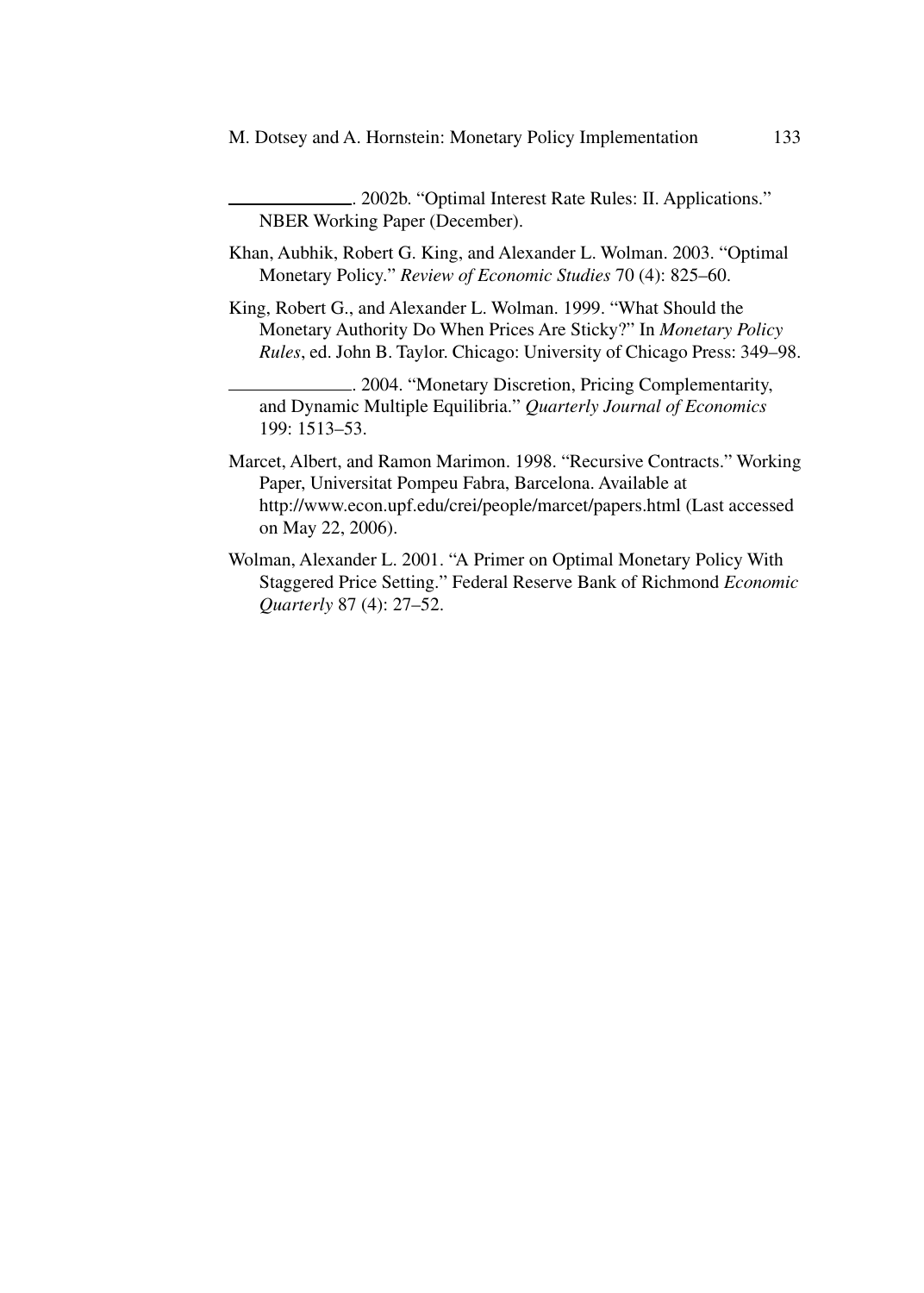———. 2002b. "Optimal Interest Rate Rules: II. Applications." NBER Working Paper (December).

Khan, Aubhik, Robert G. King, and Alexander L. Wolman. 2003. "Optimal Monetary Policy." *Review of Economic Studies* 70 (4): 825–60.

King, Robert G., and Alexander L. Wolman. 1999. "What Should the Monetary Authority Do When Prices Are Sticky?" In *Monetary Policy Rules*, ed. John B. Taylor. Chicago: University of Chicago Press: 349–98.

———. 2004. "Monetary Discretion, Pricing Complementarity, and Dynamic Multiple Equilibria." *Quarterly Journal of Economics* 199: 1513–53.

Marcet, Albert, and Ramon Marimon. 1998. "Recursive Contracts." Working Paper, Universitat Pompeu Fabra, Barcelona. Available at http://www.econ.upf.edu/crei/people/marcet/papers.html (Last accessed on May 22, 2006).

Wolman, Alexander L. 2001. "A Primer on Optimal Monetary Policy With Staggered Price Setting." Federal Reserve Bank of Richmond *Economic Quarterly* 87 (4): 27–52.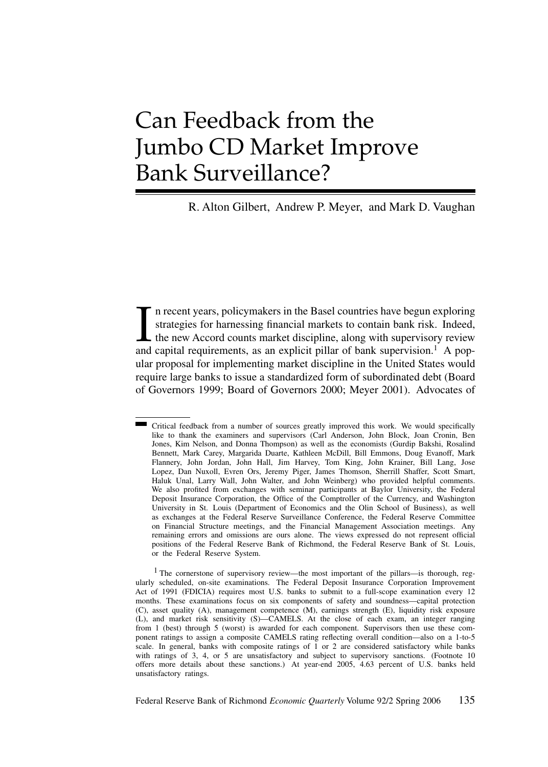# Can Feedback from the Jumbo CD Market Improve Bank Surveillance?

R. Alton Gilbert, Andrew P. Meyer, and Mark D. Vaughan

In recent years, policymakers in the Basel countries have begun exploring strategies for harnessing financial markets to contain bank risk. Indeed, the new Accord counts market discipline, along with supervisory review and capital requirements, as an explicit pillar of bank supervision.[1] A popular proposal for implementing market discipline in the United States would require large banks to issue a standardized form of subordinated debt (Board of Governors 1999; Board of Governors 2000; Meyer 2001). Advocates of

---

Critical feedback from a number of sources greatly improved this work. We would specifically like to thank the examiners and supervisors (Carl Anderson, John Block, Joan Cronin, Ben Jones, Kim Nelson, and Donna Thompson) as well as the economists (Gurdip Bakshi, Rosalind Bennett, Mark Carey, Margarida Duarte, Kathleen McDill, Bill Emmons, Doug Evanoff, Mark Flannery, John Jordan, John Hall, Jim Harvey, Tom King, John Krainer, Bill Lang, Jose Lopez, Dan Nuxoll, Evren Ors, Jeremy Piger, James Thomson, Sherrill Shaffer, Scott Smart, Haluk Unal, Larry Wall, John Walter, and John Weinberg) who provided helpful comments. We also profited from exchanges with seminar participants at Baylor University, the Federal Deposit Insurance Corporation, the Office of the Comptroller of the Currency, and Washington University in St. Louis (Department of Economics and the Olin School of Business), as well as exchanges at the Federal Reserve Surveillance Conference, the Federal Reserve Committee on Financial Structure meetings, and the Financial Management Association meetings. Any remaining errors and omissions are ours alone. The views expressed do not represent official positions of the Federal Reserve Bank of Richmond, the Federal Reserve Bank of St. Louis, or the Federal Reserve System.

[1] The cornerstone of supervisory review—the most important of the pillars—is thorough, regularly scheduled, on-site examinations. The Federal Deposit Insurance Corporation Improvement Act of 1991 (FDICIA) requires most U.S. banks to submit to a full-scope examination every 12 months. These examinations focus on six components of safety and soundness—capital protection (C), asset quality (A), management competence (M), earnings strength (E), liquidity risk exposure (L), and market risk sensitivity (S)—CAMELS. At the close of each exam, an integer ranging from 1 (best) through 5 (worst) is awarded for each component. Supervisors then use these component ratings to assign a composite CAMELS rating reflecting overall condition—also on a 1-to-5 scale. In general, banks with composite ratings of 1 or 2 are considered satisfactory while banks with ratings of 3, 4, or 5 are unsatisfactory and subject to supervisory sanctions. (Footnote 10 offers more details about these sanctions.) At year-end 2005, 4.63 percent of U.S. banks held unsatisfactory ratings.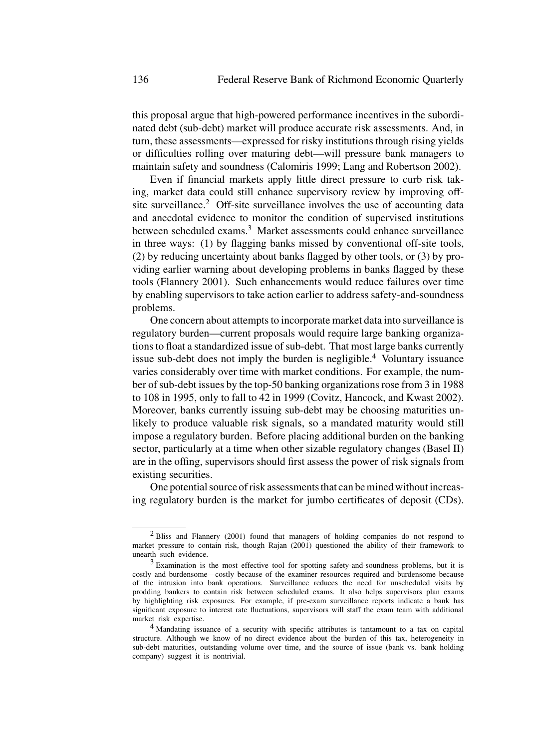this proposal argue that high-powered performance incentives in the subordinated debt (sub-debt) market will produce accurate risk assessments. And, in turn, these assessments—expressed for risky institutions through rising yields or difficulties rolling over maturing debt—will pressure bank managers to maintain safety and soundness (Calomiris 1999; Lang and Robertson 2002).

Even if financial markets apply little direct pressure to curb risk taking, market data could still enhance supervisory review by improving off-site surveillance.[2] Off-site surveillance involves the use of accounting data and anecdotal evidence to monitor the condition of supervised institutions between scheduled exams.[3] Market assessments could enhance surveillance in three ways: (1) by flagging banks missed by conventional off-site tools, (2) by reducing uncertainty about banks flagged by other tools, or (3) by providing earlier warning about developing problems in banks flagged by these tools (Flannery 2001). Such enhancements would reduce failures over time by enabling supervisors to take action earlier to address safety-and-soundness problems.

One concern about attempts to incorporate market data into surveillance is regulatory burden—current proposals would require large banking organizations to float a standardized issue of sub-debt. That most large banks currently issue sub-debt does not imply the burden is negligible.[4] Voluntary issuance varies considerably over time with market conditions. For example, the number of sub-debt issues by the top-50 banking organizations rose from 3 in 1988 to 108 in 1995, only to fall to 42 in 1999 (Covitz, Hancock, and Kwast 2002). Moreover, banks currently issuing sub-debt may be choosing maturities unlikely to produce valuable risk signals, so a mandated maturity would still impose a regulatory burden. Before placing additional burden on the banking sector, particularly at a time when other sizable regulatory changes (Basel II) are in the offing, supervisors should first assess the power of risk signals from existing securities.

One potential source of risk assessments that can be mined without increasing regulatory burden is the market for jumbo certificates of deposit (CDs).

---

[2] Bliss and Flannery (2001) found that managers of holding companies do not respond to market pressure to contain risk, though Rajan (2001) questioned the ability of their framework to unearth such evidence.

[3] Examination is the most effective tool for spotting safety-and-soundness problems, but it is costly and burdensome—costly because of the examiner resources required and burdensome because of the intrusion into bank operations. Surveillance reduces the need for unscheduled visits by prodding bankers to contain risk between scheduled exams. It also helps supervisors plan exams by highlighting risk exposures. For example, if pre-exam surveillance reports indicate a bank has significant exposure to interest rate fluctuations, supervisors will staff the exam team with additional market risk expertise.

[4] Mandating issuance of a security with specific attributes is tantamount to a tax on capital structure. Although we know of no direct evidence about the burden of this tax, heterogeneity in sub-debt maturities, outstanding volume over time, and the source of issue (bank vs. bank holding company) suggest it is nontrivial.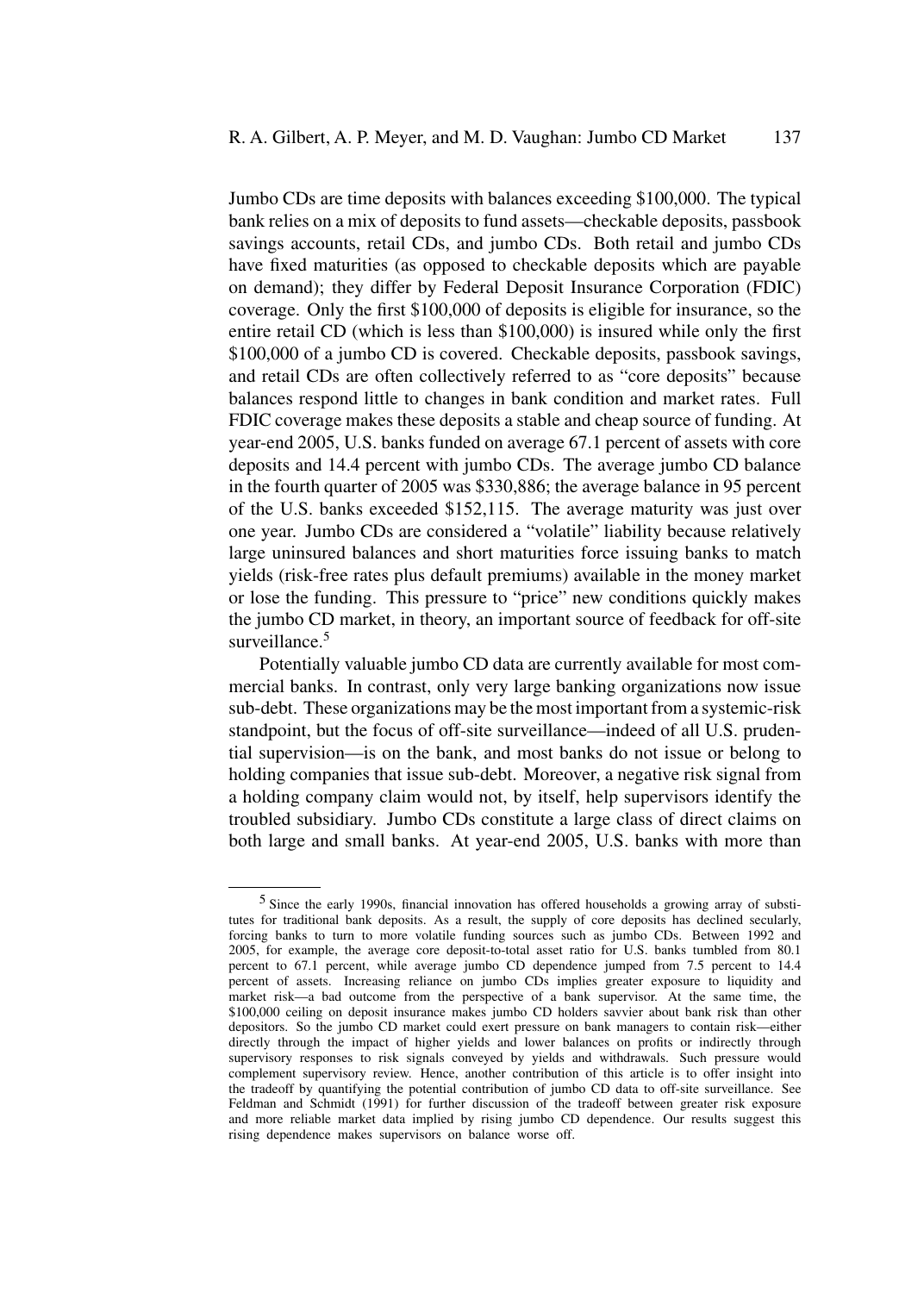Jumbo CDs are time deposits with balances exceeding $100,000. The typical bank relies on a mix of deposits to fund assets—checkable deposits, passbook savings accounts, retail CDs, and jumbo CDs. Both retail and jumbo CDs have fixed maturities (as opposed to checkable deposits which are payable on demand); they differ by Federal Deposit Insurance Corporation (FDIC) coverage. Only the first $100,000 of deposits is eligible for insurance, so the entire retail CD (which is less than $100,000) is insured while only the first $100,000 of a jumbo CD is covered. Checkable deposits, passbook savings, and retail CDs are often collectively referred to as "core deposits" because balances respond little to changes in bank condition and market rates. Full FDIC coverage makes these deposits a stable and cheap source of funding. At year-end 2005, U.S. banks funded on average 67.1 percent of assets with core deposits and 14.4 percent with jumbo CDs. The average jumbo CD balance in the fourth quarter of 2005 was $330,886; the average balance in 95 percent of the U.S. banks exceeded $152,115. The average maturity was just over one year. Jumbo CDs are considered a "volatile" liability because relatively large uninsured balances and short maturities force issuing banks to match yields (risk-free rates plus default premiums) available in the money market or lose the funding. This pressure to "price" new conditions quickly makes the jumbo CD market, in theory, an important source of feedback for off-site surveillance.[5]

Potentially valuable jumbo CD data are currently available for most commercial banks. In contrast, only very large banking organizations now issue sub-debt. These organizations may be the most important from a systemic-risk standpoint, but the focus of off-site surveillance—indeed of all U.S. prudential supervision—is on the bank, and most banks do not issue or belong to holding companies that issue sub-debt. Moreover, a negative risk signal from a holding company claim would not, by itself, help supervisors identify the troubled subsidiary. Jumbo CDs constitute a large class of direct claims on both large and small banks. At year-end 2005, U.S. banks with more than

[5] Since the early 1990s, financial innovation has offered households a growing array of substitutes for traditional bank deposits. As a result, the supply of core deposits has declined secularly, forcing banks to turn to more volatile funding sources such as jumbo CDs. Between 1992 and 2005, for example, the average core deposit-to-total asset ratio for U.S. banks tumbled from 80.1 percent to 67.1 percent, while average jumbo CD dependence jumped from 7.5 percent to 14.4 percent of assets. Increasing reliance on jumbo CDs implies greater exposure to liquidity and market risk—a bad outcome from the perspective of a bank supervisor. At the same time, the $100,000 ceiling on deposit insurance makes jumbo CD holders savvier about bank risk than other depositors. So the jumbo CD market could exert pressure on bank managers to contain risk—either directly through the impact of higher yields and lower balances on profits or indirectly through supervisory responses to risk signals conveyed by yields and withdrawals. Such pressure would complement supervisory review. Hence, another contribution of this article is to offer insight into the tradeoff by quantifying the potential contribution of jumbo CD data to off-site surveillance. See Feldman and Schmidt (1991) for further discussion of the tradeoff between greater risk exposure and more reliable market data implied by rising jumbo CD dependence. Our results suggest this rising dependence makes supervisors on balance worse off.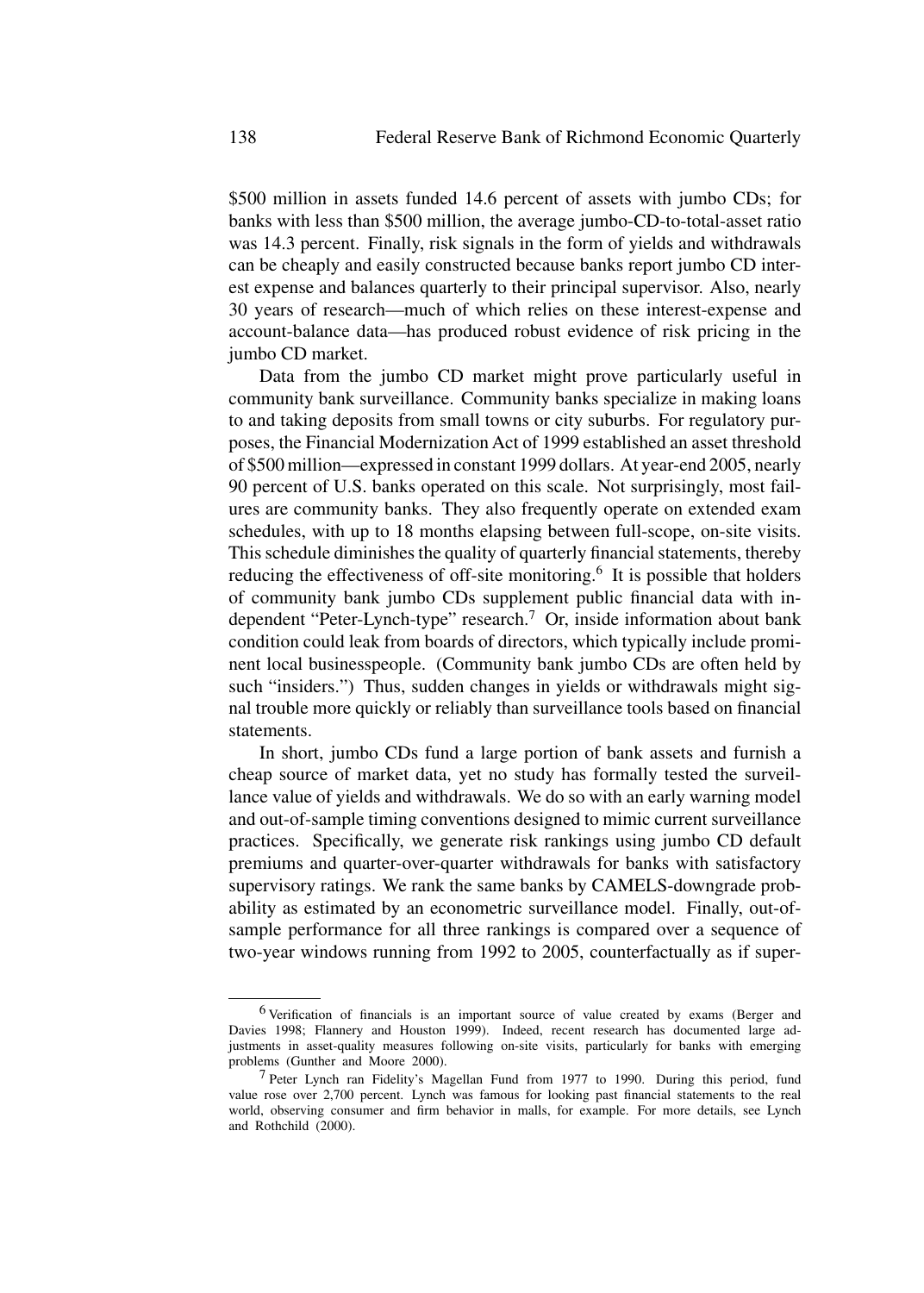$500 million in assets funded 14.6 percent of assets with jumbo CDs; for banks with less than $500 million, the average jumbo-CD-to-total-asset ratio was 14.3 percent. Finally, risk signals in the form of yields and withdrawals can be cheaply and easily constructed because banks report jumbo CD interest expense and balances quarterly to their principal supervisor. Also, nearly 30 years of research—much of which relies on these interest-expense and account-balance data—has produced robust evidence of risk pricing in the jumbo CD market.

Data from the jumbo CD market might prove particularly useful in community bank surveillance. Community banks specialize in making loans to and taking deposits from small towns or city suburbs. For regulatory purposes, the Financial Modernization Act of 1999 established an asset threshold of $500 million—expressed in constant 1999 dollars. At year-end 2005, nearly 90 percent of U.S. banks operated on this scale. Not surprisingly, most failures are community banks. They also frequently operate on extended exam schedules, with up to 18 months elapsing between full-scope, on-site visits. This schedule diminishes the quality of quarterly financial statements, thereby reducing the effectiveness of off-site monitoring.[6] It is possible that holders of community bank jumbo CDs supplement public financial data with independent "Peter-Lynch-type" research.[7] Or, inside information about bank condition could leak from boards of directors, which typically include prominent local businesspeople. (Community bank jumbo CDs are often held by such "insiders.") Thus, sudden changes in yields or withdrawals might signal trouble more quickly or reliably than surveillance tools based on financial statements.

In short, jumbo CDs fund a large portion of bank assets and furnish a cheap source of market data, yet no study has formally tested the surveillance value of yields and withdrawals. We do so with an early warning model and out-of-sample timing conventions designed to mimic current surveillance practices. Specifically, we generate risk rankings using jumbo CD default premiums and quarter-over-quarter withdrawals for banks with satisfactory supervisory ratings. We rank the same banks by CAMELS-downgrade probability as estimated by an econometric surveillance model. Finally, out-of-sample performance for all three rankings is compared over a sequence of two-year windows running from 1992 to 2005, counterfactually as if super-

---

[6] Verification of financials is an important source of value created by exams (Berger and Davies 1998; Flannery and Houston 1999). Indeed, recent research has documented large adjustments in asset-quality measures following on-site visits, particularly for banks with emerging problems (Gunther and Moore 2000).

[7] Peter Lynch ran Fidelity's Magellan Fund from 1977 to 1990. During this period, fund value rose over 2,700 percent. Lynch was famous for looking past financial statements to the real world, observing consumer and firm behavior in malls, for example. For more details, see Lynch and Rothchild (2000).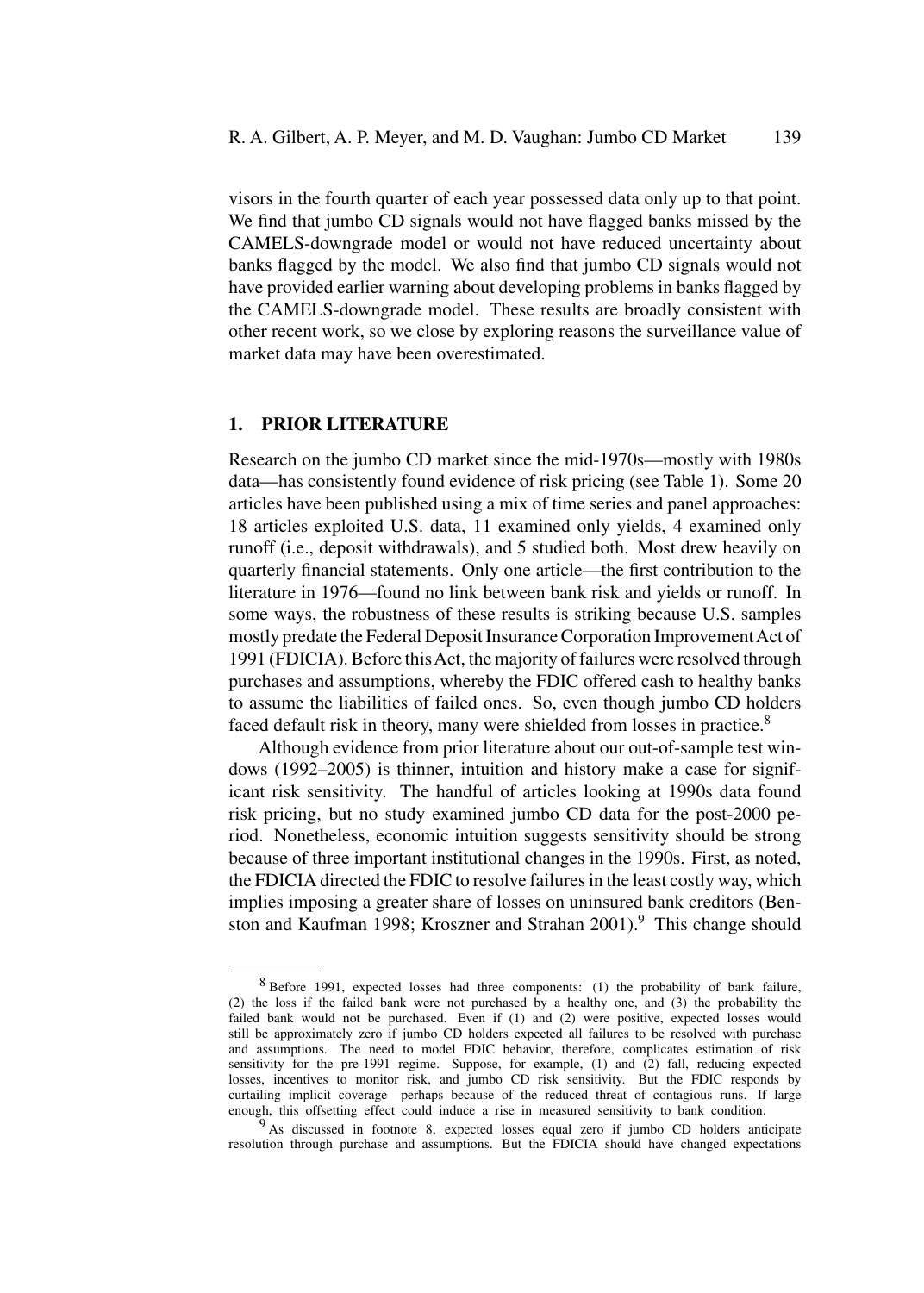visors in the fourth quarter of each year possessed data only up to that point. We find that jumbo CD signals would not have flagged banks missed by the CAMELS-downgrade model or would not have reduced uncertainty about banks flagged by the model. We also find that jumbo CD signals would not have provided earlier warning about developing problems in banks flagged by the CAMELS-downgrade model. These results are broadly consistent with other recent work, so we close by exploring reasons the surveillance value of market data may have been overestimated.

## 1. PRIOR LITERATURE

Research on the jumbo CD market since the mid-1970s—mostly with 1980s data—has consistently found evidence of risk pricing (see Table 1). Some 20 articles have been published using a mix of time series and panel approaches: 18 articles exploited U.S. data, 11 examined only yields, 4 examined only runoff (i.e., deposit withdrawals), and 5 studied both. Most drew heavily on quarterly financial statements. Only one article—the first contribution to the literature in 1976—found no link between bank risk and yields or runoff. In some ways, the robustness of these results is striking because U.S. samples mostly predate the Federal Deposit Insurance Corporation Improvement Act of 1991 (FDICIA). Before this Act, the majority of failures were resolved through purchases and assumptions, whereby the FDIC offered cash to healthy banks to assume the liabilities of failed ones. So, even though jumbo CD holders faced default risk in theory, many were shielded from losses in practice.[8]

Although evidence from prior literature about our out-of-sample test windows (1992–2005) is thinner, intuition and history make a case for significant risk sensitivity. The handful of articles looking at 1990s data found risk pricing, but no study examined jumbo CD data for the post-2000 period. Nonetheless, economic intuition suggests sensitivity should be strong because of three important institutional changes in the 1990s. First, as noted, the FDICIA directed the FDIC to resolve failures in the least costly way, which implies imposing a greater share of losses on uninsured bank creditors (Benston and Kaufman 1998; Kroszner and Strahan 2001).[9] This change should

[8] Before 1991, expected losses had three components: (1) the probability of bank failure, (2) the loss if the failed bank were not purchased by a healthy one, and (3) the probability the failed bank would not be purchased. Even if (1) and (2) were positive, expected losses would still be approximately zero if jumbo CD holders expected all failures to be resolved with purchase and assumptions. The need to model FDIC behavior, therefore, complicates estimation of risk sensitivity for the pre-1991 regime. Suppose, for example, (1) and (2) fall, reducing expected losses, incentives to monitor risk, and jumbo CD risk sensitivity. But the FDIC responds by curtailing implicit coverage—perhaps because of the reduced threat of contagious runs. If large enough, this offsetting effect could induce a rise in measured sensitivity to bank condition.

[9] As discussed in footnote 8, expected losses equal zero if jumbo CD holders anticipate resolution through purchase and assumptions. But the FDICIA should have changed expectations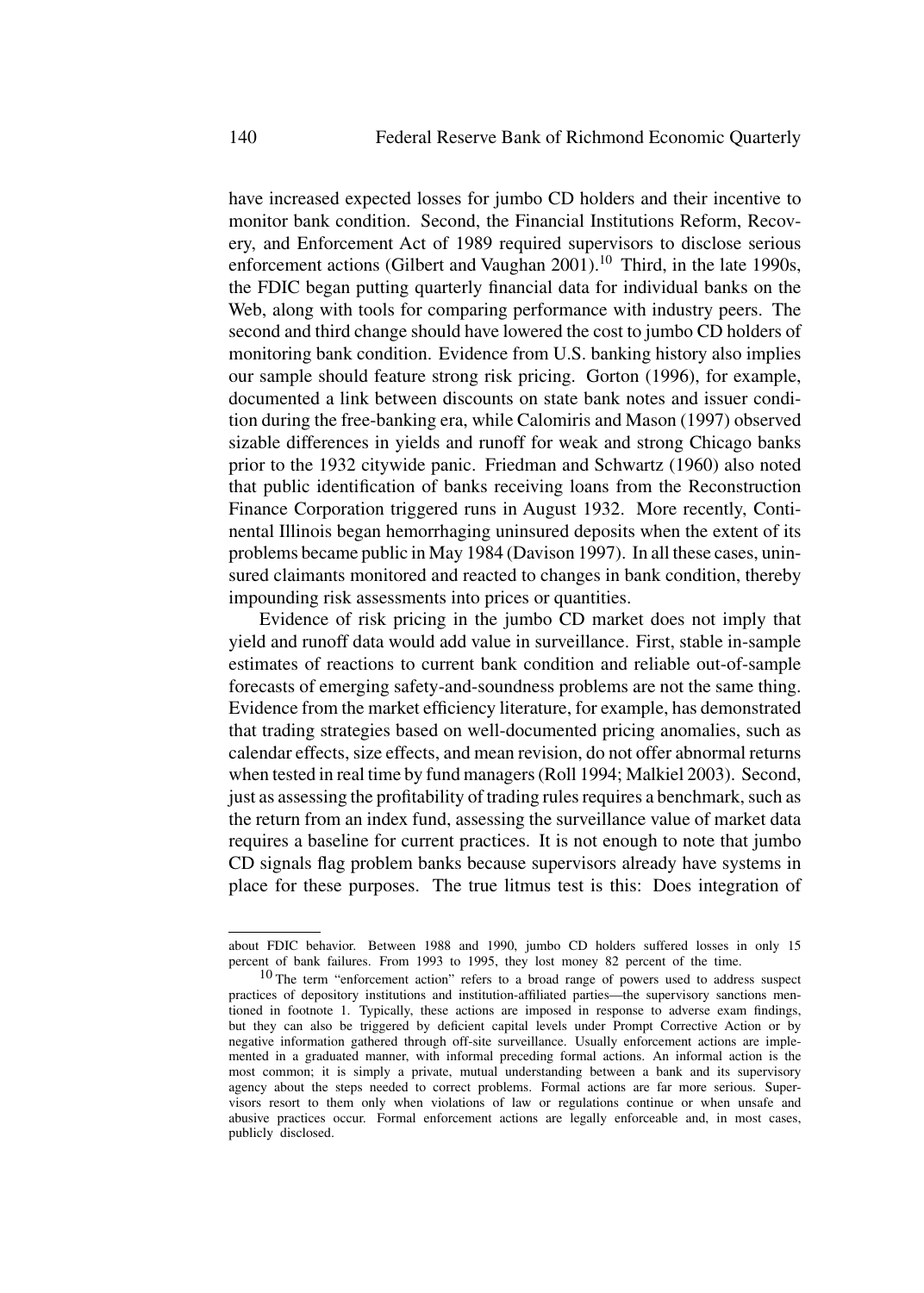have increased expected losses for jumbo CD holders and their incentive to monitor bank condition. Second, the Financial Institutions Reform, Recovery, and Enforcement Act of 1989 required supervisors to disclose serious enforcement actions (Gilbert and Vaughan 2001).[10] Third, in the late 1990s, the FDIC began putting quarterly financial data for individual banks on the Web, along with tools for comparing performance with industry peers. The second and third change should have lowered the cost to jumbo CD holders of monitoring bank condition. Evidence from U.S. banking history also implies our sample should feature strong risk pricing. Gorton (1996), for example, documented a link between discounts on state bank notes and issuer condition during the free-banking era, while Calomiris and Mason (1997) observed sizable differences in yields and runoff for weak and strong Chicago banks prior to the 1932 citywide panic. Friedman and Schwartz (1960) also noted that public identification of banks receiving loans from the Reconstruction Finance Corporation triggered runs in August 1932. More recently, Continental Illinois began hemorrhaging uninsured deposits when the extent of its problems became public in May 1984 (Davison 1997). In all these cases, uninsured claimants monitored and reacted to changes in bank condition, thereby impounding risk assessments into prices or quantities.

Evidence of risk pricing in the jumbo CD market does not imply that yield and runoff data would add value in surveillance. First, stable in-sample estimates of reactions to current bank condition and reliable out-of-sample forecasts of emerging safety-and-soundness problems are not the same thing. Evidence from the market efficiency literature, for example, has demonstrated that trading strategies based on well-documented pricing anomalies, such as calendar effects, size effects, and mean revision, do not offer abnormal returns when tested in real time by fund managers (Roll 1994; Malkiel 2003). Second, just as assessing the profitability of trading rules requires a benchmark, such as the return from an index fund, assessing the surveillance value of market data requires a baseline for current practices. It is not enough to note that jumbo CD signals flag problem banks because supervisors already have systems in place for these purposes. The true litmus test is this: Does integration of

---

about FDIC behavior. Between 1988 and 1990, jumbo CD holders suffered losses in only 15 percent of bank failures. From 1993 to 1995, they lost money 82 percent of the time.

[10] The term "enforcement action" refers to a broad range of powers used to address suspect practices of depository institutions and institution-affiliated parties—the supervisory sanctions mentioned in footnote 1. Typically, these actions are imposed in response to adverse exam findings, but they can also be triggered by deficient capital levels under Prompt Corrective Action or by negative information gathered through off-site surveillance. Usually enforcement actions are implemented in a graduated manner, with informal preceding formal actions. An informal action is the most common; it is simply a private, mutual understanding between a bank and its supervisory agency about the steps needed to correct problems. Formal actions are far more serious. Supervisors resort to them only when violations of law or regulations continue or when unsafe and abusive practices occur. Formal enforcement actions are legally enforceable and, in most cases, publicly disclosed.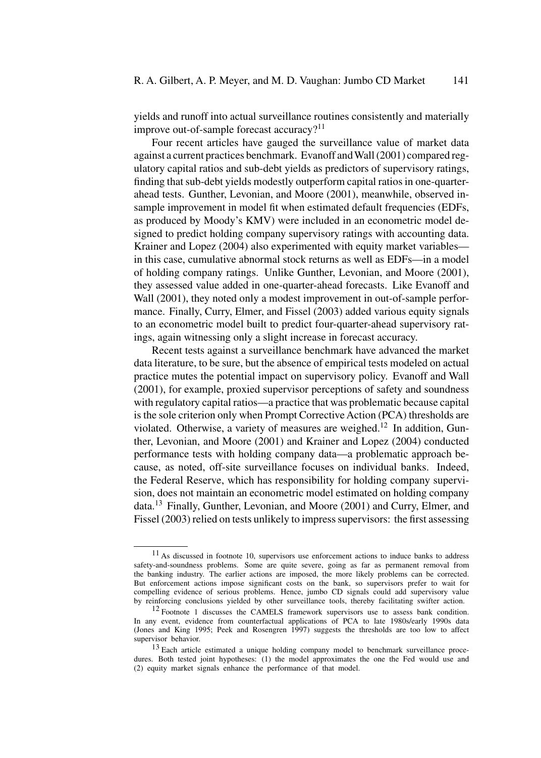yields and runoff into actual surveillance routines consistently and materially improve out-of-sample forecast accuracy?[11]

Four recent articles have gauged the surveillance value of market data against a current practices benchmark. Evanoff and Wall (2001) compared regulatory capital ratios and sub-debt yields as predictors of supervisory ratings, finding that sub-debt yields modestly outperform capital ratios in one-quarter-ahead tests. Gunther, Levonian, and Moore (2001), meanwhile, observed in-sample improvement in model fit when estimated default frequencies (EDFs, as produced by Moody's KMV) were included in an econometric model designed to predict holding company supervisory ratings with accounting data. Krainer and Lopez (2004) also experimented with equity market variables—in this case, cumulative abnormal stock returns as well as EDFs—in a model of holding company ratings. Unlike Gunther, Levonian, and Moore (2001), they assessed value added in one-quarter-ahead forecasts. Like Evanoff and Wall (2001), they noted only a modest improvement in out-of-sample performance. Finally, Curry, Elmer, and Fissel (2003) added various equity signals to an econometric model built to predict four-quarter-ahead supervisory ratings, again witnessing only a slight increase in forecast accuracy.

Recent tests against a surveillance benchmark have advanced the market data literature, to be sure, but the absence of empirical tests modeled on actual practice mutes the potential impact on supervisory policy. Evanoff and Wall (2001), for example, proxied supervisor perceptions of safety and soundness with regulatory capital ratios—a practice that was problematic because capital is the sole criterion only when Prompt Corrective Action (PCA) thresholds are violated. Otherwise, a variety of measures are weighed.[12] In addition, Gunther, Levonian, and Moore (2001) and Krainer and Lopez (2004) conducted performance tests with holding company data—a problematic approach because, as noted, off-site surveillance focuses on individual banks. Indeed, the Federal Reserve, which has responsibility for holding company supervision, does not maintain an econometric model estimated on holding company data.[13] Finally, Gunther, Levonian, and Moore (2001) and Curry, Elmer, and Fissel (2003) relied on tests unlikely to impress supervisors: the first assessing

[11] As discussed in footnote 10, supervisors use enforcement actions to induce banks to address safety-and-soundness problems. Some are quite severe, going as far as permanent removal from the banking industry. The earlier actions are imposed, the more likely problems can be corrected. But enforcement actions impose significant costs on the bank, so supervisors prefer to wait for compelling evidence of serious problems. Hence, jumbo CD signals could add supervisory value by reinforcing conclusions yielded by other surveillance tools, thereby facilitating swifter action.

[12] Footnote 1 discusses the CAMELS framework supervisors use to assess bank condition. In any event, evidence from counterfactual applications of PCA to late 1980s/early 1990s data (Jones and King 1995; Peek and Rosengren 1997) suggests the thresholds are too low to affect supervisor behavior.

[13] Each article estimated a unique holding company model to benchmark surveillance procedures. Both tested joint hypotheses: (1) the model approximates the one the Fed would use and (2) equity market signals enhance the performance of that model.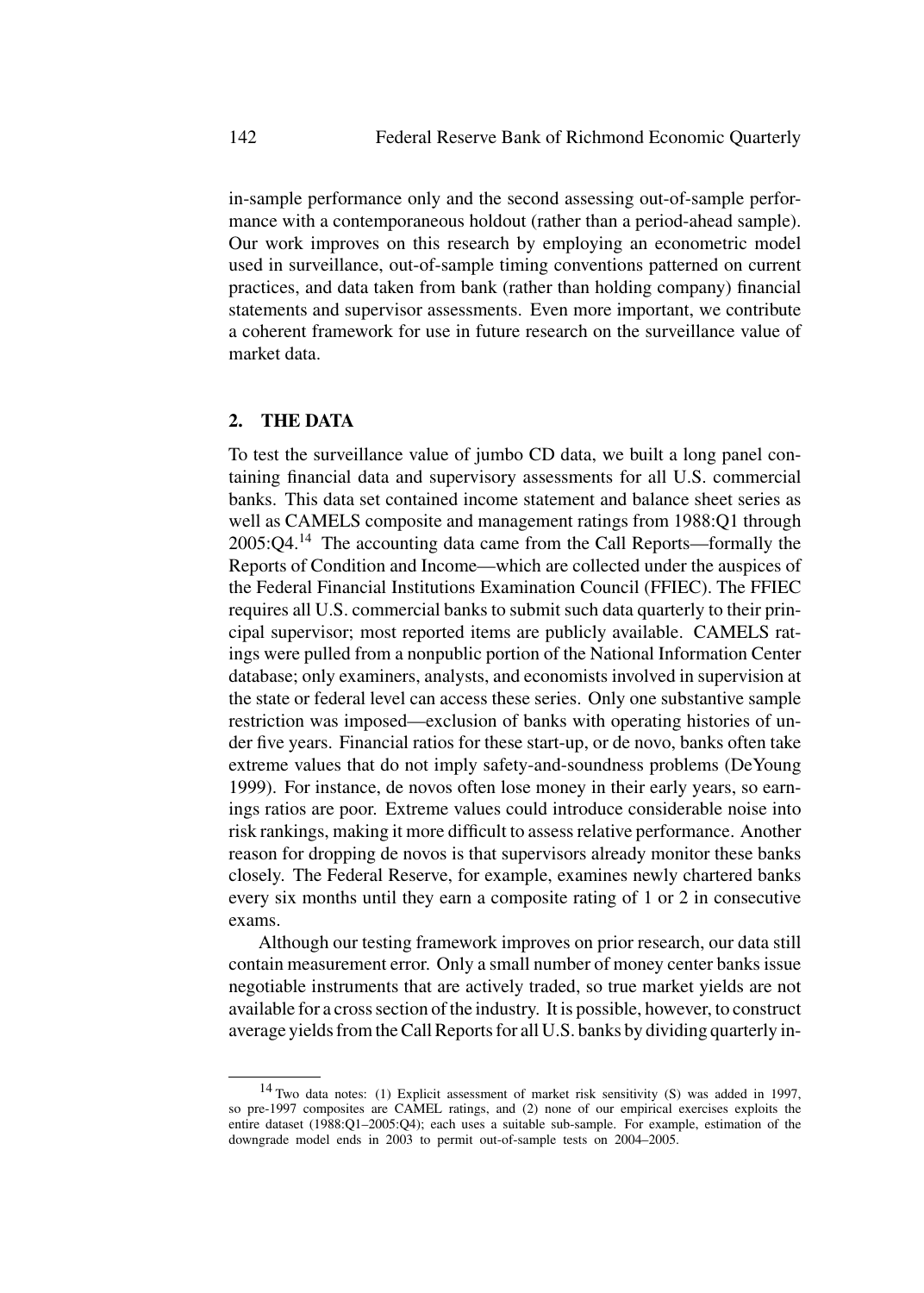in-sample performance only and the second assessing out-of-sample performance with a contemporaneous holdout (rather than a period-ahead sample). Our work improves on this research by employing an econometric model used in surveillance, out-of-sample timing conventions patterned on current practices, and data taken from bank (rather than holding company) financial statements and supervisor assessments. Even more important, we contribute a coherent framework for use in future research on the surveillance value of market data.

## 2. THE DATA

To test the surveillance value of jumbo CD data, we built a long panel containing financial data and supervisory assessments for all U.S. commercial banks. This data set contained income statement and balance sheet series as well as CAMELS composite and management ratings from 1988:Q1 through 2005:Q4.[14] The accounting data came from the Call Reports—formally the Reports of Condition and Income—which are collected under the auspices of the Federal Financial Institutions Examination Council (FFIEC). The FFIEC requires all U.S. commercial banks to submit such data quarterly to their principal supervisor; most reported items are publicly available. CAMELS ratings were pulled from a nonpublic portion of the National Information Center database; only examiners, analysts, and economists involved in supervision at the state or federal level can access these series. Only one substantive sample restriction was imposed—exclusion of banks with operating histories of under five years. Financial ratios for these start-up, or de novo, banks often take extreme values that do not imply safety-and-soundness problems (DeYoung 1999). For instance, de novos often lose money in their early years, so earnings ratios are poor. Extreme values could introduce considerable noise into risk rankings, making it more difficult to assess relative performance. Another reason for dropping de novos is that supervisors already monitor these banks closely. The Federal Reserve, for example, examines newly chartered banks every six months until they earn a composite rating of 1 or 2 in consecutive exams.

Although our testing framework improves on prior research, our data still contain measurement error. Only a small number of money center banks issue negotiable instruments that are actively traded, so true market yields are not available for a cross section of the industry. It is possible, however, to construct average yields from the Call Reports for all U.S. banks by dividing quarterly in-

[14] Two data notes: (1) Explicit assessment of market risk sensitivity (S) was added in 1997, so pre-1997 composites are CAMEL ratings, and (2) none of our empirical exercises exploits the entire dataset (1988:Q1–2005:Q4); each uses a suitable sub-sample. For example, estimation of the downgrade model ends in 2003 to permit out-of-sample tests on 2004–2005.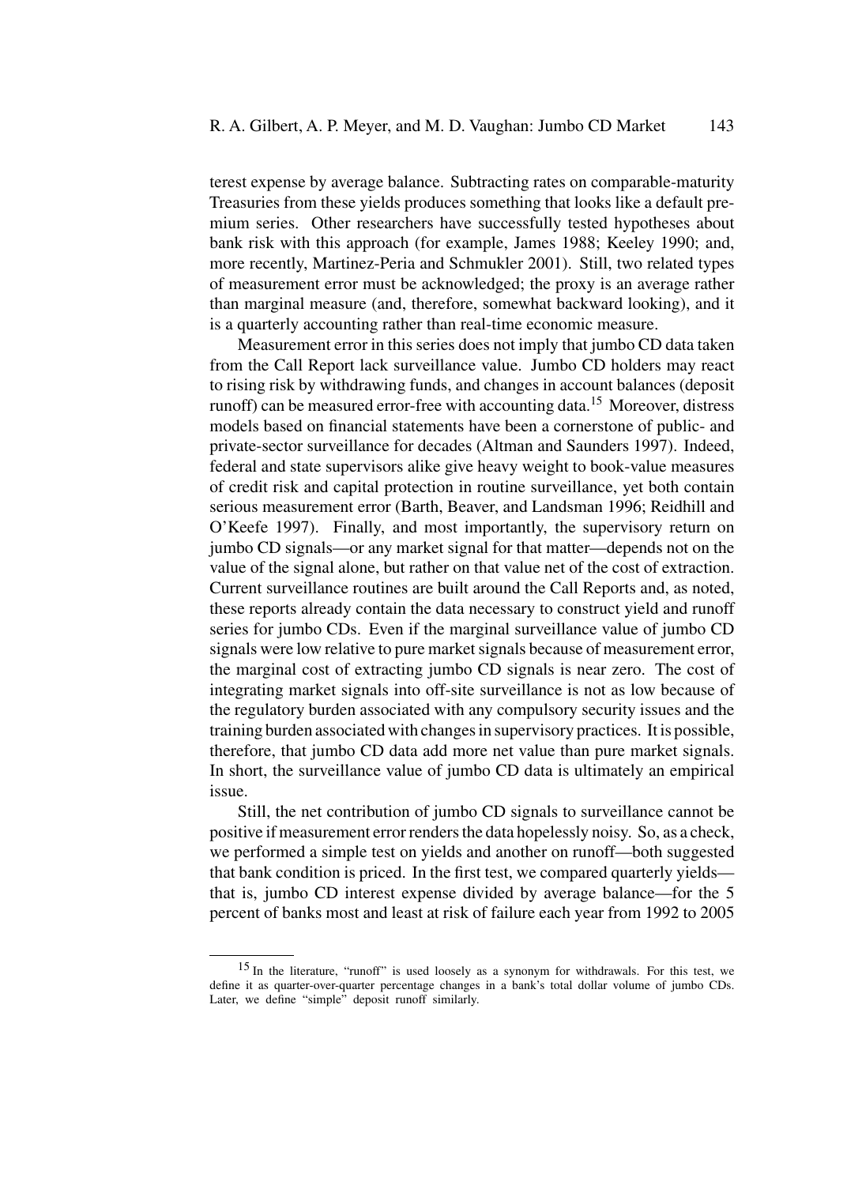terest expense by average balance. Subtracting rates on comparable-maturity Treasuries from these yields produces something that looks like a default premium series. Other researchers have successfully tested hypotheses about bank risk with this approach (for example, James 1988; Keeley 1990; and, more recently, Martinez-Peria and Schmukler 2001). Still, two related types of measurement error must be acknowledged; the proxy is an average rather than marginal measure (and, therefore, somewhat backward looking), and it is a quarterly accounting rather than real-time economic measure.

Measurement error in this series does not imply that jumbo CD data taken from the Call Report lack surveillance value. Jumbo CD holders may react to rising risk by withdrawing funds, and changes in account balances (deposit runoff) can be measured error-free with accounting data.[15] Moreover, distress models based on financial statements have been a cornerstone of public- and private-sector surveillance for decades (Altman and Saunders 1997). Indeed, federal and state supervisors alike give heavy weight to book-value measures of credit risk and capital protection in routine surveillance, yet both contain serious measurement error (Barth, Beaver, and Landsman 1996; Reidhill and O'Keefe 1997). Finally, and most importantly, the supervisory return on jumbo CD signals—or any market signal for that matter—depends not on the value of the signal alone, but rather on that value net of the cost of extraction. Current surveillance routines are built around the Call Reports and, as noted, these reports already contain the data necessary to construct yield and runoff series for jumbo CDs. Even if the marginal surveillance value of jumbo CD signals were low relative to pure market signals because of measurement error, the marginal cost of extracting jumbo CD signals is near zero. The cost of integrating market signals into off-site surveillance is not as low because of the regulatory burden associated with any compulsory security issues and the training burden associated with changes in supervisory practices. It is possible, therefore, that jumbo CD data add more net value than pure market signals. In short, the surveillance value of jumbo CD data is ultimately an empirical issue.

Still, the net contribution of jumbo CD signals to surveillance cannot be positive if measurement error renders the data hopelessly noisy. So, as a check, we performed a simple test on yields and another on runoff—both suggested that bank condition is priced. In the first test, we compared quarterly yields—that is, jumbo CD interest expense divided by average balance—for the 5 percent of banks most and least at risk of failure each year from 1992 to 2005

[15] In the literature, "runoff" is used loosely as a synonym for withdrawals. For this test, we define it as quarter-over-quarter percentage changes in a bank's total dollar volume of jumbo CDs. Later, we define "simple" deposit runoff similarly.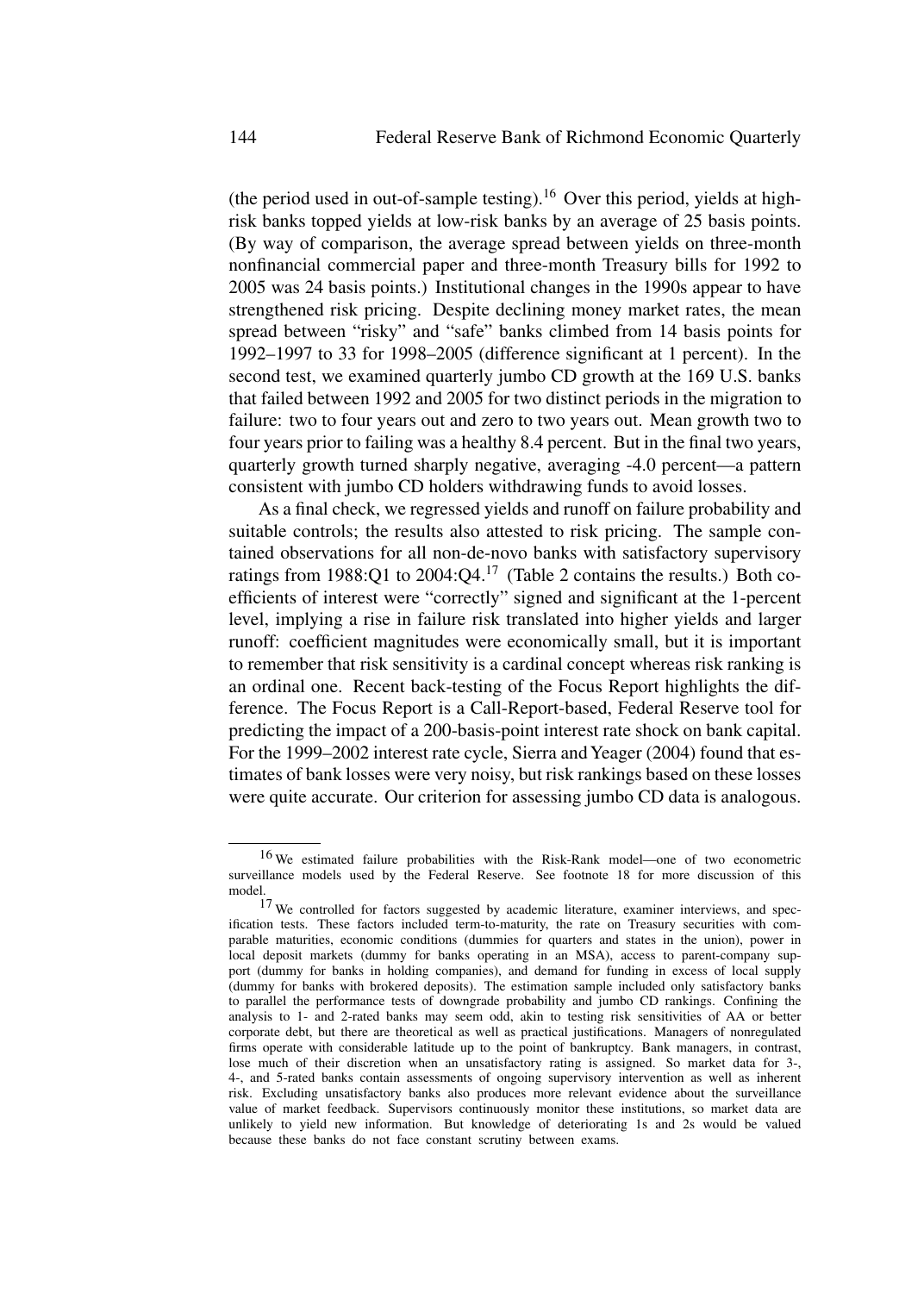(the period used in out-of-sample testing).[16] Over this period, yields at high-risk banks topped yields at low-risk banks by an average of 25 basis points. (By way of comparison, the average spread between yields on three-month nonfinancial commercial paper and three-month Treasury bills for 1992 to 2005 was 24 basis points.) Institutional changes in the 1990s appear to have strengthened risk pricing. Despite declining money market rates, the mean spread between "risky" and "safe" banks climbed from 14 basis points for 1992–1997 to 33 for 1998–2005 (difference significant at 1 percent). In the second test, we examined quarterly jumbo CD growth at the 169 U.S. banks that failed between 1992 and 2005 for two distinct periods in the migration to failure: two to four years out and zero to two years out. Mean growth two to four years prior to failing was a healthy 8.4 percent. But in the final two years, quarterly growth turned sharply negative, averaging -4.0 percent—a pattern consistent with jumbo CD holders withdrawing funds to avoid losses.

As a final check, we regressed yields and runoff on failure probability and suitable controls; the results also attested to risk pricing. The sample contained observations for all non-de-novo banks with satisfactory supervisory ratings from 1988:Q1 to 2004:Q4.[17] (Table 2 contains the results.) Both coefficients of interest were "correctly" signed and significant at the 1-percent level, implying a rise in failure risk translated into higher yields and larger runoff: coefficient magnitudes were economically small, but it is important to remember that risk sensitivity is a cardinal concept whereas risk ranking is an ordinal one. Recent back-testing of the Focus Report highlights the difference. The Focus Report is a Call-Report-based, Federal Reserve tool for predicting the impact of a 200-basis-point interest rate shock on bank capital. For the 1999–2002 interest rate cycle, Sierra and Yeager (2004) found that estimates of bank losses were very noisy, but risk rankings based on these losses were quite accurate. Our criterion for assessing jumbo CD data is analogous.

---

[16] We estimated failure probabilities with the Risk-Rank model—one of two econometric surveillance models used by the Federal Reserve. See footnote 18 for more discussion of this model.

[17] We controlled for factors suggested by academic literature, examiner interviews, and specification tests. These factors included term-to-maturity, the rate on Treasury securities with comparable maturities, economic conditions (dummies for quarters and states in the union), power in local deposit markets (dummy for banks operating in an MSA), access to parent-company support (dummy for banks in holding companies), and demand for funding in excess of local supply (dummy for banks with brokered deposits). The estimation sample included only satisfactory banks to parallel the performance tests of downgrade probability and jumbo CD rankings. Confining the analysis to 1- and 2-rated banks may seem odd, akin to testing risk sensitivities of AA or better corporate debt, but there are theoretical as well as practical justifications. Managers of nonregulated firms operate with considerable latitude up to the point of bankruptcy. Bank managers, in contrast, lose much of their discretion when an unsatisfactory rating is assigned. So market data for 3-, 4-, and 5-rated banks contain assessments of ongoing supervisory intervention as well as inherent risk. Excluding unsatisfactory banks also produces more relevant evidence about the surveillance value of market feedback. Supervisors continuously monitor these institutions, so market data are unlikely to yield new information. But knowledge of deteriorating 1s and 2s would be valued because these banks do not face constant scrutiny between exams.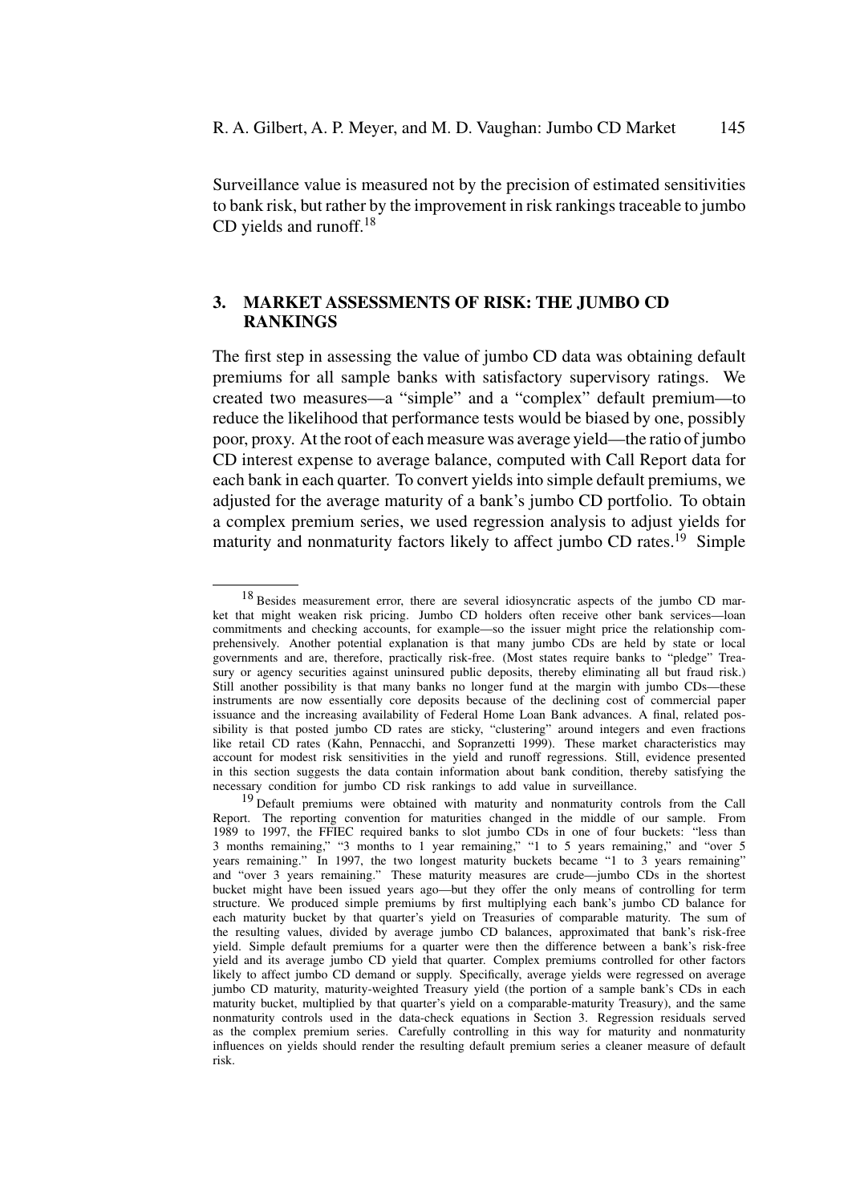Surveillance value is measured not by the precision of estimated sensitivities to bank risk, but rather by the improvement in risk rankings traceable to jumbo CD yields and runoff.[18]

## 3. MARKET ASSESSMENTS OF RISK: THE JUMBO CD RANKINGS

The first step in assessing the value of jumbo CD data was obtaining default premiums for all sample banks with satisfactory supervisory ratings. We created two measures—a "simple" and a "complex" default premium—to reduce the likelihood that performance tests would be biased by one, possibly poor, proxy. At the root of each measure was average yield—the ratio of jumbo CD interest expense to average balance, computed with Call Report data for each bank in each quarter. To convert yields into simple default premiums, we adjusted for the average maturity of a bank's jumbo CD portfolio. To obtain a complex premium series, we used regression analysis to adjust yields for maturity and nonmaturity factors likely to affect jumbo CD rates.[19] Simple

---

[18] Besides measurement error, there are several idiosyncratic aspects of the jumbo CD market that might weaken risk pricing. Jumbo CD holders often receive other bank services—loan commitments and checking accounts, for example—so the issuer might price the relationship comprehensively. Another potential explanation is that many jumbo CDs are held by state or local governments and are, therefore, practically risk-free. (Most states require banks to "pledge" Treasury or agency securities against uninsured public deposits, thereby eliminating all but fraud risk.) Still another possibility is that many banks no longer fund at the margin with jumbo CDs—these instruments are now essentially core deposits because of the declining cost of commercial paper issuance and the increasing availability of Federal Home Loan Bank advances. A final, related possibility is that posted jumbo CD rates are sticky, "clustering" around integers and even fractions like retail CD rates (Kahn, Pennacchi, and Sopranzetti 1999). These market characteristics may account for modest risk sensitivities in the yield and runoff regressions. Still, evidence presented in this section suggests the data contain information about bank condition, thereby satisfying the necessary condition for jumbo CD risk rankings to add value in surveillance.

[19] Default premiums were obtained with maturity and nonmaturity controls from the Call Report. The reporting convention for maturities changed in the middle of our sample. From 1989 to 1997, the FFIEC required banks to slot jumbo CDs in one of four buckets: "less than 3 months remaining," "3 months to 1 year remaining," "1 to 5 years remaining," and "over 5 years remaining." In 1997, the two longest maturity buckets became "1 to 3 years remaining" and "over 3 years remaining." These maturity measures are crude—jumbo CDs in the shortest bucket might have been issued years ago—but they offer the only means of controlling for term structure. We produced simple premiums by first multiplying each bank's jumbo CD balance for each maturity bucket by that quarter's yield on Treasuries of comparable maturity. The sum of the resulting values, divided by average jumbo CD balances, approximated that bank's risk-free yield. Simple default premiums for a quarter were then the difference between a bank's risk-free yield and its average jumbo CD yield that quarter. Complex premiums controlled for other factors likely to affect jumbo CD demand or supply. Specifically, average yields were regressed on average jumbo CD maturity, maturity-weighted Treasury yield (the portion of a sample bank's CDs in each maturity bucket, multiplied by that quarter's yield on a comparable-maturity Treasury), and the same nonmaturity controls used in the data-check equations in Section 3. Regression residuals served as the complex premium series. Carefully controlling in this way for maturity and nonmaturity influences on yields should render the resulting default premium series a cleaner measure of default risk.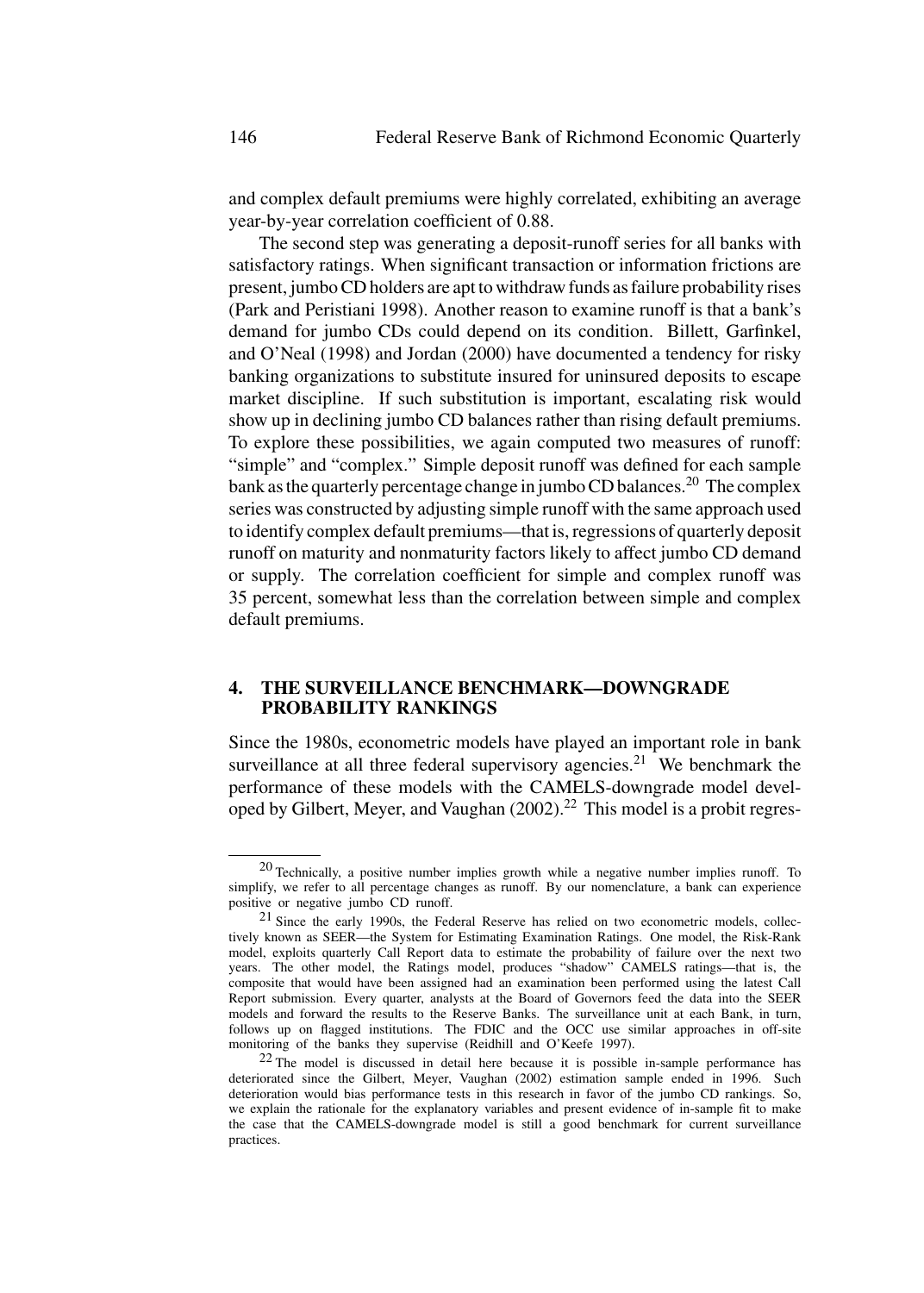and complex default premiums were highly correlated, exhibiting an average year-by-year correlation coefficient of 0.88.

The second step was generating a deposit-runoff series for all banks with satisfactory ratings. When significant transaction or information frictions are present, jumbo CD holders are apt to withdraw funds as failure probability rises (Park and Peristiani 1998). Another reason to examine runoff is that a bank's demand for jumbo CDs could depend on its condition. Billett, Garfinkel, and O'Neal (1998) and Jordan (2000) have documented a tendency for risky banking organizations to substitute insured for uninsured deposits to escape market discipline. If such substitution is important, escalating risk would show up in declining jumbo CD balances rather than rising default premiums. To explore these possibilities, we again computed two measures of runoff: "simple" and "complex." Simple deposit runoff was defined for each sample bank as the quarterly percentage change in jumbo CD balances.[20] The complex series was constructed by adjusting simple runoff with the same approach used to identify complex default premiums—that is, regressions of quarterly deposit runoff on maturity and nonmaturity factors likely to affect jumbo CD demand or supply. The correlation coefficient for simple and complex runoff was 35 percent, somewhat less than the correlation between simple and complex default premiums.

## 4. THE SURVEILLANCE BENCHMARK—DOWNGRADE PROBABILITY RANKINGS

Since the 1980s, econometric models have played an important role in bank surveillance at all three federal supervisory agencies.[21] We benchmark the performance of these models with the CAMELS-downgrade model developed by Gilbert, Meyer, and Vaughan (2002).[22] This model is a probit regres-

---

[20] Technically, a positive number implies growth while a negative number implies runoff. To simplify, we refer to all percentage changes as runoff. By our nomenclature, a bank can experience positive or negative jumbo CD runoff.

[21] Since the early 1990s, the Federal Reserve has relied on two econometric models, collectively known as SEER—the System for Estimating Examination Ratings. One model, the Risk-Rank model, exploits quarterly Call Report data to estimate the probability of failure over the next two years. The other model, the Ratings model, produces "shadow" CAMELS ratings—that is, the composite that would have been assigned had an examination been performed using the latest Call Report submission. Every quarter, analysts at the Board of Governors feed the data into the SEER models and forward the results to the Reserve Banks. The surveillance unit at each Bank, in turn, follows up on flagged institutions. The FDIC and the OCC use similar approaches in off-site monitoring of the banks they supervise (Reidhill and O'Keefe 1997).

[22] The model is discussed in detail here because it is possible in-sample performance has deteriorated since the Gilbert, Meyer, Vaughan (2002) estimation sample ended in 1996. Such deterioration would bias performance tests in this research in favor of the jumbo CD rankings. So, we explain the rationale for the explanatory variables and present evidence of in-sample fit to make the case that the CAMELS-downgrade model is still a good benchmark for current surveillance practices.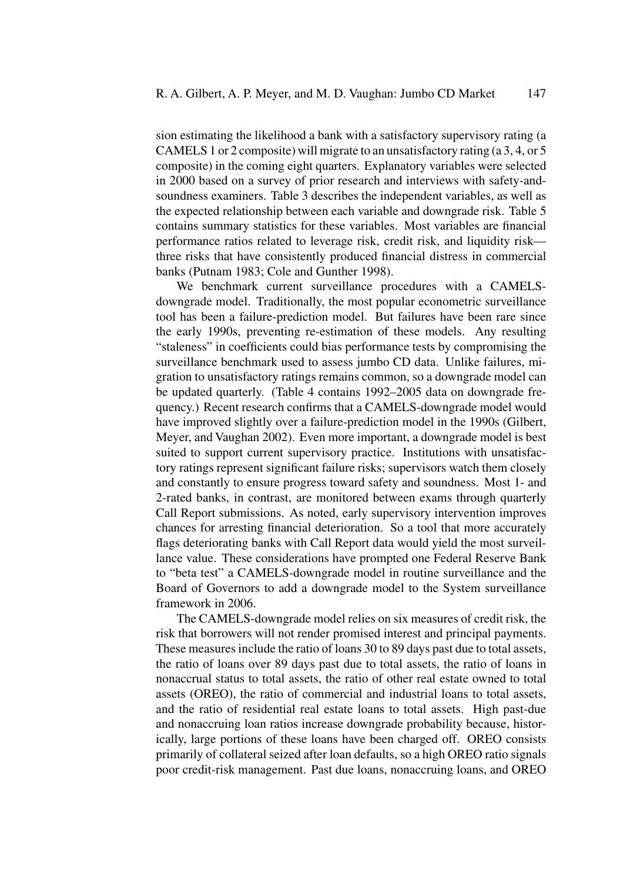sion estimating the likelihood a bank with a satisfactory supervisory rating (a CAMELS 1 or 2 composite) will migrate to an unsatisfactory rating (a 3, 4, or 5 composite) in the coming eight quarters. Explanatory variables were selected in 2000 based on a survey of prior research and interviews with safety-and-soundness examiners. Table 3 describes the independent variables, as well as the expected relationship between each variable and downgrade risk. Table 5 contains summary statistics for these variables. Most variables are financial performance ratios related to leverage risk, credit risk, and liquidity risk—three risks that have consistently produced financial distress in commercial banks (Putnam 1983; Cole and Gunther 1998).

We benchmark current surveillance procedures with a CAMELS-downgrade model. Traditionally, the most popular econometric surveillance tool has been a failure-prediction model. But failures have been rare since the early 1990s, preventing re-estimation of these models. Any resulting "staleness" in coefficients could bias performance tests by compromising the surveillance benchmark used to assess jumbo CD data. Unlike failures, migration to unsatisfactory ratings remains common, so a downgrade model can be updated quarterly. (Table 4 contains 1992–2005 data on downgrade frequency.) Recent research confirms that a CAMELS-downgrade model would have improved slightly over a failure-prediction model in the 1990s (Gilbert, Meyer, and Vaughan 2002). Even more important, a downgrade model is best suited to support current supervisory practice. Institutions with unsatisfactory ratings represent significant failure risks; supervisors watch them closely and constantly to ensure progress toward safety and soundness. Most 1- and 2-rated banks, in contrast, are monitored between exams through quarterly Call Report submissions. As noted, early supervisory intervention improves chances for arresting financial deterioration. So a tool that more accurately flags deteriorating banks with Call Report data would yield the most surveillance value. These considerations have prompted one Federal Reserve Bank to "beta test" a CAMELS-downgrade model in routine surveillance and the Board of Governors to add a downgrade model to the System surveillance framework in 2006.

The CAMELS-downgrade model relies on six measures of credit risk, the risk that borrowers will not render promised interest and principal payments. These measures include the ratio of loans 30 to 89 days past due to total assets, the ratio of loans over 89 days past due to total assets, the ratio of loans in nonaccrual status to total assets, the ratio of other real estate owned to total assets (OREO), the ratio of commercial and industrial loans to total assets, and the ratio of residential real estate loans to total assets. High past-due and nonaccruing loan ratios increase downgrade probability because, historically, large portions of these loans have been charged off. OREO consists primarily of collateral seized after loan defaults, so a high OREO ratio signals poor credit-risk management. Past due loans, nonaccruing loans, and OREO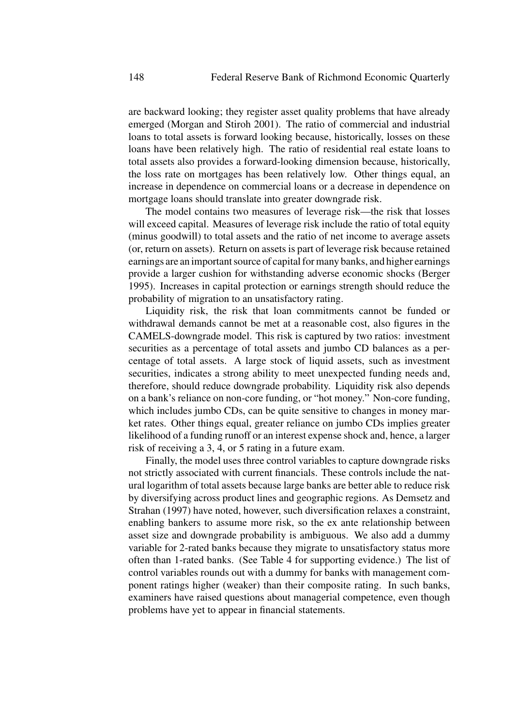are backward looking; they register asset quality problems that have already emerged (Morgan and Stiroh 2001). The ratio of commercial and industrial loans to total assets is forward looking because, historically, losses on these loans have been relatively high. The ratio of residential real estate loans to total assets also provides a forward-looking dimension because, historically, the loss rate on mortgages has been relatively low. Other things equal, an increase in dependence on commercial loans or a decrease in dependence on mortgage loans should translate into greater downgrade risk.

The model contains two measures of leverage risk—the risk that losses will exceed capital. Measures of leverage risk include the ratio of total equity (minus goodwill) to total assets and the ratio of net income to average assets (or, return on assets). Return on assets is part of leverage risk because retained earnings are an important source of capital for many banks, and higher earnings provide a larger cushion for withstanding adverse economic shocks (Berger 1995). Increases in capital protection or earnings strength should reduce the probability of migration to an unsatisfactory rating.

Liquidity risk, the risk that loan commitments cannot be funded or withdrawal demands cannot be met at a reasonable cost, also figures in the CAMELS-downgrade model. This risk is captured by two ratios: investment securities as a percentage of total assets and jumbo CD balances as a percentage of total assets. A large stock of liquid assets, such as investment securities, indicates a strong ability to meet unexpected funding needs and, therefore, should reduce downgrade probability. Liquidity risk also depends on a bank's reliance on non-core funding, or "hot money." Non-core funding, which includes jumbo CDs, can be quite sensitive to changes in money market rates. Other things equal, greater reliance on jumbo CDs implies greater likelihood of a funding runoff or an interest expense shock and, hence, a larger risk of receiving a 3, 4, or 5 rating in a future exam.

Finally, the model uses three control variables to capture downgrade risks not strictly associated with current financials. These controls include the natural logarithm of total assets because large banks are better able to reduce risk by diversifying across product lines and geographic regions. As Demsetz and Strahan (1997) have noted, however, such diversification relaxes a constraint, enabling bankers to assume more risk, so the ex ante relationship between asset size and downgrade probability is ambiguous. We also add a dummy variable for 2-rated banks because they migrate to unsatisfactory status more often than 1-rated banks. (See Table 4 for supporting evidence.) The list of control variables rounds out with a dummy for banks with management component ratings higher (weaker) than their composite rating. In such banks, examiners have raised questions about managerial competence, even though problems have yet to appear in financial statements.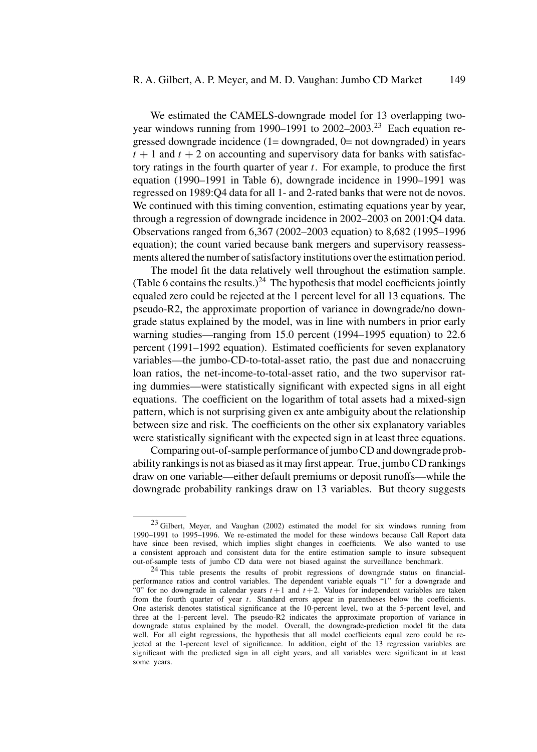We estimated the CAMELS-downgrade model for 13 overlapping two-year windows running from 1990–1991 to 2002–2003.[23] Each equation regressed downgrade incidence (1= downgraded, 0= not downgraded) in years $t + 1$ and $t + 2$ on accounting and supervisory data for banks with satisfactory ratings in the fourth quarter of year $t$. For example, to produce the first equation (1990–1991 in Table 6), downgrade incidence in 1990–1991 was regressed on 1989:Q4 data for all 1- and 2-rated banks that were not de novos. We continued with this timing convention, estimating equations year by year, through a regression of downgrade incidence in 2002–2003 on 2001:Q4 data. Observations ranged from 6,367 (2002–2003 equation) to 8,682 (1995–1996 equation); the count varied because bank mergers and supervisory reassessments altered the number of satisfactory institutions over the estimation period.

The model fit the data relatively well throughout the estimation sample. (Table 6 contains the results.)[24] The hypothesis that model coefficients jointly equaled zero could be rejected at the 1 percent level for all 13 equations. The pseudo-R2, the approximate proportion of variance in downgrade/no downgrade status explained by the model, was in line with numbers in prior early warning studies—ranging from 15.0 percent (1994–1995 equation) to 22.6 percent (1991–1992 equation). Estimated coefficients for seven explanatory variables—the jumbo-CD-to-total-asset ratio, the past due and nonaccruing loan ratios, the net-income-to-total-asset ratio, and the two supervisor rating dummies—were statistically significant with expected signs in all eight equations. The coefficient on the logarithm of total assets had a mixed-sign pattern, which is not surprising given ex ante ambiguity about the relationship between size and risk. The coefficients on the other six explanatory variables were statistically significant with the expected sign in at least three equations.

Comparing out-of-sample performance of jumbo CD and downgrade probability rankings is not as biased as it may first appear. True, jumbo CD rankings draw on one variable—either default premiums or deposit runoffs—while the downgrade probability rankings draw on 13 variables. But theory suggests

---

[23] Gilbert, Meyer, and Vaughan (2002) estimated the model for six windows running from 1990–1991 to 1995–1996. We re-estimated the model for these windows because Call Report data have since been revised, which implies slight changes in coefficients. We also wanted to use a consistent approach and consistent data for the entire estimation sample to insure subsequent out-of-sample tests of jumbo CD data were not biased against the surveillance benchmark.

[24] This table presents the results of probit regressions of downgrade status on financial-performance ratios and control variables. The dependent variable equals "1" for a downgrade and "0" for no downgrade in calendar years $t+1$ and $t+2$. Values for independent variables are taken from the fourth quarter of year $t$. Standard errors appear in parentheses below the coefficients. One asterisk denotes statistical significance at the 10-percent level, two at the 5-percent level, and three at the 1-percent level. The pseudo-R2 indicates the approximate proportion of variance in downgrade status explained by the model. Overall, the downgrade-prediction model fit the data well. For all eight regressions, the hypothesis that all model coefficients equal zero could be rejected at the 1-percent level of significance. In addition, eight of the 13 regression variables are significant with the predicted sign in all eight years, and all variables were significant in at least some years.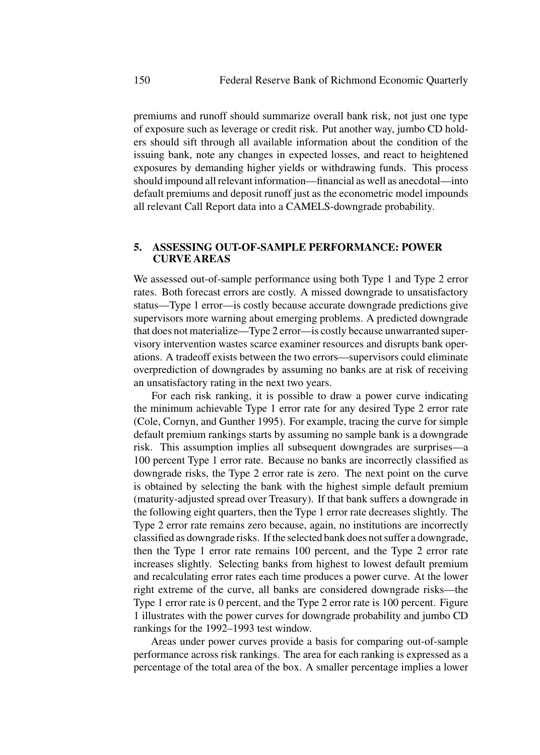premiums and runoff should summarize overall bank risk, not just one type of exposure such as leverage or credit risk. Put another way, jumbo CD holders should sift through all available information about the condition of the issuing bank, note any changes in expected losses, and react to heightened exposures by demanding higher yields or withdrawing funds. This process should impound all relevant information—financial as well as anecdotal—into default premiums and deposit runoff just as the econometric model impounds all relevant Call Report data into a CAMELS-downgrade probability.

## 5. ASSESSING OUT-OF-SAMPLE PERFORMANCE: POWER CURVE AREAS

We assessed out-of-sample performance using both Type 1 and Type 2 error rates. Both forecast errors are costly. A missed downgrade to unsatisfactory status—Type 1 error—is costly because accurate downgrade predictions give supervisors more warning about emerging problems. A predicted downgrade that does not materialize—Type 2 error—is costly because unwarranted supervisory intervention wastes scarce examiner resources and disrupts bank operations. A tradeoff exists between the two errors—supervisors could eliminate overprediction of downgrades by assuming no banks are at risk of receiving an unsatisfactory rating in the next two years.

For each risk ranking, it is possible to draw a power curve indicating the minimum achievable Type 1 error rate for any desired Type 2 error rate (Cole, Cornyn, and Gunther 1995). For example, tracing the curve for simple default premium rankings starts by assuming no sample bank is a downgrade risk. This assumption implies all subsequent downgrades are surprises—a 100 percent Type 1 error rate. Because no banks are incorrectly classified as downgrade risks, the Type 2 error rate is zero. The next point on the curve is obtained by selecting the bank with the highest simple default premium (maturity-adjusted spread over Treasury). If that bank suffers a downgrade in the following eight quarters, then the Type 1 error rate decreases slightly. The Type 2 error rate remains zero because, again, no institutions are incorrectly classified as downgrade risks. If the selected bank does not suffer a downgrade, then the Type 1 error rate remains 100 percent, and the Type 2 error rate increases slightly. Selecting banks from highest to lowest default premium and recalculating error rates each time produces a power curve. At the lower right extreme of the curve, all banks are considered downgrade risks—the Type 1 error rate is 0 percent, and the Type 2 error rate is 100 percent. Figure 1 illustrates with the power curves for downgrade probability and jumbo CD rankings for the 1992–1993 test window.

Areas under power curves provide a basis for comparing out-of-sample performance across risk rankings. The area for each ranking is expressed as a percentage of the total area of the box. A smaller percentage implies a lower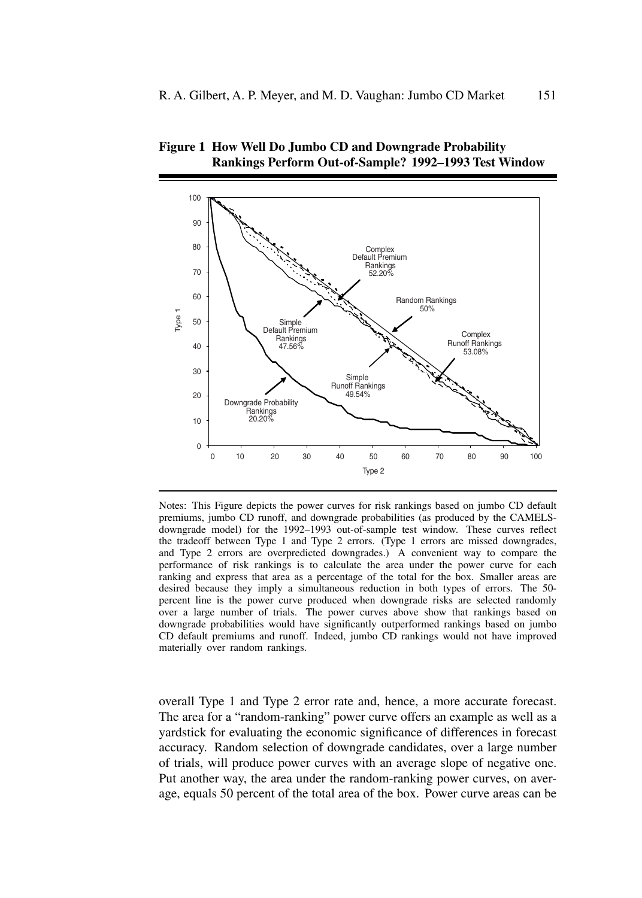**Figure 1 How Well Do Jumbo CD and Downgrade Probability Rankings Perform Out-of-Sample? 1992–1993 Test Window**

Notes: This Figure depicts the power curves for risk rankings based on jumbo CD default premiums, jumbo CD runoff, and downgrade probabilities (as produced by the CAMELS-downgrade model) for the 1992–1993 out-of-sample test window. These curves reflect the tradeoff between Type 1 and Type 2 errors. (Type 1 errors are missed downgrades, and Type 2 errors are overpredicted downgrades.) A convenient way to compare the performance of risk rankings is to calculate the area under the power curve for each ranking and express that area as a percentage of the total for the box. Smaller areas are desired because they imply a simultaneous reduction in both types of errors. The 50-percent line is the power curve produced when downgrade risks are selected randomly over a large number of trials. The power curves above show that rankings based on downgrade probabilities would have significantly outperformed rankings based on jumbo CD default premiums and runoff. Indeed, jumbo CD rankings would not have improved materially over random rankings.

overall Type 1 and Type 2 error rate and, hence, a more accurate forecast. The area for a "random-ranking" power curve offers an example as well as a yardstick for evaluating the economic significance of differences in forecast accuracy. Random selection of downgrade candidates, over a large number of trials, will produce power curves with an average slope of negative one. Put another way, the area under the random-ranking power curves, on average, equals 50 percent of the total area of the box. Power curve areas can be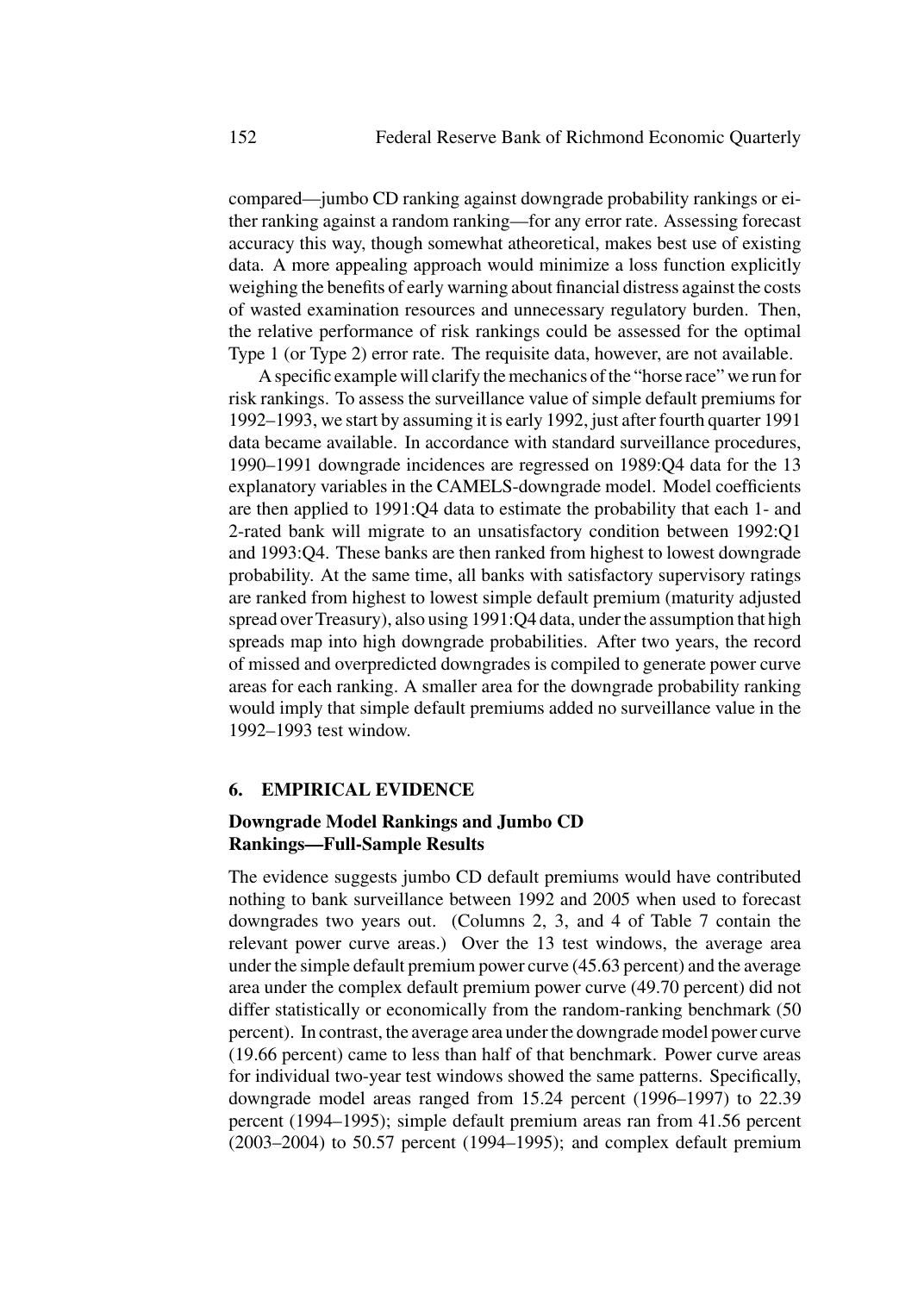compared—jumbo CD ranking against downgrade probability rankings or either ranking against a random ranking—for any error rate. Assessing forecast accuracy this way, though somewhat atheoretical, makes best use of existing data. A more appealing approach would minimize a loss function explicitly weighing the benefits of early warning about financial distress against the costs of wasted examination resources and unnecessary regulatory burden. Then, the relative performance of risk rankings could be assessed for the optimal Type 1 (or Type 2) error rate. The requisite data, however, are not available.

A specific example will clarify the mechanics of the "horse race" we run for risk rankings. To assess the surveillance value of simple default premiums for 1992–1993, we start by assuming it is early 1992, just after fourth quarter 1991 data became available. In accordance with standard surveillance procedures, 1990–1991 downgrade incidences are regressed on 1989:Q4 data for the 13 explanatory variables in the CAMELS-downgrade model. Model coefficients are then applied to 1991:Q4 data to estimate the probability that each 1- and 2-rated bank will migrate to an unsatisfactory condition between 1992:Q1 and 1993:Q4. These banks are then ranked from highest to lowest downgrade probability. At the same time, all banks with satisfactory supervisory ratings are ranked from highest to lowest simple default premium (maturity adjusted spread over Treasury), also using 1991:Q4 data, under the assumption that high spreads map into high downgrade probabilities. After two years, the record of missed and overpredicted downgrades is compiled to generate power curve areas for each ranking. A smaller area for the downgrade probability ranking would imply that simple default premiums added no surveillance value in the 1992–1993 test window.

## 6. EMPIRICAL EVIDENCE

### Downgrade Model Rankings and Jumbo CD Rankings—Full-Sample Results

The evidence suggests jumbo CD default premiums would have contributed nothing to bank surveillance between 1992 and 2005 when used to forecast downgrades two years out. (Columns 2, 3, and 4 of Table 7 contain the relevant power curve areas.) Over the 13 test windows, the average area under the simple default premium power curve (45.63 percent) and the average area under the complex default premium power curve (49.70 percent) did not differ statistically or economically from the random-ranking benchmark (50 percent). In contrast, the average area under the downgrade model power curve (19.66 percent) came to less than half of that benchmark. Power curve areas for individual two-year test windows showed the same patterns. Specifically, downgrade model areas ranged from 15.24 percent (1996–1997) to 22.39 percent (1994–1995); simple default premium areas ran from 41.56 percent (2003–2004) to 50.57 percent (1994–1995); and complex default premium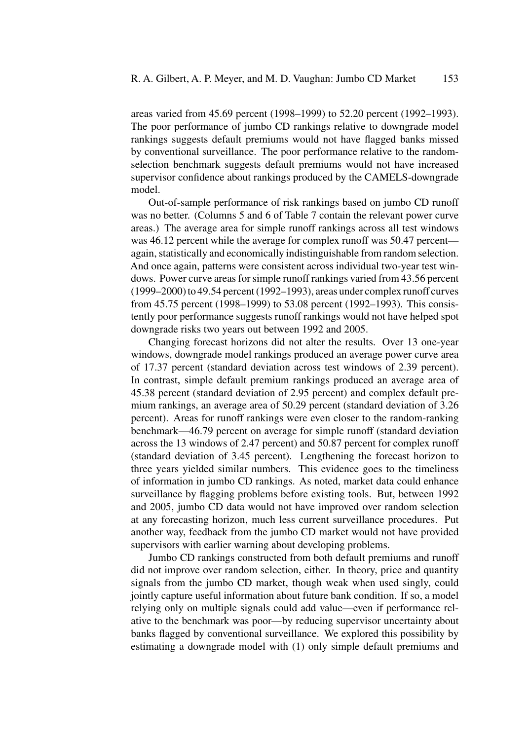areas varied from 45.69 percent (1998–1999) to 52.20 percent (1992–1993). The poor performance of jumbo CD rankings relative to downgrade model rankings suggests default premiums would not have flagged banks missed by conventional surveillance. The poor performance relative to the random-selection benchmark suggests default premiums would not have increased supervisor confidence about rankings produced by the CAMELS-downgrade model.

Out-of-sample performance of risk rankings based on jumbo CD runoff was no better. (Columns 5 and 6 of Table 7 contain the relevant power curve areas.) The average area for simple runoff rankings across all test windows was 46.12 percent while the average for complex runoff was 50.47 percent—again, statistically and economically indistinguishable from random selection. And once again, patterns were consistent across individual two-year test windows. Power curve areas for simple runoff rankings varied from 43.56 percent (1999–2000) to 49.54 percent (1992–1993), areas under complex runoff curves from 45.75 percent (1998–1999) to 53.08 percent (1992–1993). This consistently poor performance suggests runoff rankings would not have helped spot downgrade risks two years out between 1992 and 2005.

Changing forecast horizons did not alter the results. Over 13 one-year windows, downgrade model rankings produced an average power curve area of 17.37 percent (standard deviation across test windows of 2.39 percent). In contrast, simple default premium rankings produced an average area of 45.38 percent (standard deviation of 2.95 percent) and complex default premium rankings, an average area of 50.29 percent (standard deviation of 3.26 percent). Areas for runoff rankings were even closer to the random-ranking benchmark—46.79 percent on average for simple runoff (standard deviation across the 13 windows of 2.47 percent) and 50.87 percent for complex runoff (standard deviation of 3.45 percent). Lengthening the forecast horizon to three years yielded similar numbers. This evidence goes to the timeliness of information in jumbo CD rankings. As noted, market data could enhance surveillance by flagging problems before existing tools. But, between 1992 and 2005, jumbo CD data would not have improved over random selection at any forecasting horizon, much less current surveillance procedures. Put another way, feedback from the jumbo CD market would not have provided supervisors with earlier warning about developing problems.

Jumbo CD rankings constructed from both default premiums and runoff did not improve over random selection, either. In theory, price and quantity signals from the jumbo CD market, though weak when used singly, could jointly capture useful information about future bank condition. If so, a model relying only on multiple signals could add value—even if performance relative to the benchmark was poor—by reducing supervisor uncertainty about banks flagged by conventional surveillance. We explored this possibility by estimating a downgrade model with (1) only simple default premiums and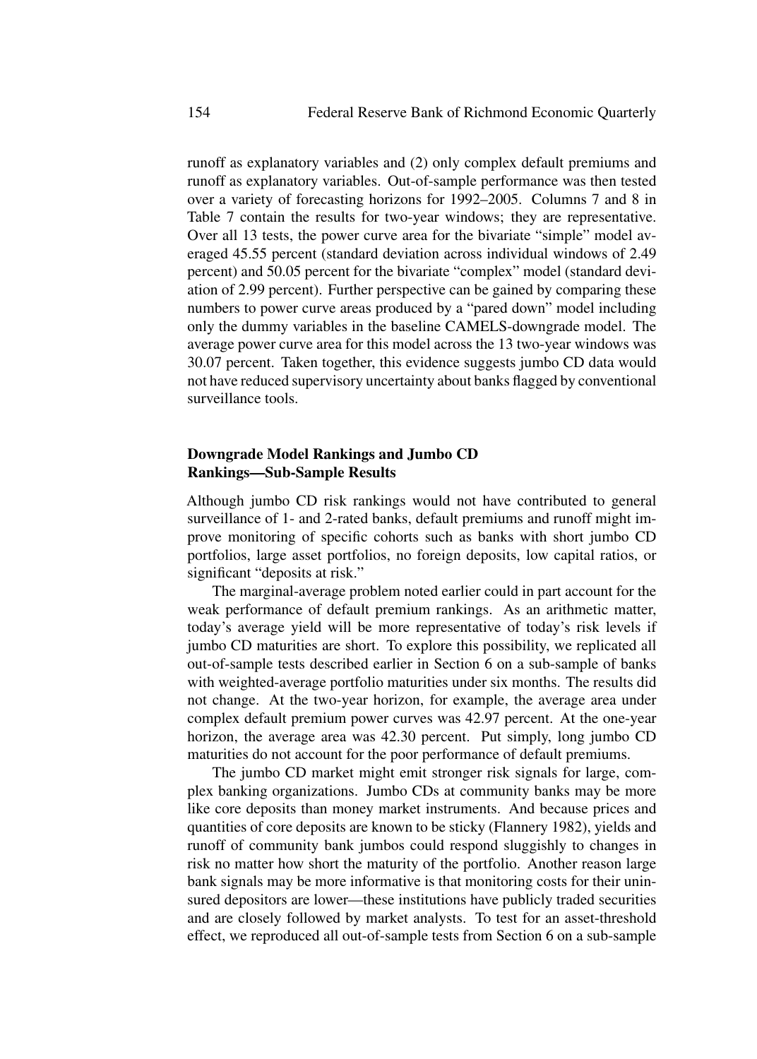runoff as explanatory variables and (2) only complex default premiums and runoff as explanatory variables. Out-of-sample performance was then tested over a variety of forecasting horizons for 1992–2005. Columns 7 and 8 in Table 7 contain the results for two-year windows; they are representative. Over all 13 tests, the power curve area for the bivariate "simple" model averaged 45.55 percent (standard deviation across individual windows of 2.49 percent) and 50.05 percent for the bivariate "complex" model (standard deviation of 2.99 percent). Further perspective can be gained by comparing these numbers to power curve areas produced by a "pared down" model including only the dummy variables in the baseline CAMELS-downgrade model. The average power curve area for this model across the 13 two-year windows was 30.07 percent. Taken together, this evidence suggests jumbo CD data would not have reduced supervisory uncertainty about banks flagged by conventional surveillance tools.

### Downgrade Model Rankings and Jumbo CD Rankings—Sub-Sample Results

Although jumbo CD risk rankings would not have contributed to general surveillance of 1- and 2-rated banks, default premiums and runoff might improve monitoring of specific cohorts such as banks with short jumbo CD portfolios, large asset portfolios, no foreign deposits, low capital ratios, or significant "deposits at risk."

The marginal-average problem noted earlier could in part account for the weak performance of default premium rankings. As an arithmetic matter, today's average yield will be more representative of today's risk levels if jumbo CD maturities are short. To explore this possibility, we replicated all out-of-sample tests described earlier in Section 6 on a sub-sample of banks with weighted-average portfolio maturities under six months. The results did not change. At the two-year horizon, for example, the average area under complex default premium power curves was 42.97 percent. At the one-year horizon, the average area was 42.30 percent. Put simply, long jumbo CD maturities do not account for the poor performance of default premiums.

The jumbo CD market might emit stronger risk signals for large, complex banking organizations. Jumbo CDs at community banks may be more like core deposits than money market instruments. And because prices and quantities of core deposits are known to be sticky (Flannery 1982), yields and runoff of community bank jumbos could respond sluggishly to changes in risk no matter how short the maturity of the portfolio. Another reason large bank signals may be more informative is that monitoring costs for their uninsured depositors are lower—these institutions have publicly traded securities and are closely followed by market analysts. To test for an asset-threshold effect, we reproduced all out-of-sample tests from Section 6 on a sub-sample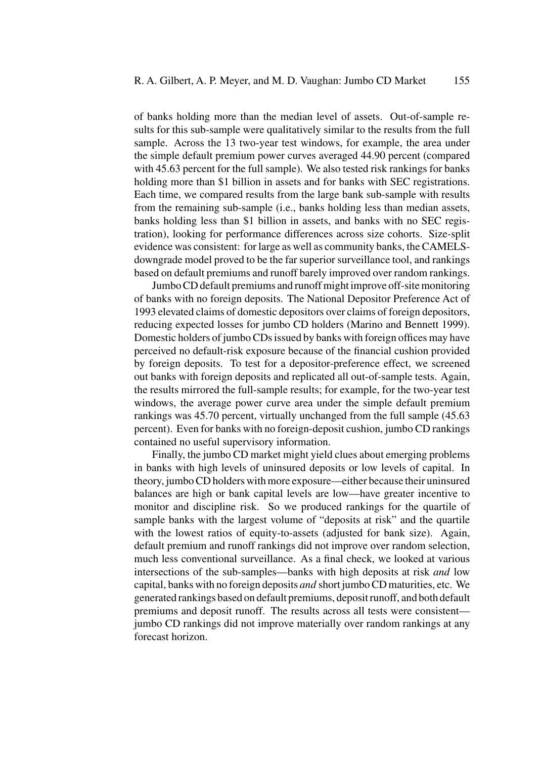of banks holding more than the median level of assets. Out-of-sample results for this sub-sample were qualitatively similar to the results from the full sample. Across the 13 two-year test windows, for example, the area under the simple default premium power curves averaged 44.90 percent (compared with 45.63 percent for the full sample). We also tested risk rankings for banks holding more than $1 billion in assets and for banks with SEC registrations. Each time, we compared results from the large bank sub-sample with results from the remaining sub-sample (i.e., banks holding less than median assets, banks holding less than $1 billion in assets, and banks with no SEC registration), looking for performance differences across size cohorts. Size-split evidence was consistent: for large as well as community banks, the CAMELS-downgrade model proved to be the far superior surveillance tool, and rankings based on default premiums and runoff barely improved over random rankings.

Jumbo CD default premiums and runoff might improve off-site monitoring of banks with no foreign deposits. The National Depositor Preference Act of 1993 elevated claims of domestic depositors over claims of foreign depositors, reducing expected losses for jumbo CD holders (Marino and Bennett 1999). Domestic holders of jumbo CDs issued by banks with foreign offices may have perceived no default-risk exposure because of the financial cushion provided by foreign deposits. To test for a depositor-preference effect, we screened out banks with foreign deposits and replicated all out-of-sample tests. Again, the results mirrored the full-sample results; for example, for the two-year test windows, the average power curve area under the simple default premium rankings was 45.70 percent, virtually unchanged from the full sample (45.63 percent). Even for banks with no foreign-deposit cushion, jumbo CD rankings contained no useful supervisory information.

Finally, the jumbo CD market might yield clues about emerging problems in banks with high levels of uninsured deposits or low levels of capital. In theory, jumbo CD holders with more exposure—either because their uninsured balances are high or bank capital levels are low—have greater incentive to monitor and discipline risk. So we produced rankings for the quartile of sample banks with the largest volume of "deposits at risk" and the quartile with the lowest ratios of equity-to-assets (adjusted for bank size). Again, default premium and runoff rankings did not improve over random selection, much less conventional surveillance. As a final check, we looked at various intersections of the sub-samples—banks with high deposits at risk *and* low capital, banks with no foreign deposits *and* short jumbo CD maturities, etc. We generated rankings based on default premiums, deposit runoff, and both default premiums and deposit runoff. The results across all tests were consistent—jumbo CD rankings did not improve materially over random rankings at any forecast horizon.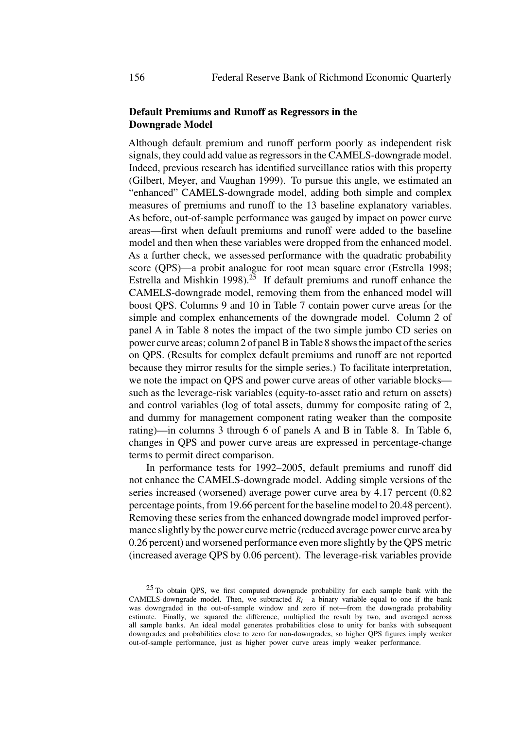### Default Premiums and Runoff as Regressors in the Downgrade Model

Although default premium and runoff perform poorly as independent risk signals, they could add value as regressors in the CAMELS-downgrade model. Indeed, previous research has identified surveillance ratios with this property (Gilbert, Meyer, and Vaughan 1999). To pursue this angle, we estimated an "enhanced" CAMELS-downgrade model, adding both simple and complex measures of premiums and runoff to the 13 baseline explanatory variables. As before, out-of-sample performance was gauged by impact on power curve areas—first when default premiums and runoff were added to the baseline model and then when these variables were dropped from the enhanced model. As a further check, we assessed performance with the quadratic probability score (QPS)—a probit analogue for root mean square error (Estrella 1998; Estrella and Mishkin 1998).[25] If default premiums and runoff enhance the CAMELS-downgrade model, removing them from the enhanced model will boost QPS. Columns 9 and 10 in Table 7 contain power curve areas for the simple and complex enhancements of the downgrade model. Column 2 of panel A in Table 8 notes the impact of the two simple jumbo CD series on power curve areas; column 2 of panel B in Table 8 shows the impact of the series on QPS. (Results for complex default premiums and runoff are not reported because they mirror results for the simple series.) To facilitate interpretation, we note the impact on QPS and power curve areas of other variable blocks—such as the leverage-risk variables (equity-to-asset ratio and return on assets) and control variables (log of total assets, dummy for composite rating of 2, and dummy for management component rating weaker than the composite rating)—in columns 3 through 6 of panels A and B in Table 8. In Table 6, changes in QPS and power curve areas are expressed in percentage-change terms to permit direct comparison.

In performance tests for 1992–2005, default premiums and runoff did not enhance the CAMELS-downgrade model. Adding simple versions of the series increased (worsened) average power curve area by 4.17 percent (0.82 percentage points, from 19.66 percent for the baseline model to 20.48 percent). Removing these series from the enhanced downgrade model improved performance slightly by the power curve metric (reduced average power curve area by 0.26 percent) and worsened performance even more slightly by the QPS metric (increased average QPS by 0.06 percent). The leverage-risk variables provide

[25] To obtain QPS, we first computed downgrade probability for each sample bank with the CAMELS-downgrade model. Then, we subtracted $R_t$—a binary variable equal to one if the bank was downgraded in the out-of-sample window and zero if not—from the downgrade probability estimate. Finally, we squared the difference, multiplied the result by two, and averaged across all sample banks. An ideal model generates probabilities close to unity for banks with subsequent downgrades and probabilities close to zero for non-downgrades, so higher QPS figures imply weaker out-of-sample performance, just as higher power curve areas imply weaker performance.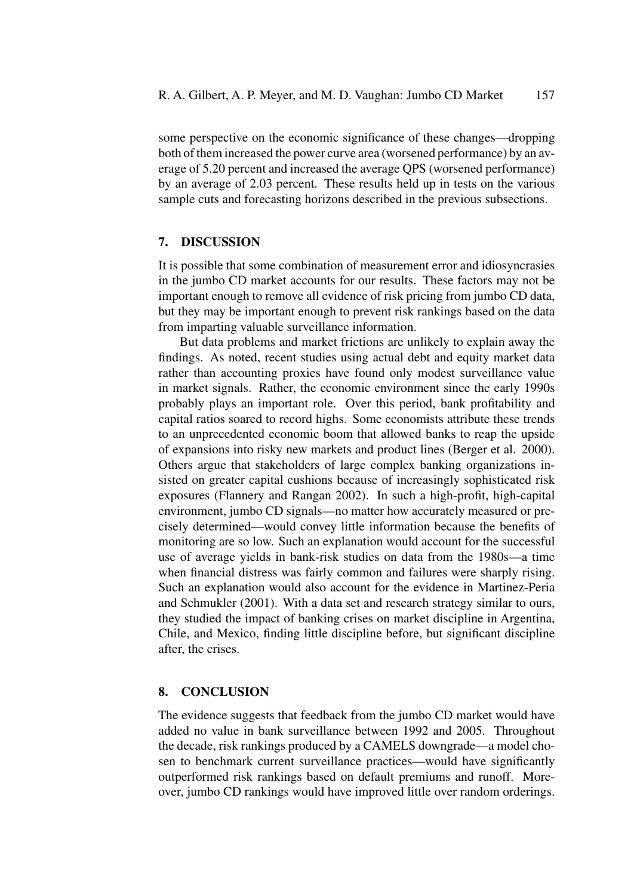some perspective on the economic significance of these changes—dropping both of them increased the power curve area (worsened performance) by an average of 5.20 percent and increased the average QPS (worsened performance) by an average of 2.03 percent. These results held up in tests on the various sample cuts and forecasting horizons described in the previous subsections.

## 7. DISCUSSION

It is possible that some combination of measurement error and idiosyncrasies in the jumbo CD market accounts for our results. These factors may not be important enough to remove all evidence of risk pricing from jumbo CD data, but they may be important enough to prevent risk rankings based on the data from imparting valuable surveillance information.

But data problems and market frictions are unlikely to explain away the findings. As noted, recent studies using actual debt and equity market data rather than accounting proxies have found only modest surveillance value in market signals. Rather, the economic environment since the early 1990s probably plays an important role. Over this period, bank profitability and capital ratios soared to record highs. Some economists attribute these trends to an unprecedented economic boom that allowed banks to reap the upside of expansions into risky new markets and product lines (Berger et al. 2000). Others argue that stakeholders of large complex banking organizations insisted on greater capital cushions because of increasingly sophisticated risk exposures (Flannery and Rangan 2002). In such a high-profit, high-capital environment, jumbo CD signals—no matter how accurately measured or precisely determined—would convey little information because the benefits of monitoring are so low. Such an explanation would account for the successful use of average yields in bank-risk studies on data from the 1980s—a time when financial distress was fairly common and failures were sharply rising. Such an explanation would also account for the evidence in Martinez-Peria and Schmukler (2001). With a data set and research strategy similar to ours, they studied the impact of banking crises on market discipline in Argentina, Chile, and Mexico, finding little discipline before, but significant discipline after, the crises.

## 8. CONCLUSION

The evidence suggests that feedback from the jumbo CD market would have added no value in bank surveillance between 1992 and 2005. Throughout the decade, risk rankings produced by a CAMELS downgrade—a model chosen to benchmark current surveillance practices—would have significantly outperformed risk rankings based on default premiums and runoff. Moreover, jumbo CD rankings would have improved little over random orderings.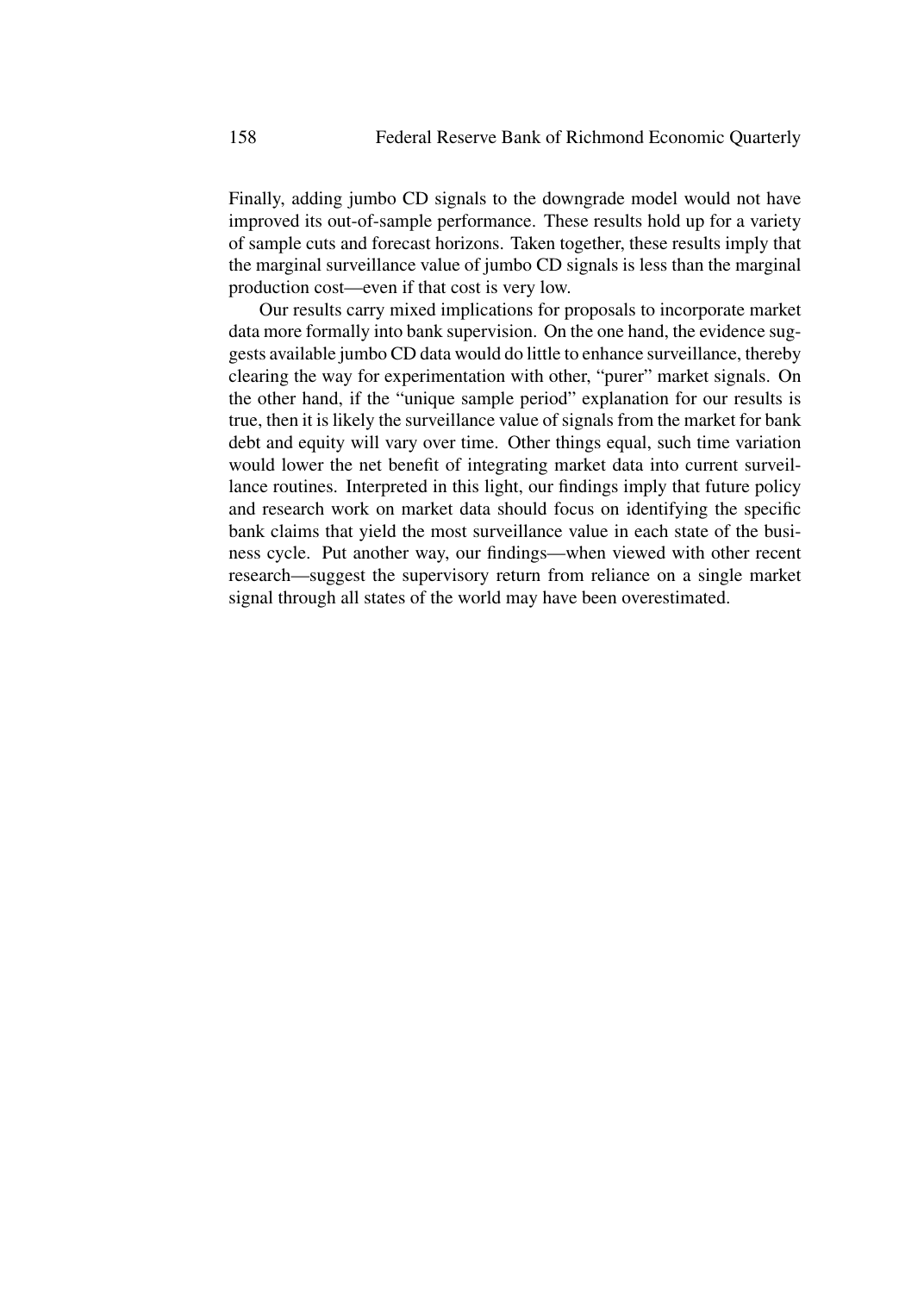Finally, adding jumbo CD signals to the downgrade model would not have improved its out-of-sample performance. These results hold up for a variety of sample cuts and forecast horizons. Taken together, these results imply that the marginal surveillance value of jumbo CD signals is less than the marginal production cost—even if that cost is very low.

Our results carry mixed implications for proposals to incorporate market data more formally into bank supervision. On the one hand, the evidence suggests available jumbo CD data would do little to enhance surveillance, thereby clearing the way for experimentation with other, "purer" market signals. On the other hand, if the "unique sample period" explanation for our results is true, then it is likely the surveillance value of signals from the market for bank debt and equity will vary over time. Other things equal, such time variation would lower the net benefit of integrating market data into current surveillance routines. Interpreted in this light, our findings imply that future policy and research work on market data should focus on identifying the specific bank claims that yield the most surveillance value in each state of the business cycle. Put another way, our findings—when viewed with other recent research—suggest the supervisory return from reliance on a single market signal through all states of the world may have been overestimated.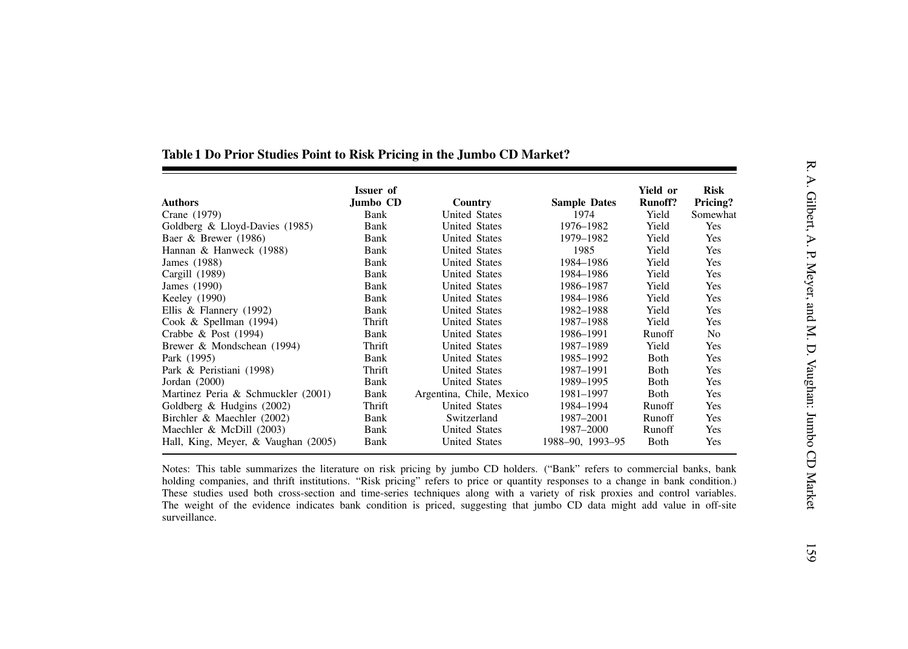**Table 1 Do Prior Studies Point to Risk Pricing in the Jumbo CD Market?**

| Authors | Issuer of Jumbo CD | Country | Sample Dates | Yield or Runoff? | Risk Pricing? |
|---|---|---|---|---|---|
| Crane (1979) | Bank | United States | 1974 | Yield | Somewhat |
| Goldberg & Lloyd-Davies (1985) | Bank | United States | 1976–1982 | Yield | Yes |
| Baer & Brewer (1986) | Bank | United States | 1979–1982 | Yield | Yes |
| Hannan & Hanweck (1988) | Bank | United States | 1985 | Yield | Yes |
| James (1988) | Bank | United States | 1984–1986 | Yield | Yes |
| Cargill (1989) | Bank | United States | 1984–1986 | Yield | Yes |
| James (1990) | Bank | United States | 1986–1987 | Yield | Yes |
| Keeley (1990) | Bank | United States | 1984–1986 | Yield | Yes |
| Ellis & Flannery (1992) | Bank | United States | 1982–1988 | Yield | Yes |
| Cook & Spellman (1994) | Thrift | United States | 1987–1988 | Yield | Yes |
| Crabbe & Post (1994) | Bank | United States | 1986–1991 | Runoff | No |
| Brewer & Mondschean (1994) | Thrift | United States | 1987–1989 | Yield | Yes |
| Park (1995) | Bank | United States | 1985–1992 | Both | Yes |
| Park & Peristiani (1998) | Thrift | United States | 1987–1991 | Both | Yes |
| Jordan (2000) | Bank | United States | 1989–1995 | Both | Yes |
| Martinez Peria & Schmuckler (2001) | Bank | Argentina, Chile, Mexico | 1981–1997 | Both | Yes |
| Goldberg & Hudgins (2002) | Thrift | United States | 1984–1994 | Runoff | Yes |
| Birchler & Maechler (2002) | Bank | Switzerland | 1987–2001 | Runoff | Yes |
| Maechler & McDill (2003) | Bank | United States | 1987–2000 | Runoff | Yes |
| Hall, King, Meyer, & Vaughan (2005) | Bank | United States | 1988–90, 1993–95 | Both | Yes |

Notes: This table summarizes the literature on risk pricing by jumbo CD holders. ("Bank" refers to commercial banks, bank holding companies, and thrift institutions. "Risk pricing" refers to price or quantity responses to a change in bank condition.) These studies used both cross-section and time-series techniques along with a variety of risk proxies and control variables. The weight of the evidence indicates bank condition is priced, suggesting that jumbo CD data might add value in off-site surveillance.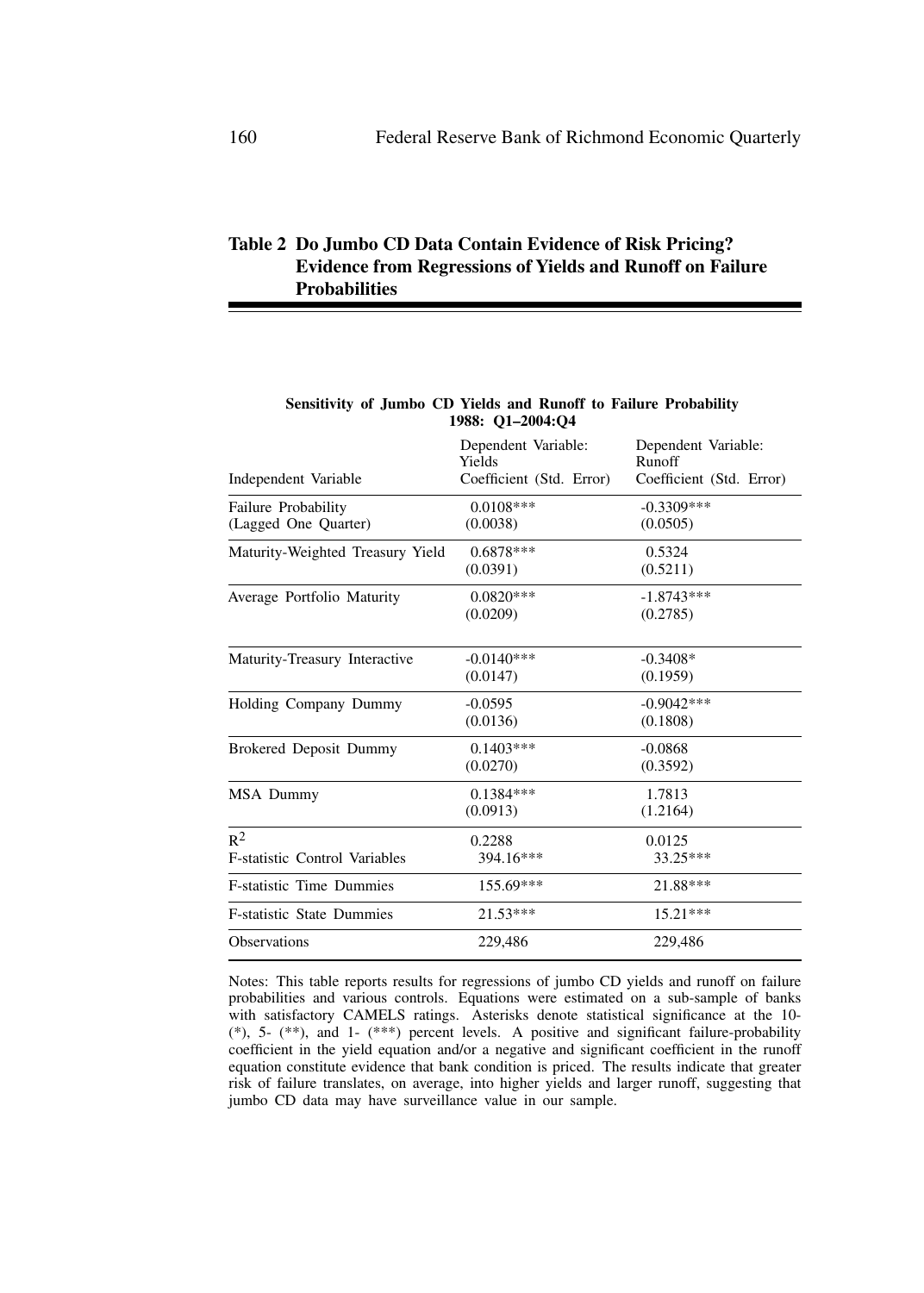## Table 2 Do Jumbo CD Data Contain Evidence of Risk Pricing? Evidence from Regressions of Yields and Runoff on Failure Probabilities

**Sensitivity of Jumbo CD Yields and Runoff to Failure Probability 1988: Q1–2004:Q4**

| Independent Variable | Dependent Variable: Yields Coefficient (Std. Error) | Dependent Variable: Runoff Coefficient (Std. Error) |
|---|---|---|
| Failure Probability (Lagged One Quarter) | 0.0108*** (0.0038) | -0.3309*** (0.0505) |
| Maturity-Weighted Treasury Yield | 0.6878*** (0.0391) | 0.5324 (0.5211) |
| Average Portfolio Maturity | 0.0820*** (0.0209) | -1.8743*** (0.2785) |
| Maturity-Treasury Interactive | -0.0140*** (0.0147) | -0.3408* (0.1959) |
| Holding Company Dummy | -0.0595 (0.0136) | -0.9042*** (0.1808) |
| Brokered Deposit Dummy | 0.1403*** (0.0270) | -0.0868 (0.3592) |
| MSA Dummy | 0.1384*** (0.0913) | 1.7813 (1.2164) |
| $R^2$ | 0.2288 | 0.0125 |
| F-statistic Control Variables | 394.16*** | 33.25*** |
| F-statistic Time Dummies | 155.69*** | 21.88*** |
| F-statistic State Dummies | 21.53*** | 15.21*** |
| Observations | 229,486 | 229,486 |

Notes: This table reports results for regressions of jumbo CD yields and runoff on failure probabilities and various controls. Equations were estimated on a sub-sample of banks with satisfactory CAMELS ratings. Asterisks denote statistical significance at the 10- (*), 5- (**), and 1- (***) percent levels. A positive and significant failure-probability coefficient in the yield equation and/or a negative and significant coefficient in the runoff equation constitute evidence that bank condition is priced. The results indicate that greater risk of failure translates, on average, into higher yields and larger runoff, suggesting that jumbo CD data may have surveillance value in our sample.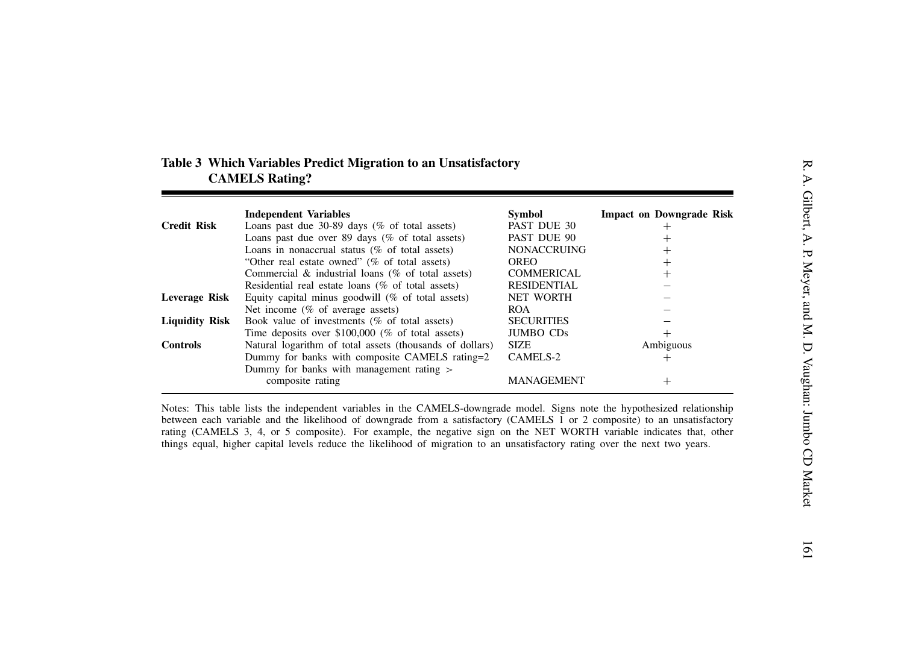**Table 3 Which Variables Predict Migration to an Unsatisfactory CAMELS Rating?**

| | Independent Variables | Symbol | Impact on Downgrade Risk |
|---|---|---|---|
| **Credit Risk** | Loans past due 30-89 days (% of total assets) | PAST DUE 30 | + |
| | Loans past due over 89 days (% of total assets) | PAST DUE 90 | + |
| | Loans in nonaccrual status (% of total assets) | NONACCRUING | + |
| | "Other real estate owned" (% of total assets) | OREO | + |
| | Commercial & industrial loans (% of total assets) | COMMERICAL | + |
| | Residential real estate loans (% of total assets) | RESIDENTIAL | – |
| **Leverage Risk** | Equity capital minus goodwill (% of total assets) | NET WORTH | – |
| | Net income (% of average assets) | ROA | – |
| **Liquidity Risk** | Book value of investments (% of total assets) | SECURITIES | – |
| | Time deposits over $100,000 (% of total assets) | JUMBO CDs | + |
| **Controls** | Natural logarithm of total assets (thousands of dollars) | SIZE | Ambiguous |
| | Dummy for banks with composite CAMELS rating=2 | CAMELS-2 | + |
| | Dummy for banks with management rating > composite rating | MANAGEMENT | + |

Notes: This table lists the independent variables in the CAMELS-downgrade model. Signs note the hypothesized relationship between each variable and the likelihood of downgrade from a satisfactory (CAMELS 1 or 2 composite) to an unsatisfactory rating (CAMELS 3, 4, or 5 composite). For example, the negative sign on the NET WORTH variable indicates that, other things equal, higher capital levels reduce the likelihood of migration to an unsatisfactory rating over the next two years.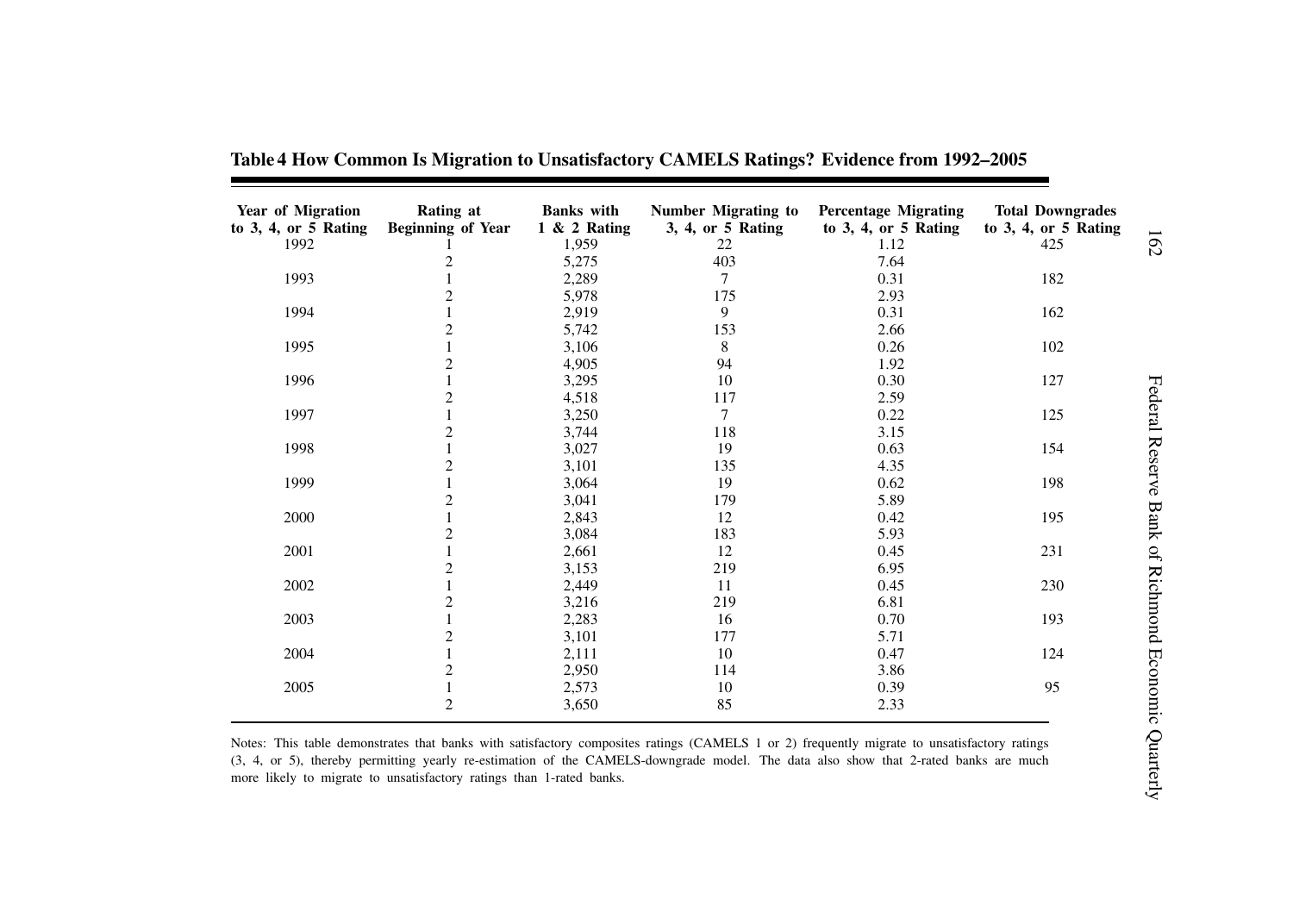**Table 4 How Common Is Migration to Unsatisfactory CAMELS Ratings? Evidence from 1992–2005**

| Year of Migration to 3, 4, or 5 Rating | Rating at Beginning of Year | Banks with 1 & 2 Rating | Number Migrating to 3, 4, or 5 Rating | Percentage Migrating to 3, 4, or 5 Rating | Total Downgrades to 3, 4, or 5 Rating |
|---|---|---|---|---|---|
| 1992 | 1 | 1,959 | 22 | 1.12 | 425 |
| | 2 | 5,275 | 403 | 7.64 | |
| 1993 | 1 | 2,289 | 7 | 0.31 | 182 |
| | 2 | 5,978 | 175 | 2.93 | |
| 1994 | 1 | 2,919 | 9 | 0.31 | 162 |
| | 2 | 5,742 | 153 | 2.66 | |
| 1995 | 1 | 3,106 | 8 | 0.26 | 102 |
| | 2 | 4,905 | 94 | 1.92 | |
| 1996 | 1 | 3,295 | 10 | 0.30 | 127 |
| | 2 | 4,518 | 117 | 2.59 | |
| 1997 | 1 | 3,250 | 7 | 0.22 | 125 |
| | 2 | 3,744 | 118 | 3.15 | |
| 1998 | 1 | 3,027 | 19 | 0.63 | 154 |
| | 2 | 3,101 | 135 | 4.35 | |
| 1999 | 1 | 3,064 | 19 | 0.62 | 198 |
| | 2 | 3,041 | 179 | 5.89 | |
| 2000 | 1 | 2,843 | 12 | 0.42 | 195 |
| | 2 | 3,084 | 183 | 5.93 | |
| 2001 | 1 | 2,661 | 12 | 0.45 | 231 |
| | 2 | 3,153 | 219 | 6.95 | |
| 2002 | 1 | 2,449 | 11 | 0.45 | 230 |
| | 2 | 3,216 | 219 | 6.81 | |
| 2003 | 1 | 2,283 | 16 | 0.70 | 193 |
| | 2 | 3,101 | 177 | 5.71 | |
| 2004 | 1 | 2,111 | 10 | 0.47 | 124 |
| | 2 | 2,950 | 114 | 3.86 | |
| 2005 | 1 | 2,573 | 10 | 0.39 | 95 |
| | 2 | 3,650 | 85 | 2.33 | |

Notes: This table demonstrates that banks with satisfactory composites ratings (CAMELS 1 or 2) frequently migrate to unsatisfactory ratings (3, 4, or 5), thereby permitting yearly re-estimation of the CAMELS-downgrade model. The data also show that 2-rated banks are much more likely to migrate to unsatisfactory ratings than 1-rated banks.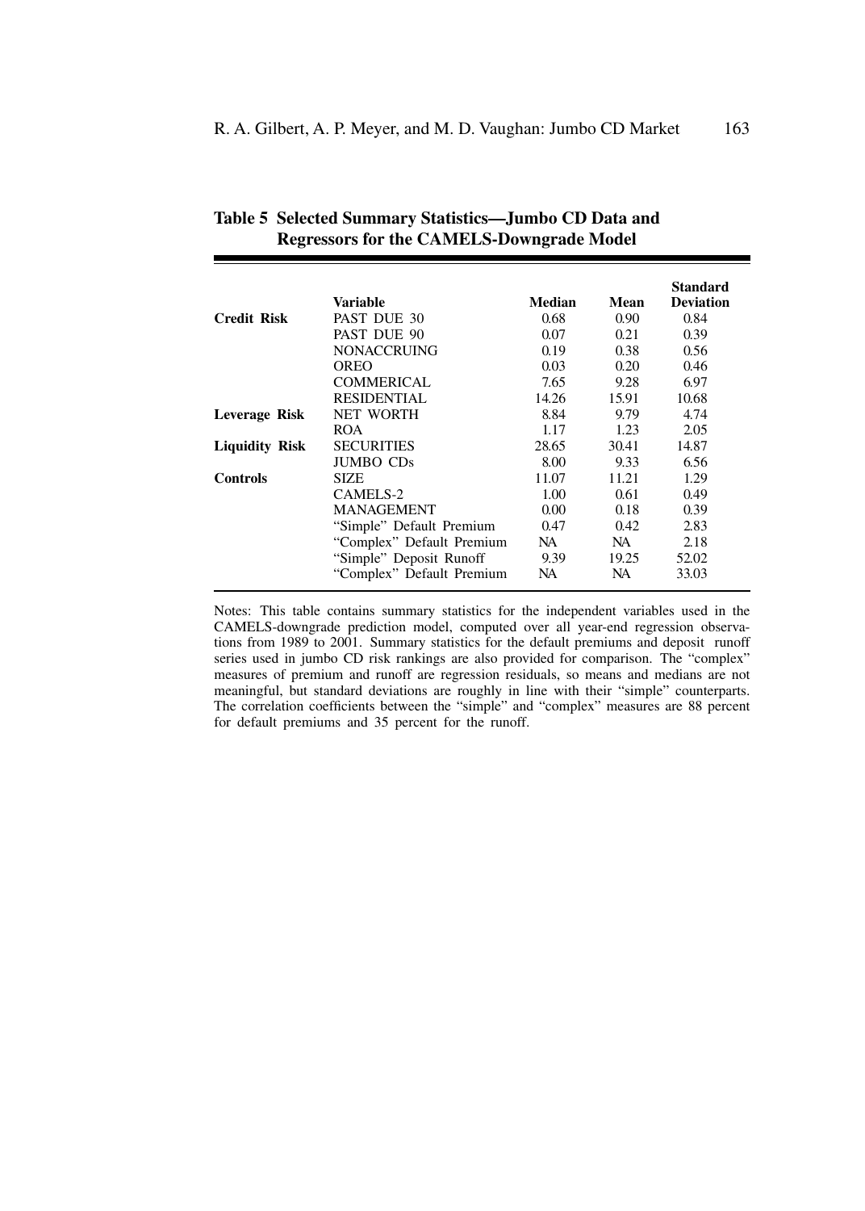**Table 5 Selected Summary Statistics—Jumbo CD Data and Regressors for the CAMELS-Downgrade Model**

| | Variable | Median | Mean | Standard Deviation |
|---|---|---|---|---|
| **Credit Risk** | PAST DUE 30 | 0.68 | 0.90 | 0.84 |
| | PAST DUE 90 | 0.07 | 0.21 | 0.39 |
| | NONACCRUING | 0.19 | 0.38 | 0.56 |
| | OREO | 0.03 | 0.20 | 0.46 |
| | COMMERICAL | 7.65 | 9.28 | 6.97 |
| | RESIDENTIAL | 14.26 | 15.91 | 10.68 |
| **Leverage Risk** | NET WORTH | 8.84 | 9.79 | 4.74 |
| | ROA | 1.17 | 1.23 | 2.05 |
| **Liquidity Risk** | SECURITIES | 28.65 | 30.41 | 14.87 |
| | JUMBO CDs | 8.00 | 9.33 | 6.56 |
| **Controls** | SIZE | 11.07 | 11.21 | 1.29 |
| | CAMELS-2 | 1.00 | 0.61 | 0.49 |
| | MANAGEMENT | 0.00 | 0.18 | 0.39 |
| | "Simple" Default Premium | 0.47 | 0.42 | 2.83 |
| | "Complex" Default Premium | NA | NA | 2.18 |
| | "Simple" Deposit Runoff | 9.39 | 19.25 | 52.02 |
| | "Complex" Default Premium | NA | NA | 33.03 |

Notes: This table contains summary statistics for the independent variables used in the CAMELS-downgrade prediction model, computed over all year-end regression observations from 1989 to 2001. Summary statistics for the default premiums and deposit runoff series used in jumbo CD risk rankings are also provided for comparison. The "complex" measures of premium and runoff are regression residuals, so means and medians are not meaningful, but standard deviations are roughly in line with their "simple" counterparts. The correlation coefficients between the "simple" and "complex" measures are 88 percent for default premiums and 35 percent for the runoff.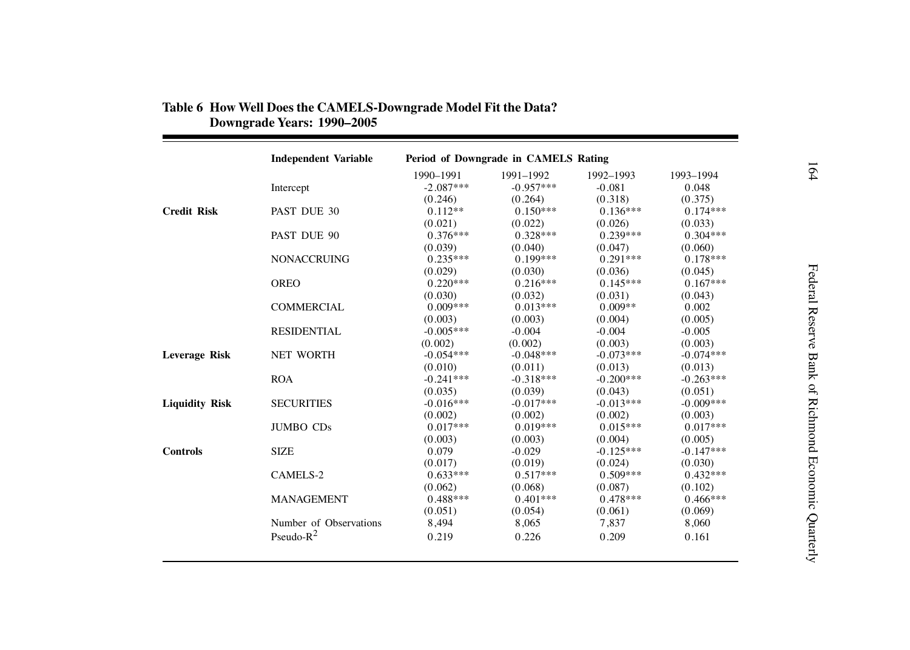**Table 6 How Well Does the CAMELS-Downgrade Model Fit the Data? Downgrade Years: 1990–2005**

| | Independent Variable | Period of Downgrade in CAMELS Rating | | | |
|---|---|---|---|---|---|
| | | 1990–1991 | 1991–1992 | 1992–1993 | 1993–1994 |
| | Intercept | -2.087*** | -0.957*** | -0.081 | 0.048 |
| | | (0.246) | (0.264) | (0.318) | (0.375) |
| **Credit Risk** | PAST DUE 30 | 0.112** | 0.150*** | 0.136*** | 0.174*** |
| | | (0.021) | (0.022) | (0.026) | (0.033) |
| | PAST DUE 90 | 0.376*** | 0.328*** | 0.239*** | 0.304*** |
| | | (0.039) | (0.040) | (0.047) | (0.060) |
| | NONACCRUING | 0.235*** | 0.199*** | 0.291*** | 0.178*** |
| | | (0.029) | (0.030) | (0.036) | (0.045) |
| | OREO | 0.220*** | 0.216*** | 0.145*** | 0.167*** |
| | | (0.030) | (0.032) | (0.031) | (0.043) |
| | COMMERCIAL | 0.009*** | 0.013*** | 0.009** | 0.002 |
| | | (0.003) | (0.003) | (0.004) | (0.005) |
| | RESIDENTIAL | -0.005*** | -0.004 | -0.004 | -0.005 |
| | | (0.002) | (0.002) | (0.003) | (0.003) |
| **Leverage Risk** | NET WORTH | -0.054*** | -0.048*** | -0.073*** | -0.074*** |
| | | (0.010) | (0.011) | (0.013) | (0.013) |
| | ROA | -0.241*** | -0.318*** | -0.200*** | -0.263*** |
| | | (0.035) | (0.039) | (0.043) | (0.051) |
| **Liquidity Risk** | SECURITIES | -0.016*** | -0.017*** | -0.013*** | -0.009*** |
| | | (0.002) | (0.002) | (0.002) | (0.003) |
| | JUMBO CDs | 0.017*** | 0.019*** | 0.015*** | 0.017*** |
| | | (0.003) | (0.003) | (0.004) | (0.005) |
| **Controls** | SIZE | 0.079 | -0.029 | -0.125*** | -0.147*** |
| | | (0.017) | (0.019) | (0.024) | (0.030) |
| | CAMELS-2 | 0.633*** | 0.517*** | 0.509*** | 0.432*** |
| | | (0.062) | (0.068) | (0.087) | (0.102) |
| | MANAGEMENT | 0.488*** | 0.401*** | 0.478*** | 0.466*** |
| | | (0.051) | (0.054) | (0.061) | (0.069) |
| | Number of Observations | 8,494 | 8,065 | 7,837 | 8,060 |
| | Pseudo-$R^2$ | 0.219 | 0.226 | 0.209 | 0.161 |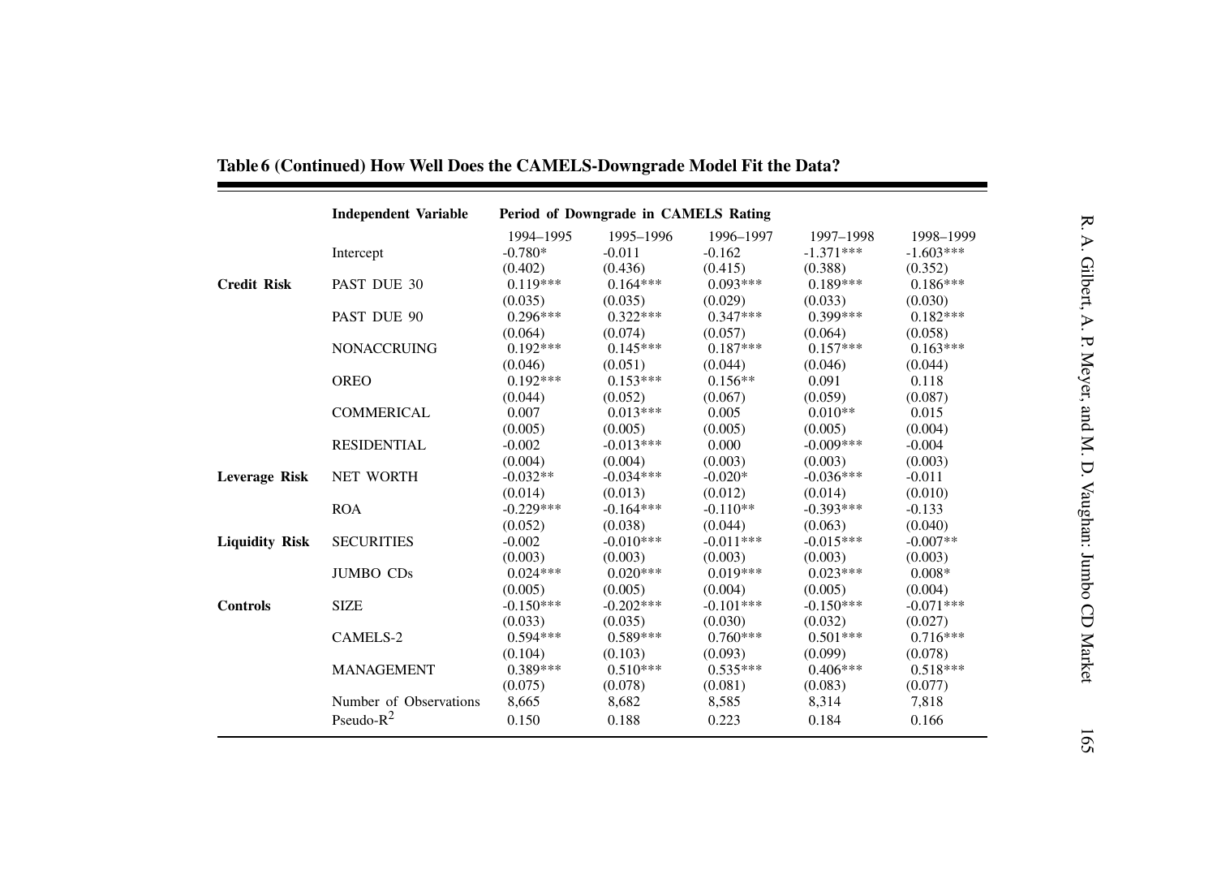**Table 6 (Continued) How Well Does the CAMELS-Downgrade Model Fit the Data?**

| | Independent Variable | Period of Downgrade in CAMELS Rating | | | | |
|---|---|---|---|---|---|---|
| | | 1994–1995 | 1995–1996 | 1996–1997 | 1997–1998 | 1998–1999 |
| | Intercept | -0.780* | -0.011 | -0.162 | -1.371*** | -1.603*** |
| | | (0.402) | (0.436) | (0.415) | (0.388) | (0.352) |
| **Credit Risk** | PAST DUE 30 | 0.119*** | 0.164*** | 0.093*** | 0.189*** | 0.186*** |
| | | (0.035) | (0.035) | (0.029) | (0.033) | (0.030) |
| | PAST DUE 90 | 0.296*** | 0.322*** | 0.347*** | 0.399*** | 0.182*** |
| | | (0.064) | (0.074) | (0.057) | (0.064) | (0.058) |
| | NONACCRUING | 0.192*** | 0.145*** | 0.187*** | 0.157*** | 0.163*** |
| | | (0.046) | (0.051) | (0.044) | (0.046) | (0.044) |
| | OREO | 0.192*** | 0.153*** | 0.156** | 0.091 | 0.118 |
| | | (0.044) | (0.052) | (0.067) | (0.059) | (0.087) |
| | COMMERICAL | 0.007 | 0.013*** | 0.005 | 0.010** | 0.015 |
| | | (0.005) | (0.005) | (0.005) | (0.005) | (0.004) |
| | RESIDENTIAL | -0.002 | -0.013*** | 0.000 | -0.009*** | -0.004 |
| | | (0.004) | (0.004) | (0.003) | (0.003) | (0.003) |
| **Leverage Risk** | NET WORTH | -0.032** | -0.034*** | -0.020* | -0.036*** | -0.011 |
| | | (0.014) | (0.013) | (0.012) | (0.014) | (0.010) |
| | ROA | -0.229*** | -0.164*** | -0.110** | -0.393*** | -0.133 |
| | | (0.052) | (0.038) | (0.044) | (0.063) | (0.040) |
| **Liquidity Risk** | SECURITIES | -0.002 | -0.010*** | -0.011*** | -0.015*** | -0.007** |
| | | (0.003) | (0.003) | (0.003) | (0.003) | (0.003) |
| | JUMBO CDs | 0.024*** | 0.020*** | 0.019*** | 0.023*** | 0.008* |
| | | (0.005) | (0.005) | (0.004) | (0.005) | (0.004) |
| **Controls** | SIZE | -0.150*** | -0.202*** | -0.101*** | -0.150*** | -0.071*** |
| | | (0.033) | (0.035) | (0.030) | (0.032) | (0.027) |
| | CAMELS-2 | 0.594*** | 0.589*** | 0.760*** | 0.501*** | 0.716*** |
| | | (0.104) | (0.103) | (0.093) | (0.099) | (0.078) |
| | MANAGEMENT | 0.389*** | 0.510*** | 0.535*** | 0.406*** | 0.518*** |
| | | (0.075) | (0.078) | (0.081) | (0.083) | (0.077) |
| | Number of Observations | 8,665 | 8,682 | 8,585 | 8,314 | 7,818 |
| | Pseudo-$R^2$ | 0.150 | 0.188 | 0.223 | 0.184 | 0.166 |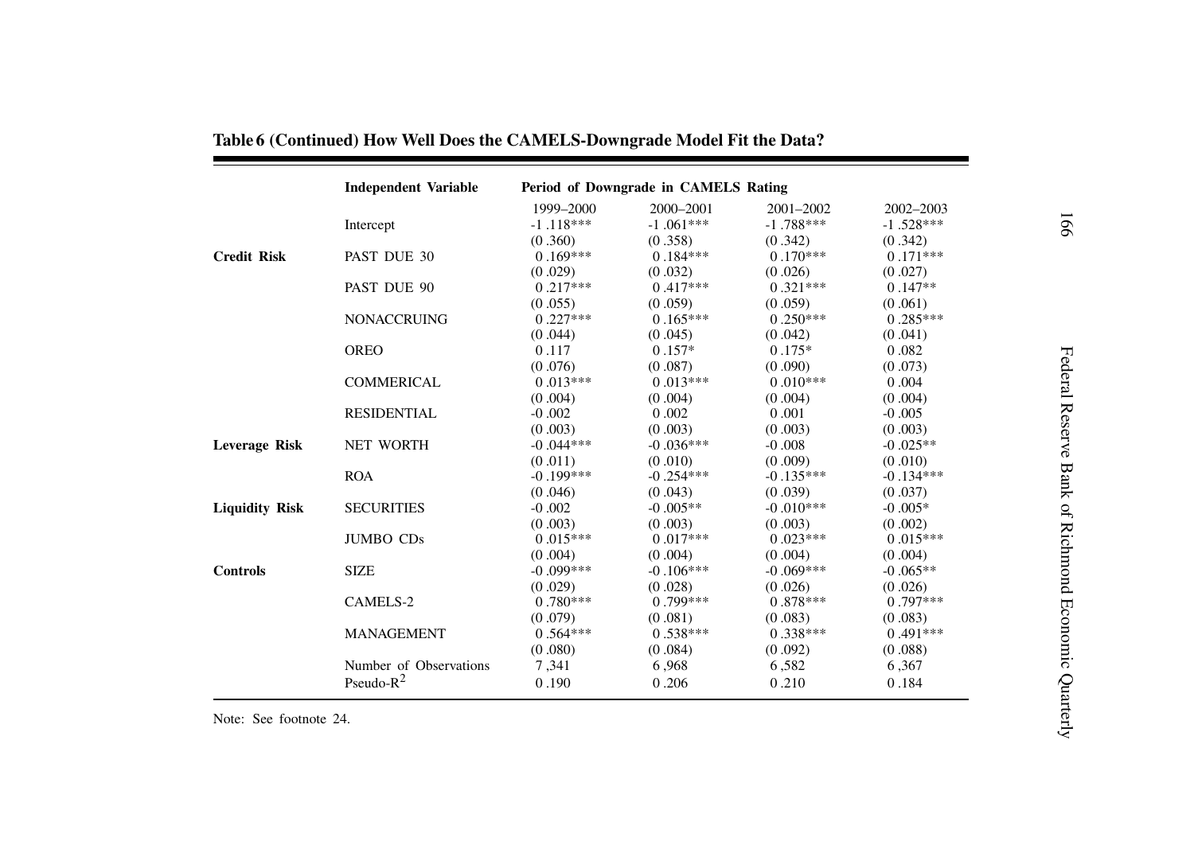**Table 6 (Continued) How Well Does the CAMELS-Downgrade Model Fit the Data?**

| | Independent Variable | Period of Downgrade in CAMELS Rating | | | |
|---|---|---|---|---|---|
| | | 1999–2000 | 2000–2001 | 2001–2002 | 2002–2003 |
| | Intercept | -1.118*** | -1.061*** | -1.788*** | -1.528*** |
| | | (0.360) | (0.358) | (0.342) | (0.342) |
| **Credit Risk** | PAST DUE 30 | 0.169*** | 0.184*** | 0.170*** | 0.171*** |
| | | (0.029) | (0.032) | (0.026) | (0.027) |
| | PAST DUE 90 | 0.217*** | 0.417*** | 0.321*** | 0.147** |
| | | (0.055) | (0.059) | (0.059) | (0.061) |
| | NONACCRUING | 0.227*** | 0.165*** | 0.250*** | 0.285*** |
| | | (0.044) | (0.045) | (0.042) | (0.041) |
| | OREO | 0.117 | 0.157* | 0.175* | 0.082 |
| | | (0.076) | (0.087) | (0.090) | (0.073) |
| | COMMERICAL | 0.013*** | 0.013*** | 0.010*** | 0.004 |
| | | (0.004) | (0.004) | (0.004) | (0.004) |
| | RESIDENTIAL | -0.002 | 0.002 | 0.001 | -0.005 |
| | | (0.003) | (0.003) | (0.003) | (0.003) |
| **Leverage Risk** | NET WORTH | -0.044*** | -0.036*** | -0.008 | -0.025** |
| | | (0.011) | (0.010) | (0.009) | (0.010) |
| | ROA | -0.199*** | -0.254*** | -0.135*** | -0.134*** |
| | | (0.046) | (0.043) | (0.039) | (0.037) |
| **Liquidity Risk** | SECURITIES | -0.002 | -0.005** | -0.010*** | -0.005* |
| | | (0.003) | (0.003) | (0.003) | (0.002) |
| | JUMBO CDs | 0.015*** | 0.017*** | 0.023*** | 0.015*** |
| | | (0.004) | (0.004) | (0.004) | (0.004) |
| **Controls** | SIZE | -0.099*** | -0.106*** | -0.069*** | -0.065** |
| | | (0.029) | (0.028) | (0.026) | (0.026) |
| | CAMELS-2 | 0.780*** | 0.799*** | 0.878*** | 0.797*** |
| | | (0.079) | (0.081) | (0.083) | (0.083) |
| | MANAGEMENT | 0.564*** | 0.538*** | 0.338*** | 0.491*** |
| | | (0.080) | (0.084) | (0.092) | (0.088) |
| | Number of Observations | 7,341 | 6,968 | 6,582 | 6,367 |
| | Pseudo-$R^2$ | 0.190 | 0.206 | 0.210 | 0.184 |

Note: See footnote 24.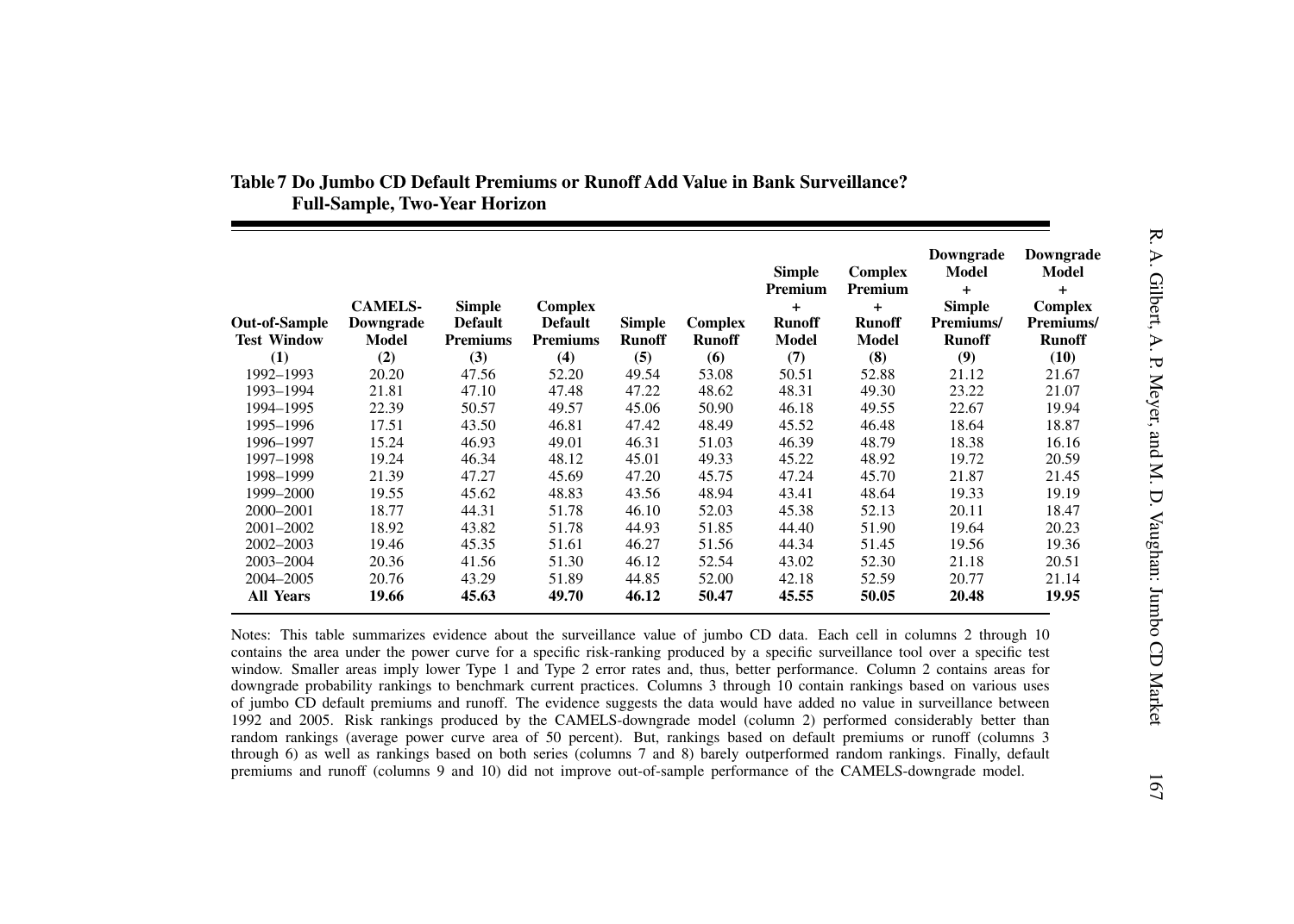**Table 7 Do Jumbo CD Default Premiums or Runoff Add Value in Bank Surveillance? Full-Sample, Two-Year Horizon**

| Out-of-Sample Test Window (1) | CAMELS-Downgrade Model (2) | Simple Default Premiums (3) | Complex Default Premiums (4) | Simple Runoff (5) | Complex Runoff (6) | Simple Premium + Runoff Model (7) | Complex Premium + Runoff Model (8) | Downgrade Model + Simple Premiums/ Runoff (9) | Downgrade Model + Complex Premiums/ Runoff (10) |
|---|---|---|---|---|---|---|---|---|---|
| 1992–1993 | 20.20 | 47.56 | 52.20 | 49.54 | 53.08 | 50.51 | 52.88 | 21.12 | 21.67 |
| 1993–1994 | 21.81 | 47.10 | 47.48 | 47.22 | 48.62 | 48.31 | 49.30 | 23.22 | 21.07 |
| 1994–1995 | 22.39 | 50.57 | 49.57 | 45.06 | 50.90 | 46.18 | 49.55 | 22.67 | 19.94 |
| 1995–1996 | 17.51 | 43.50 | 46.81 | 47.42 | 48.49 | 45.52 | 46.48 | 18.64 | 18.87 |
| 1996–1997 | 15.24 | 46.93 | 49.01 | 46.31 | 51.03 | 46.39 | 48.79 | 18.38 | 16.16 |
| 1997–1998 | 19.24 | 46.34 | 48.12 | 45.01 | 49.33 | 45.22 | 48.92 | 19.72 | 20.59 |
| 1998–1999 | 21.39 | 47.27 | 45.69 | 47.20 | 45.75 | 47.24 | 45.70 | 21.87 | 21.45 |
| 1999–2000 | 19.55 | 45.62 | 48.83 | 43.56 | 48.94 | 43.41 | 48.64 | 19.33 | 19.19 |
| 2000–2001 | 18.77 | 44.31 | 51.78 | 46.10 | 52.03 | 45.38 | 52.13 | 20.11 | 18.47 |
| 2001–2002 | 18.92 | 43.82 | 51.78 | 44.93 | 51.85 | 44.40 | 51.90 | 19.64 | 20.23 |
| 2002–2003 | 19.46 | 45.35 | 51.61 | 46.27 | 51.56 | 44.34 | 51.45 | 19.56 | 19.36 |
| 2003–2004 | 20.36 | 41.56 | 51.30 | 46.12 | 52.54 | 43.02 | 52.30 | 21.18 | 20.51 |
| 2004–2005 | 20.76 | 43.29 | 51.89 | 44.85 | 52.00 | 42.18 | 52.59 | 20.77 | 21.14 |
| **All Years** | **19.66** | **45.63** | **49.70** | **46.12** | **50.47** | **45.55** | **50.05** | **20.48** | **19.95** |

Notes: This table summarizes evidence about the surveillance value of jumbo CD data. Each cell in columns 2 through 10 contains the area under the power curve for a specific risk-ranking produced by a specific surveillance tool over a specific test window. Smaller areas imply lower Type 1 and Type 2 error rates and, thus, better performance. Column 2 contains areas for downgrade probability rankings to benchmark current practices. Columns 3 through 10 contain rankings based on various uses of jumbo CD default premiums and runoff. The evidence suggests the data would have added no value in surveillance between 1992 and 2005. Risk rankings produced by the CAMELS-downgrade model (column 2) performed considerably better than random rankings (average power curve area of 50 percent). But, rankings based on default premiums or runoff (columns 3 through 6) as well as rankings based on both series (columns 7 and 8) barely outperformed random rankings. Finally, default premiums and runoff (columns 9 and 10) did not improve out-of-sample performance of the CAMELS-downgrade model.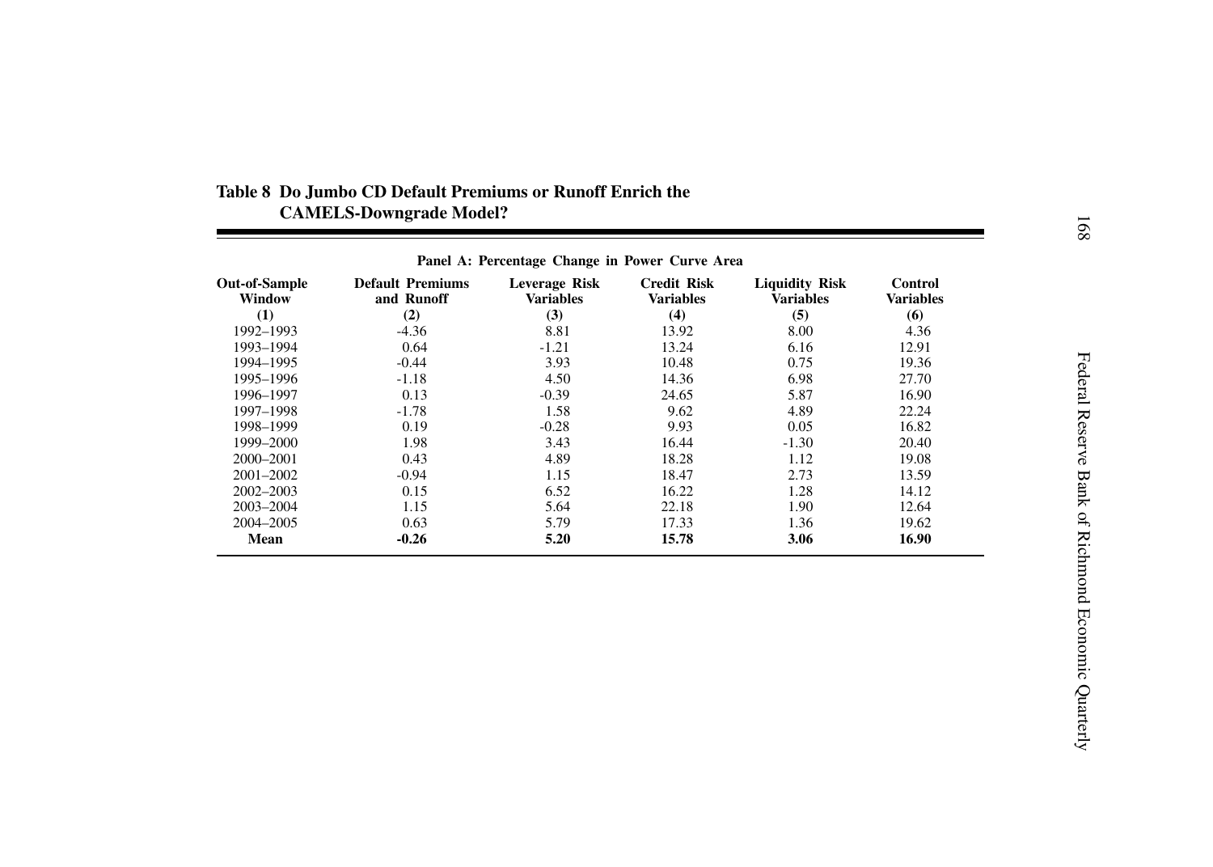**Table 8 Do Jumbo CD Default Premiums or Runoff Enrich the CAMELS-Downgrade Model?**

| Panel A: Percentage Change in Power Curve Area | | | | | |
|---|---|---|---|---|---|
| **Out-of-Sample Window** | **Default Premiums and Runoff** | **Leverage Risk Variables** | **Credit Risk Variables** | **Liquidity Risk Variables** | **Control Variables** |
| **(1)** | **(2)** | **(3)** | **(4)** | **(5)** | **(6)** |
| 1992–1993 | -4.36 | 8.81 | 13.92 | 8.00 | 4.36 |
| 1993–1994 | 0.64 | -1.21 | 13.24 | 6.16 | 12.91 |
| 1994–1995 | -0.44 | 3.93 | 10.48 | 0.75 | 19.36 |
| 1995–1996 | -1.18 | 4.50 | 14.36 | 6.98 | 27.70 |
| 1996–1997 | 0.13 | -0.39 | 24.65 | 5.87 | 16.90 |
| 1997–1998 | -1.78 | 1.58 | 9.62 | 4.89 | 22.24 |
| 1998–1999 | 0.19 | -0.28 | 9.93 | 0.05 | 16.82 |
| 1999–2000 | 1.98 | 3.43 | 16.44 | -1.30 | 20.40 |
| 2000–2001 | 0.43 | 4.89 | 18.28 | 1.12 | 19.08 |
| 2001–2002 | -0.94 | 1.15 | 18.47 | 2.73 | 13.59 |
| 2002–2003 | 0.15 | 6.52 | 16.22 | 1.28 | 14.12 |
| 2003–2004 | 1.15 | 5.64 | 22.18 | 1.90 | 12.64 |
| 2004–2005 | 0.63 | 5.79 | 17.33 | 1.36 | 19.62 |
| **Mean** | **-0.26** | **5.20** | **15.78** | **3.06** | **16.90** |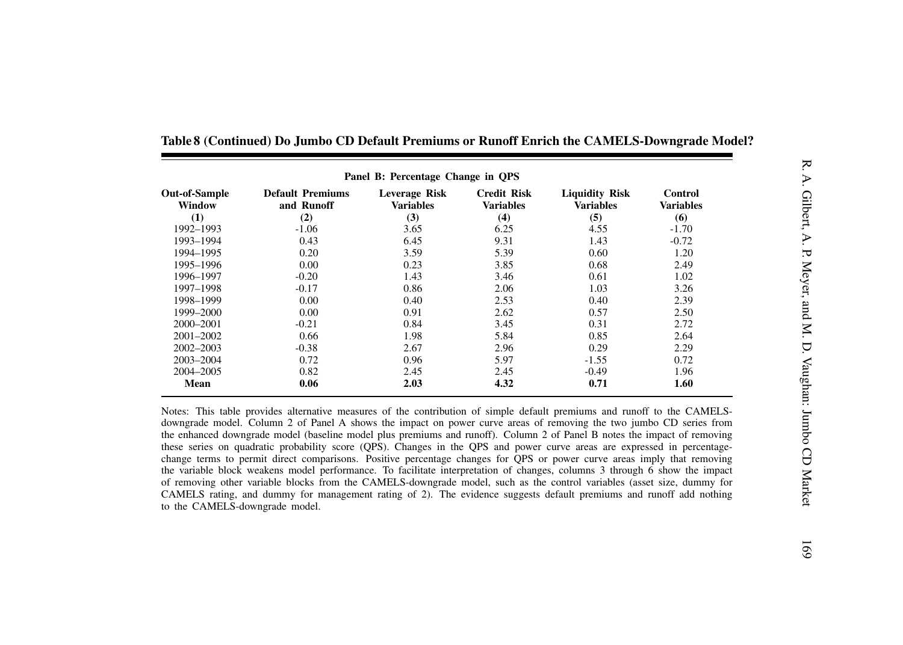**Table 8 (Continued) Do Jumbo CD Default Premiums or Runoff Enrich the CAMELS-Downgrade Model?**

| Panel B: Percentage Change in QPS | | | | | |
|---|---|---|---|---|---|
| **Out-of-Sample Window** | **Default Premiums and Runoff** | **Leverage Risk Variables** | **Credit Risk Variables** | **Liquidity Risk Variables** | **Control Variables** |
| **(1)** | **(2)** | **(3)** | **(4)** | **(5)** | **(6)** |
| 1992–1993 | -1.06 | 3.65 | 6.25 | 4.55 | -1.70 |
| 1993–1994 | 0.43 | 6.45 | 9.31 | 1.43 | -0.72 |
| 1994–1995 | 0.20 | 3.59 | 5.39 | 0.60 | 1.20 |
| 1995–1996 | 0.00 | 0.23 | 3.85 | 0.68 | 2.49 |
| 1996–1997 | -0.20 | 1.43 | 3.46 | 0.61 | 1.02 |
| 1997–1998 | -0.17 | 0.86 | 2.06 | 1.03 | 3.26 |
| 1998–1999 | 0.00 | 0.40 | 2.53 | 0.40 | 2.39 |
| 1999–2000 | 0.00 | 0.91 | 2.62 | 0.57 | 2.50 |
| 2000–2001 | -0.21 | 0.84 | 3.45 | 0.31 | 2.72 |
| 2001–2002 | 0.66 | 1.98 | 5.84 | 0.85 | 2.64 |
| 2002–2003 | -0.38 | 2.67 | 2.96 | 0.29 | 2.29 |
| 2003–2004 | 0.72 | 0.96 | 5.97 | -1.55 | 0.72 |
| 2004–2005 | 0.82 | 2.45 | 2.45 | -0.49 | 1.96 |
| **Mean** | **0.06** | **2.03** | **4.32** | **0.71** | **1.60** |

Notes: This table provides alternative measures of the contribution of simple default premiums and runoff to the CAMELS-downgrade model. Column 2 of Panel A shows the impact on power curve areas of removing the two jumbo CD series from the enhanced downgrade model (baseline model plus premiums and runoff). Column 2 of Panel B notes the impact of removing these series on quadratic probability score (QPS). Changes in the QPS and power curve areas are expressed in percentage-change terms to permit direct comparisons. Positive percentage changes for QPS or power curve areas imply that removing the variable block weakens model performance. To facilitate interpretation of changes, columns 3 through 6 show the impact of removing other variable blocks from the CAMELS-downgrade model, such as the control variables (asset size, dummy for CAMELS rating, and dummy for management rating of 2). The evidence suggests default premiums and runoff add nothing to the CAMELS-downgrade model.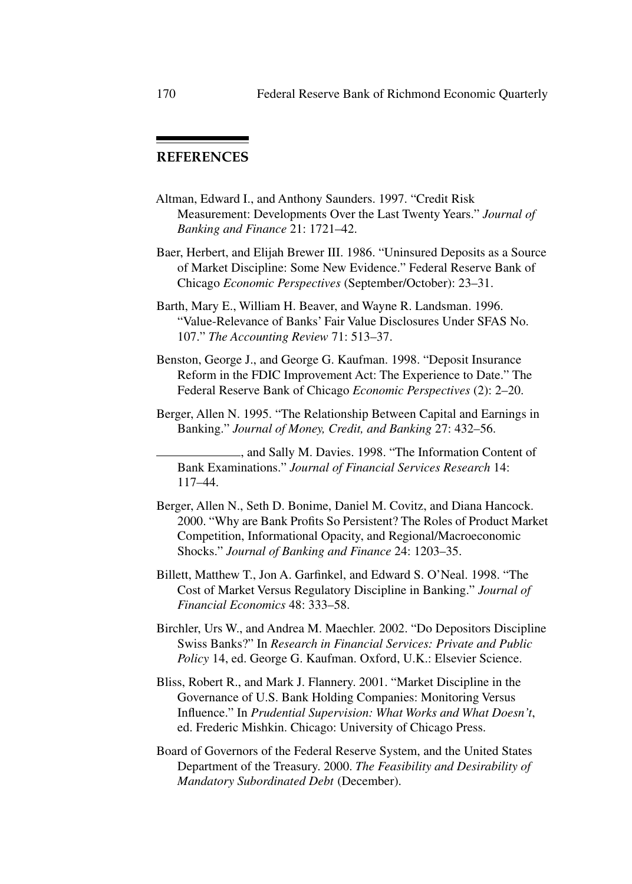## REFERENCES

Altman, Edward I., and Anthony Saunders. 1997. "Credit Risk Measurement: Developments Over the Last Twenty Years." *Journal of Banking and Finance* 21: 1721–42.

Baer, Herbert, and Elijah Brewer III. 1986. "Uninsured Deposits as a Source of Market Discipline: Some New Evidence." Federal Reserve Bank of Chicago *Economic Perspectives* (September/October): 23–31.

Barth, Mary E., William H. Beaver, and Wayne R. Landsman. 1996. "Value-Relevance of Banks' Fair Value Disclosures Under SFAS No. 107." *The Accounting Review* 71: 513–37.

Benston, George J., and George G. Kaufman. 1998. "Deposit Insurance Reform in the FDIC Improvement Act: The Experience to Date." The Federal Reserve Bank of Chicago *Economic Perspectives* (2): 2–20.

Berger, Allen N. 1995. "The Relationship Between Capital and Earnings in Banking." *Journal of Money, Credit, and Banking* 27: 432–56.

\_\_\_\_\_\_\_\_\_\_\_\_\_, and Sally M. Davies. 1998. "The Information Content of Bank Examinations." *Journal of Financial Services Research* 14: 117–44.

Berger, Allen N., Seth D. Bonime, Daniel M. Covitz, and Diana Hancock. 2000. "Why are Bank Profits So Persistent? The Roles of Product Market Competition, Informational Opacity, and Regional/Macroeconomic Shocks." *Journal of Banking and Finance* 24: 1203–35.

Billett, Matthew T., Jon A. Garfinkel, and Edward S. O'Neal. 1998. "The Cost of Market Versus Regulatory Discipline in Banking." *Journal of Financial Economics* 48: 333–58.

Birchler, Urs W., and Andrea M. Maechler. 2002. "Do Depositors Discipline Swiss Banks?" In *Research in Financial Services: Private and Public Policy* 14, ed. George G. Kaufman. Oxford, U.K.: Elsevier Science.

Bliss, Robert R., and Mark J. Flannery. 2001. "Market Discipline in the Governance of U.S. Bank Holding Companies: Monitoring Versus Influence." In *Prudential Supervision: What Works and What Doesn't*, ed. Frederic Mishkin. Chicago: University of Chicago Press.

Board of Governors of the Federal Reserve System, and the United States Department of the Treasury. 2000. *The Feasibility and Desirability of Mandatory Subordinated Debt* (December).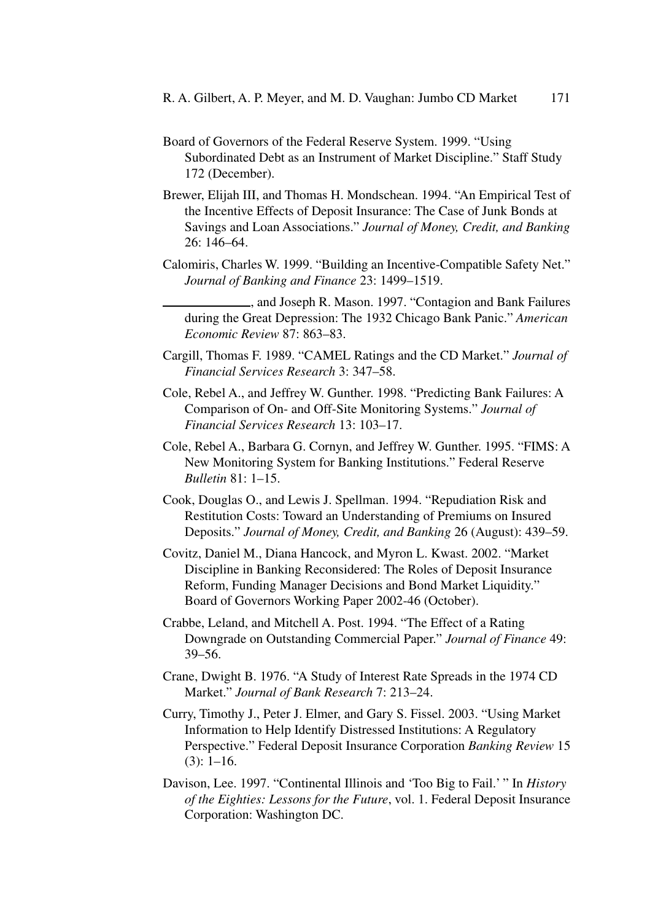Board of Governors of the Federal Reserve System. 1999. "Using Subordinated Debt as an Instrument of Market Discipline." Staff Study 172 (December).

Brewer, Elijah III, and Thomas H. Mondschean. 1994. "An Empirical Test of the Incentive Effects of Deposit Insurance: The Case of Junk Bonds at Savings and Loan Associations." *Journal of Money, Credit, and Banking* 26: 146–64.

Calomiris, Charles W. 1999. "Building an Incentive-Compatible Safety Net." *Journal of Banking and Finance* 23: 1499–1519.

\_\_\_\_\_\_\_\_\_\_\_\_, and Joseph R. Mason. 1997. "Contagion and Bank Failures during the Great Depression: The 1932 Chicago Bank Panic." *American Economic Review* 87: 863–83.

Cargill, Thomas F. 1989. "CAMEL Ratings and the CD Market." *Journal of Financial Services Research* 3: 347–58.

Cole, Rebel A., and Jeffrey W. Gunther. 1998. "Predicting Bank Failures: A Comparison of On- and Off-Site Monitoring Systems." *Journal of Financial Services Research* 13: 103–17.

Cole, Rebel A., Barbara G. Cornyn, and Jeffrey W. Gunther. 1995. "FIMS: A New Monitoring System for Banking Institutions." Federal Reserve *Bulletin* 81: 1–15.

Cook, Douglas O., and Lewis J. Spellman. 1994. "Repudiation Risk and Restitution Costs: Toward an Understanding of Premiums on Insured Deposits." *Journal of Money, Credit, and Banking* 26 (August): 439–59.

Covitz, Daniel M., Diana Hancock, and Myron L. Kwast. 2002. "Market Discipline in Banking Reconsidered: The Roles of Deposit Insurance Reform, Funding Manager Decisions and Bond Market Liquidity." Board of Governors Working Paper 2002-46 (October).

Crabbe, Leland, and Mitchell A. Post. 1994. "The Effect of a Rating Downgrade on Outstanding Commercial Paper." *Journal of Finance* 49: 39–56.

Crane, Dwight B. 1976. "A Study of Interest Rate Spreads in the 1974 CD Market." *Journal of Bank Research* 7: 213–24.

Curry, Timothy J., Peter J. Elmer, and Gary S. Fissel. 2003. "Using Market Information to Help Identify Distressed Institutions: A Regulatory Perspective." Federal Deposit Insurance Corporation *Banking Review* 15 (3): 1–16.

Davison, Lee. 1997. "Continental Illinois and 'Too Big to Fail.' " In *History of the Eighties: Lessons for the Future*, vol. 1. Federal Deposit Insurance Corporation: Washington DC.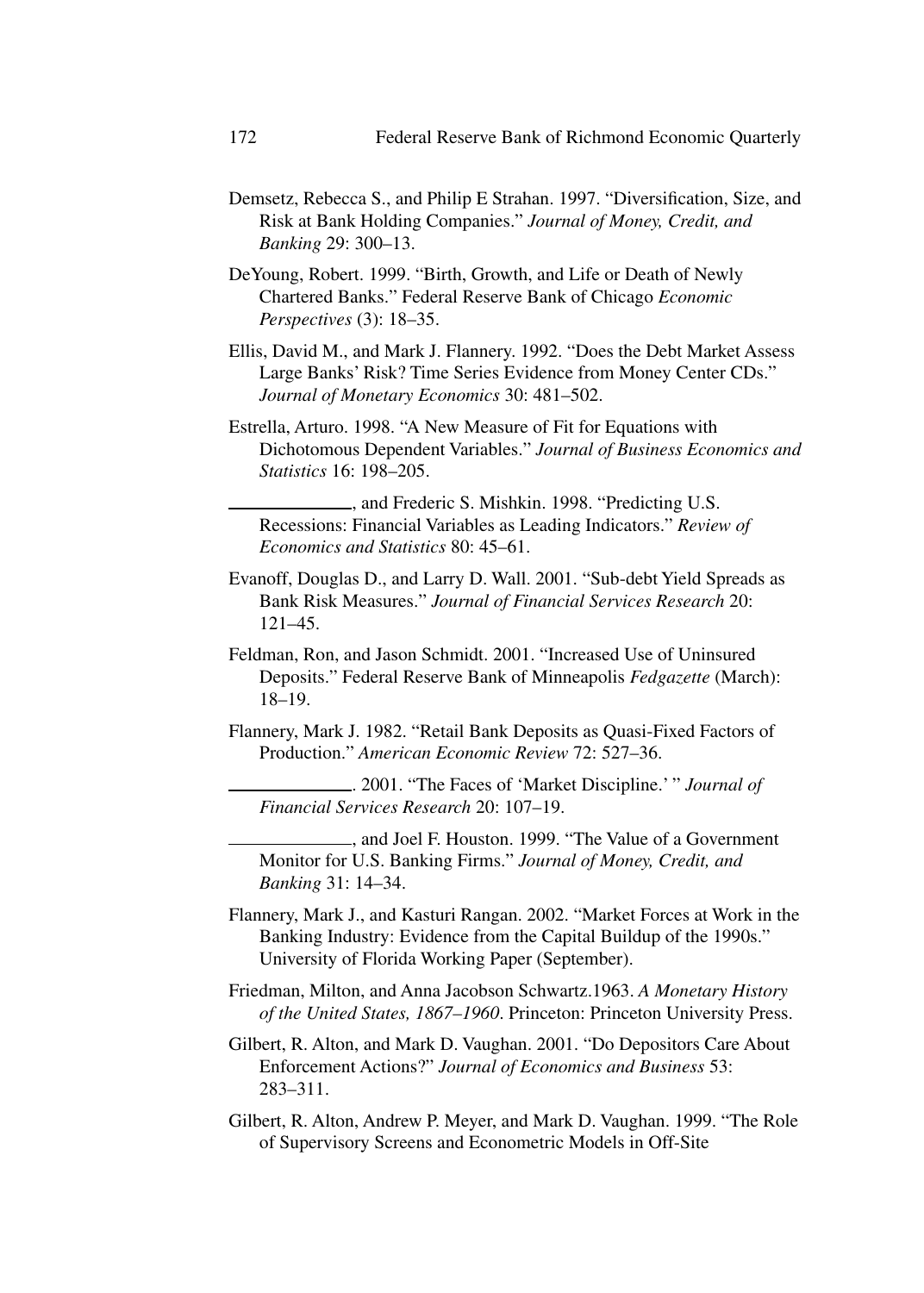Demsetz, Rebecca S., and Philip E Strahan. 1997. "Diversification, Size, and Risk at Bank Holding Companies." *Journal of Money, Credit, and Banking* 29: 300–13.

DeYoung, Robert. 1999. "Birth, Growth, and Life or Death of Newly Chartered Banks." Federal Reserve Bank of Chicago *Economic Perspectives* (3): 18–35.

Ellis, David M., and Mark J. Flannery. 1992. "Does the Debt Market Assess Large Banks' Risk? Time Series Evidence from Money Center CDs." *Journal of Monetary Economics* 30: 481–502.

Estrella, Arturo. 1998. "A New Measure of Fit for Equations with Dichotomous Dependent Variables." *Journal of Business Economics and Statistics* 16: 198–205.

\_\_\_\_\_\_\_\_\_\_, and Frederic S. Mishkin. 1998. "Predicting U.S. Recessions: Financial Variables as Leading Indicators." *Review of Economics and Statistics* 80: 45–61.

Evanoff, Douglas D., and Larry D. Wall. 2001. "Sub-debt Yield Spreads as Bank Risk Measures." *Journal of Financial Services Research* 20: 121–45.

Feldman, Ron, and Jason Schmidt. 2001. "Increased Use of Uninsured Deposits." Federal Reserve Bank of Minneapolis *Fedgazette* (March): 18–19.

Flannery, Mark J. 1982. "Retail Bank Deposits as Quasi-Fixed Factors of Production." *American Economic Review* 72: 527–36.

\_\_\_\_\_\_\_\_\_\_. 2001. "The Faces of 'Market Discipline.' " *Journal of Financial Services Research* 20: 107–19.

\_\_\_\_\_\_\_\_\_\_, and Joel F. Houston. 1999. "The Value of a Government Monitor for U.S. Banking Firms." *Journal of Money, Credit, and Banking* 31: 14–34.

Flannery, Mark J., and Kasturi Rangan. 2002. "Market Forces at Work in the Banking Industry: Evidence from the Capital Buildup of the 1990s." University of Florida Working Paper (September).

Friedman, Milton, and Anna Jacobson Schwartz.1963. *A Monetary History of the United States, 1867–1960*. Princeton: Princeton University Press.

Gilbert, R. Alton, and Mark D. Vaughan. 2001. "Do Depositors Care About Enforcement Actions?" *Journal of Economics and Business* 53: 283–311.

Gilbert, R. Alton, Andrew P. Meyer, and Mark D. Vaughan. 1999. "The Role of Supervisory Screens and Econometric Models in Off-Site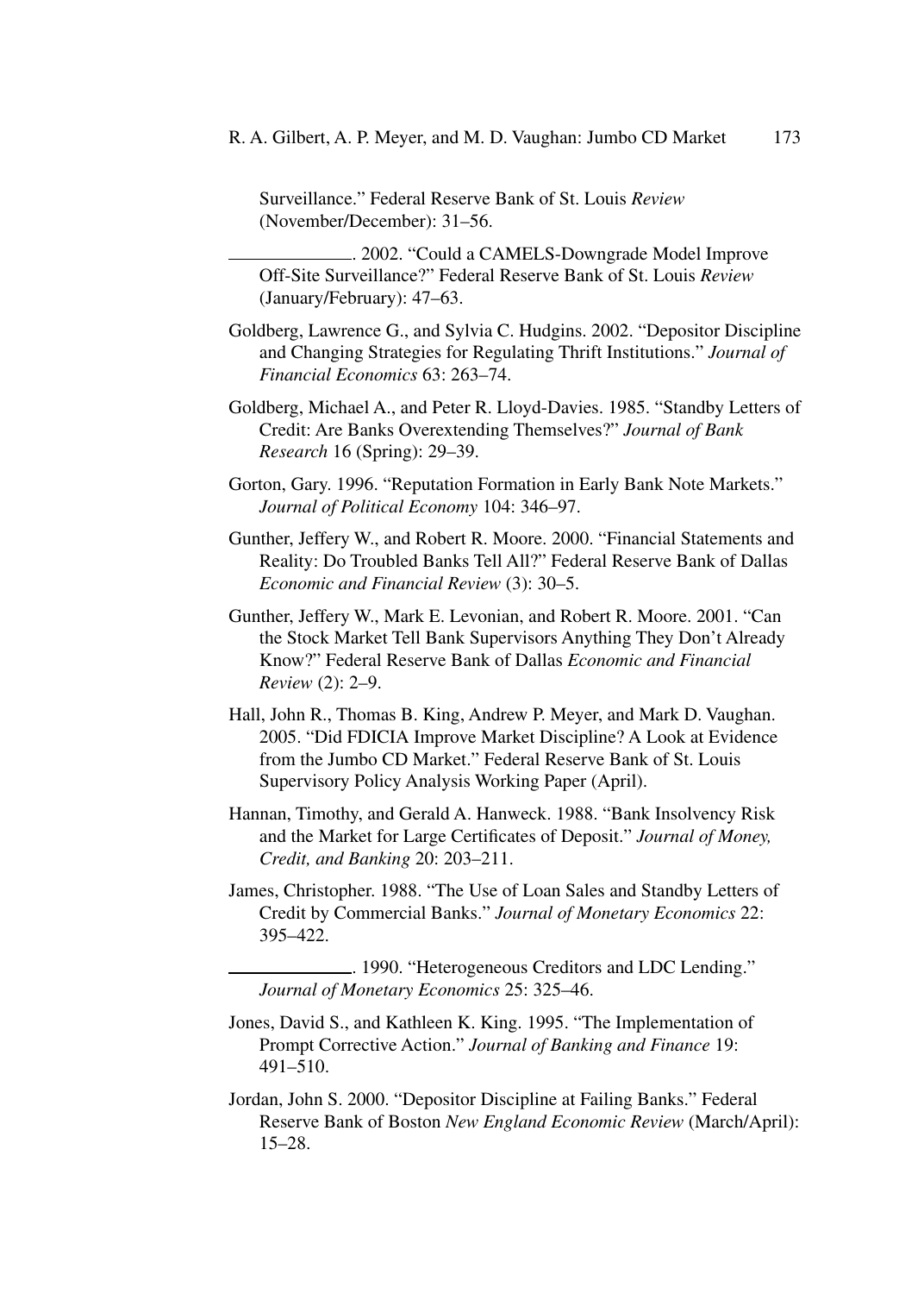Surveillance." Federal Reserve Bank of St. Louis *Review* (November/December): 31–56.

———. 2002. "Could a CAMELS-Downgrade Model Improve Off-Site Surveillance?" Federal Reserve Bank of St. Louis *Review* (January/February): 47–63.

Goldberg, Lawrence G., and Sylvia C. Hudgins. 2002. "Depositor Discipline and Changing Strategies for Regulating Thrift Institutions." *Journal of Financial Economics* 63: 263–74.

Goldberg, Michael A., and Peter R. Lloyd-Davies. 1985. "Standby Letters of Credit: Are Banks Overextending Themselves?" *Journal of Bank Research* 16 (Spring): 29–39.

Gorton, Gary. 1996. "Reputation Formation in Early Bank Note Markets." *Journal of Political Economy* 104: 346–97.

Gunther, Jeffery W., and Robert R. Moore. 2000. "Financial Statements and Reality: Do Troubled Banks Tell All?" Federal Reserve Bank of Dallas *Economic and Financial Review* (3): 30–5.

Gunther, Jeffery W., Mark E. Levonian, and Robert R. Moore. 2001. "Can the Stock Market Tell Bank Supervisors Anything They Don't Already Know?" Federal Reserve Bank of Dallas *Economic and Financial Review* (2): 2–9.

Hall, John R., Thomas B. King, Andrew P. Meyer, and Mark D. Vaughan. 2005. "Did FDICIA Improve Market Discipline? A Look at Evidence from the Jumbo CD Market." Federal Reserve Bank of St. Louis Supervisory Policy Analysis Working Paper (April).

Hannan, Timothy, and Gerald A. Hanweck. 1988. "Bank Insolvency Risk and the Market for Large Certificates of Deposit." *Journal of Money, Credit, and Banking* 20: 203–211.

James, Christopher. 1988. "The Use of Loan Sales and Standby Letters of Credit by Commercial Banks." *Journal of Monetary Economics* 22: 395–422.

———. 1990. "Heterogeneous Creditors and LDC Lending." *Journal of Monetary Economics* 25: 325–46.

Jones, David S., and Kathleen K. King. 1995. "The Implementation of Prompt Corrective Action." *Journal of Banking and Finance* 19: 491–510.

Jordan, John S. 2000. "Depositor Discipline at Failing Banks." Federal Reserve Bank of Boston *New England Economic Review* (March/April): 15–28.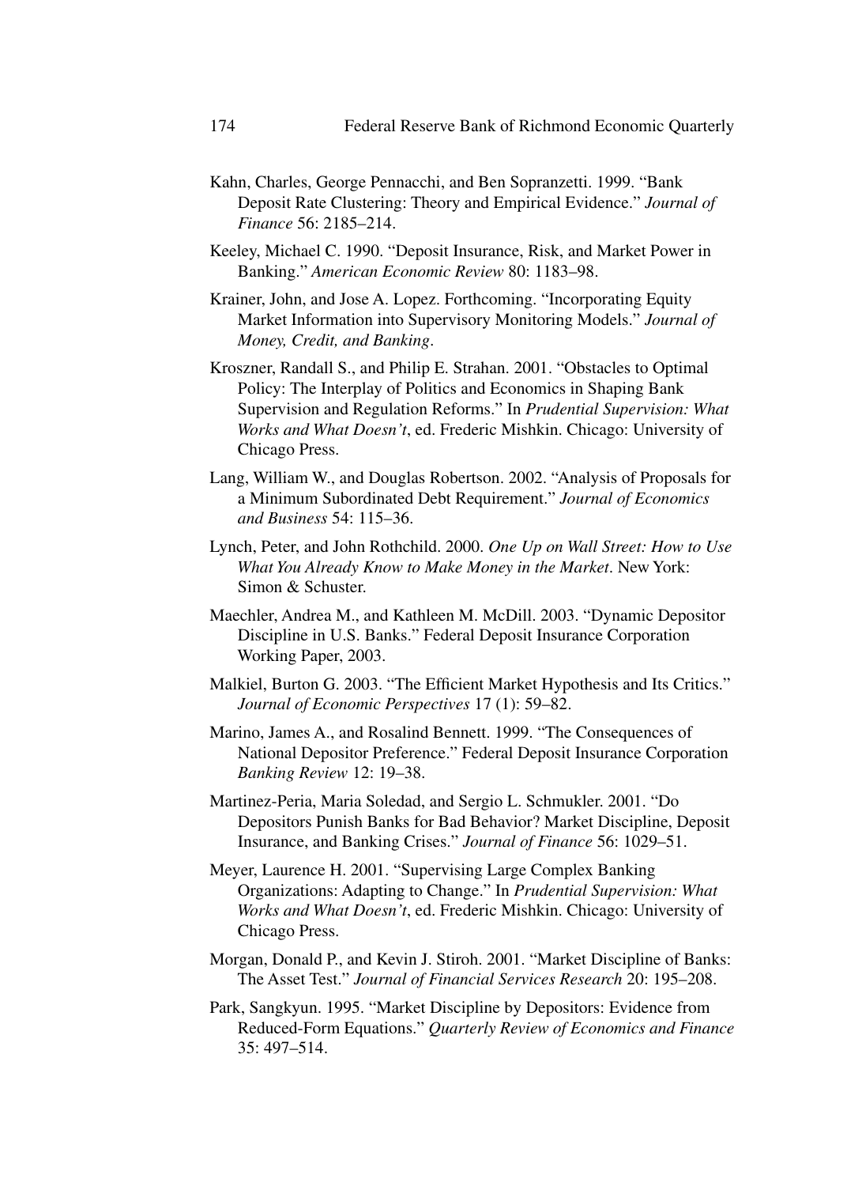Kahn, Charles, George Pennacchi, and Ben Sopranzetti. 1999. "Bank Deposit Rate Clustering: Theory and Empirical Evidence." *Journal of Finance* 56: 2185–214.

Keeley, Michael C. 1990. "Deposit Insurance, Risk, and Market Power in Banking." *American Economic Review* 80: 1183–98.

Krainer, John, and Jose A. Lopez. Forthcoming. "Incorporating Equity Market Information into Supervisory Monitoring Models." *Journal of Money, Credit, and Banking*.

Kroszner, Randall S., and Philip E. Strahan. 2001. "Obstacles to Optimal Policy: The Interplay of Politics and Economics in Shaping Bank Supervision and Regulation Reforms." In *Prudential Supervision: What Works and What Doesn't*, ed. Frederic Mishkin. Chicago: University of Chicago Press.

Lang, William W., and Douglas Robertson. 2002. "Analysis of Proposals for a Minimum Subordinated Debt Requirement." *Journal of Economics and Business* 54: 115–36.

Lynch, Peter, and John Rothchild. 2000. *One Up on Wall Street: How to Use What You Already Know to Make Money in the Market*. New York: Simon & Schuster.

Maechler, Andrea M., and Kathleen M. McDill. 2003. "Dynamic Depositor Discipline in U.S. Banks." Federal Deposit Insurance Corporation Working Paper, 2003.

Malkiel, Burton G. 2003. "The Efficient Market Hypothesis and Its Critics." *Journal of Economic Perspectives* 17 (1): 59–82.

Marino, James A., and Rosalind Bennett. 1999. "The Consequences of National Depositor Preference." Federal Deposit Insurance Corporation *Banking Review* 12: 19–38.

Martinez-Peria, Maria Soledad, and Sergio L. Schmukler. 2001. "Do Depositors Punish Banks for Bad Behavior? Market Discipline, Deposit Insurance, and Banking Crises." *Journal of Finance* 56: 1029–51.

Meyer, Laurence H. 2001. "Supervising Large Complex Banking Organizations: Adapting to Change." In *Prudential Supervision: What Works and What Doesn't*, ed. Frederic Mishkin. Chicago: University of Chicago Press.

Morgan, Donald P., and Kevin J. Stiroh. 2001. "Market Discipline of Banks: The Asset Test." *Journal of Financial Services Research* 20: 195–208.

Park, Sangkyun. 1995. "Market Discipline by Depositors: Evidence from Reduced-Form Equations." *Quarterly Review of Economics and Finance* 35: 497–514.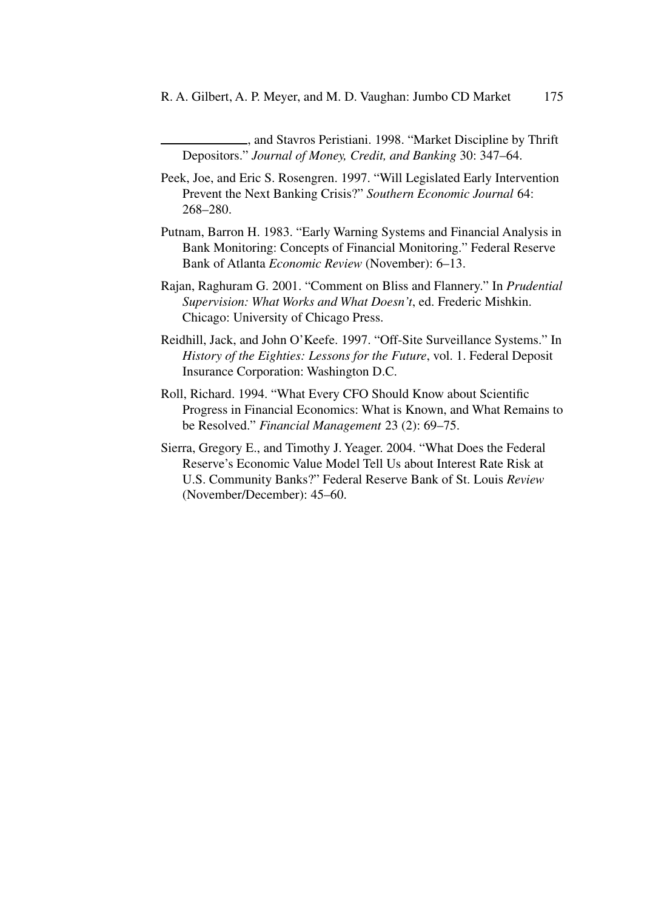______________, and Stavros Peristiani. 1998. "Market Discipline by Thrift Depositors." *Journal of Money, Credit, and Banking* 30: 347–64.

Peek, Joe, and Eric S. Rosengren. 1997. "Will Legislated Early Intervention Prevent the Next Banking Crisis?" *Southern Economic Journal* 64: 268–280.

Putnam, Barron H. 1983. "Early Warning Systems and Financial Analysis in Bank Monitoring: Concepts of Financial Monitoring." Federal Reserve Bank of Atlanta *Economic Review* (November): 6–13.

Rajan, Raghuram G. 2001. "Comment on Bliss and Flannery." In *Prudential Supervision: What Works and What Doesn't*, ed. Frederic Mishkin. Chicago: University of Chicago Press.

Reidhill, Jack, and John O'Keefe. 1997. "Off-Site Surveillance Systems." In *History of the Eighties: Lessons for the Future*, vol. 1. Federal Deposit Insurance Corporation: Washington D.C.

Roll, Richard. 1994. "What Every CFO Should Know about Scientific Progress in Financial Economics: What is Known, and What Remains to be Resolved." *Financial Management* 23 (2): 69–75.

Sierra, Gregory E., and Timothy J. Yeager. 2004. "What Does the Federal Reserve's Economic Value Model Tell Us about Interest Rate Risk at U.S. Community Banks?" Federal Reserve Bank of St. Louis *Review* (November/December): 45–60.